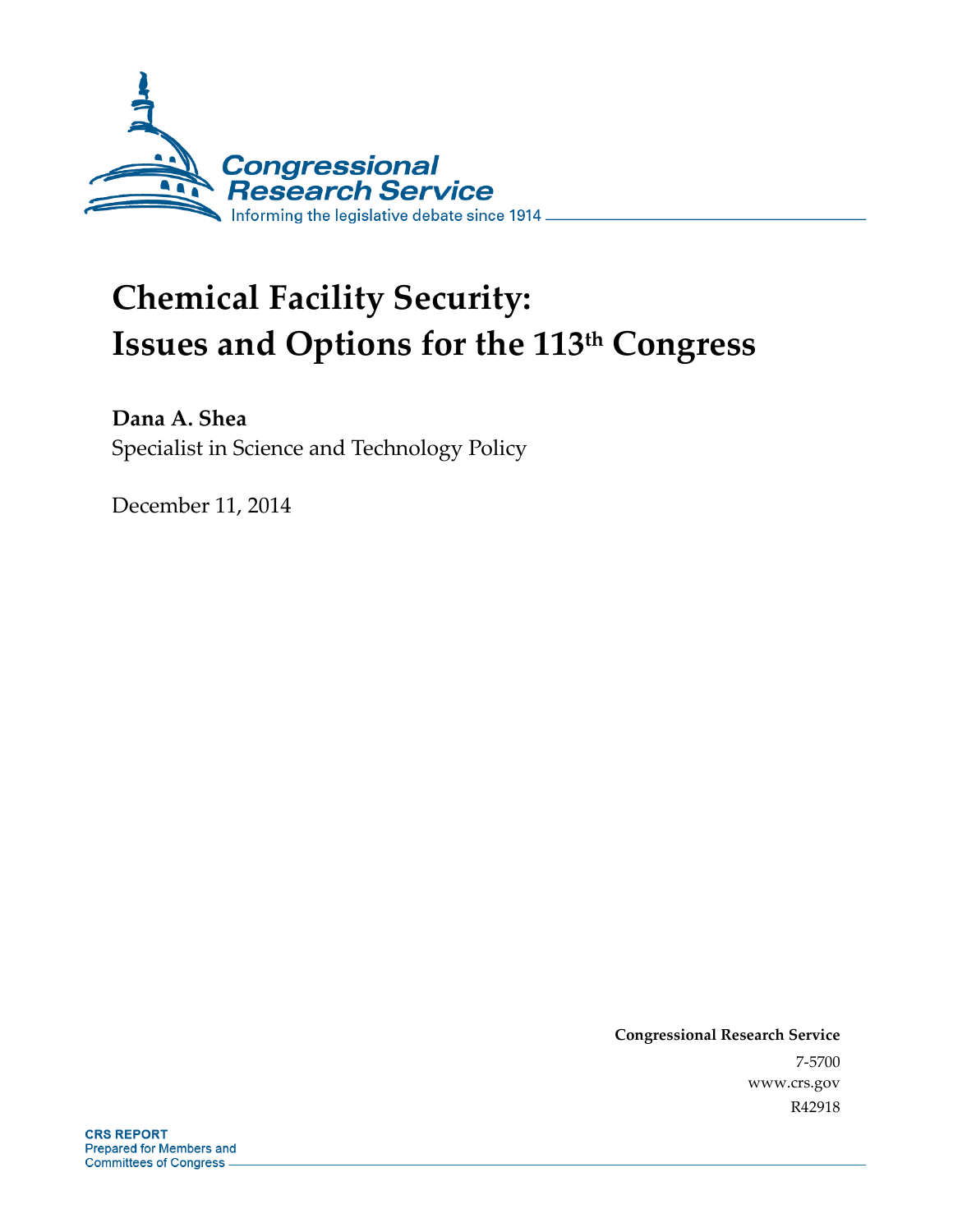Congressional Research Service

Informing the legislative debate since 1914

# Chemical Facility Security: Issues and Options for the 113th Congress

**Dana A. Shea**

Specialist in Science and Technology Policy

December 11, 2014

**Congressional Research Service**

7-5700

www.crs.gov

R42918

**CRS REPORT**
Prepared for Members and
Committees of Congress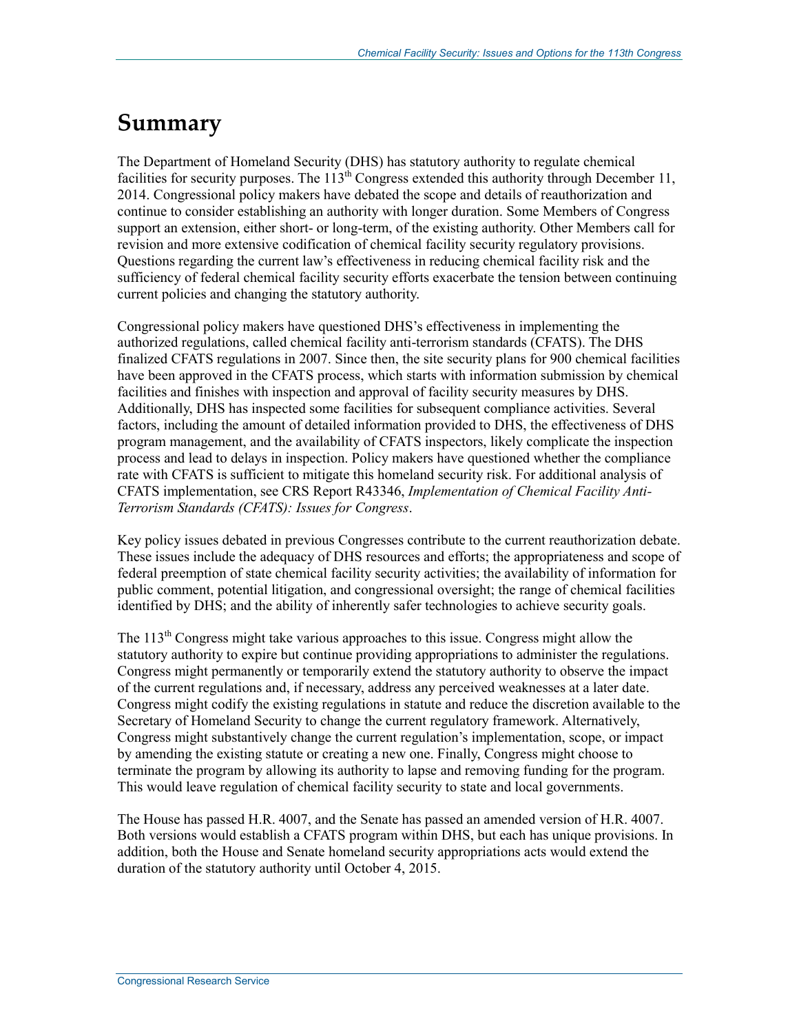# Summary

The Department of Homeland Security (DHS) has statutory authority to regulate chemical facilities for security purposes. The 113th Congress extended this authority through December 11, 2014. Congressional policy makers have debated the scope and details of reauthorization and continue to consider establishing an authority with longer duration. Some Members of Congress support an extension, either short- or long-term, of the existing authority. Other Members call for revision and more extensive codification of chemical facility security regulatory provisions. Questions regarding the current law's effectiveness in reducing chemical facility risk and the sufficiency of federal chemical facility security efforts exacerbate the tension between continuing current policies and changing the statutory authority.

Congressional policy makers have questioned DHS's effectiveness in implementing the authorized regulations, called chemical facility anti-terrorism standards (CFATS). The DHS finalized CFATS regulations in 2007. Since then, the site security plans for 900 chemical facilities have been approved in the CFATS process, which starts with information submission by chemical facilities and finishes with inspection and approval of facility security measures by DHS. Additionally, DHS has inspected some facilities for subsequent compliance activities. Several factors, including the amount of detailed information provided to DHS, the effectiveness of DHS program management, and the availability of CFATS inspectors, likely complicate the inspection process and lead to delays in inspection. Policy makers have questioned whether the compliance rate with CFATS is sufficient to mitigate this homeland security risk. For additional analysis of CFATS implementation, see CRS Report R43346, *Implementation of Chemical Facility Anti-Terrorism Standards (CFATS): Issues for Congress*.

Key policy issues debated in previous Congresses contribute to the current reauthorization debate. These issues include the adequacy of DHS resources and efforts; the appropriateness and scope of federal preemption of state chemical facility security activities; the availability of information for public comment, potential litigation, and congressional oversight; the range of chemical facilities identified by DHS; and the ability of inherently safer technologies to achieve security goals.

The 113th Congress might take various approaches to this issue. Congress might allow the statutory authority to expire but continue providing appropriations to administer the regulations. Congress might permanently or temporarily extend the statutory authority to observe the impact of the current regulations and, if necessary, address any perceived weaknesses at a later date. Congress might codify the existing regulations in statute and reduce the discretion available to the Secretary of Homeland Security to change the current regulatory framework. Alternatively, Congress might substantively change the current regulation's implementation, scope, or impact by amending the existing statute or creating a new one. Finally, Congress might choose to terminate the program by allowing its authority to lapse and removing funding for the program. This would leave regulation of chemical facility security to state and local governments.

The House has passed H.R. 4007, and the Senate has passed an amended version of H.R. 4007. Both versions would establish a CFATS program within DHS, but each has unique provisions. In addition, both the House and Senate homeland security appropriations acts would extend the duration of the statutory authority until October 4, 2015.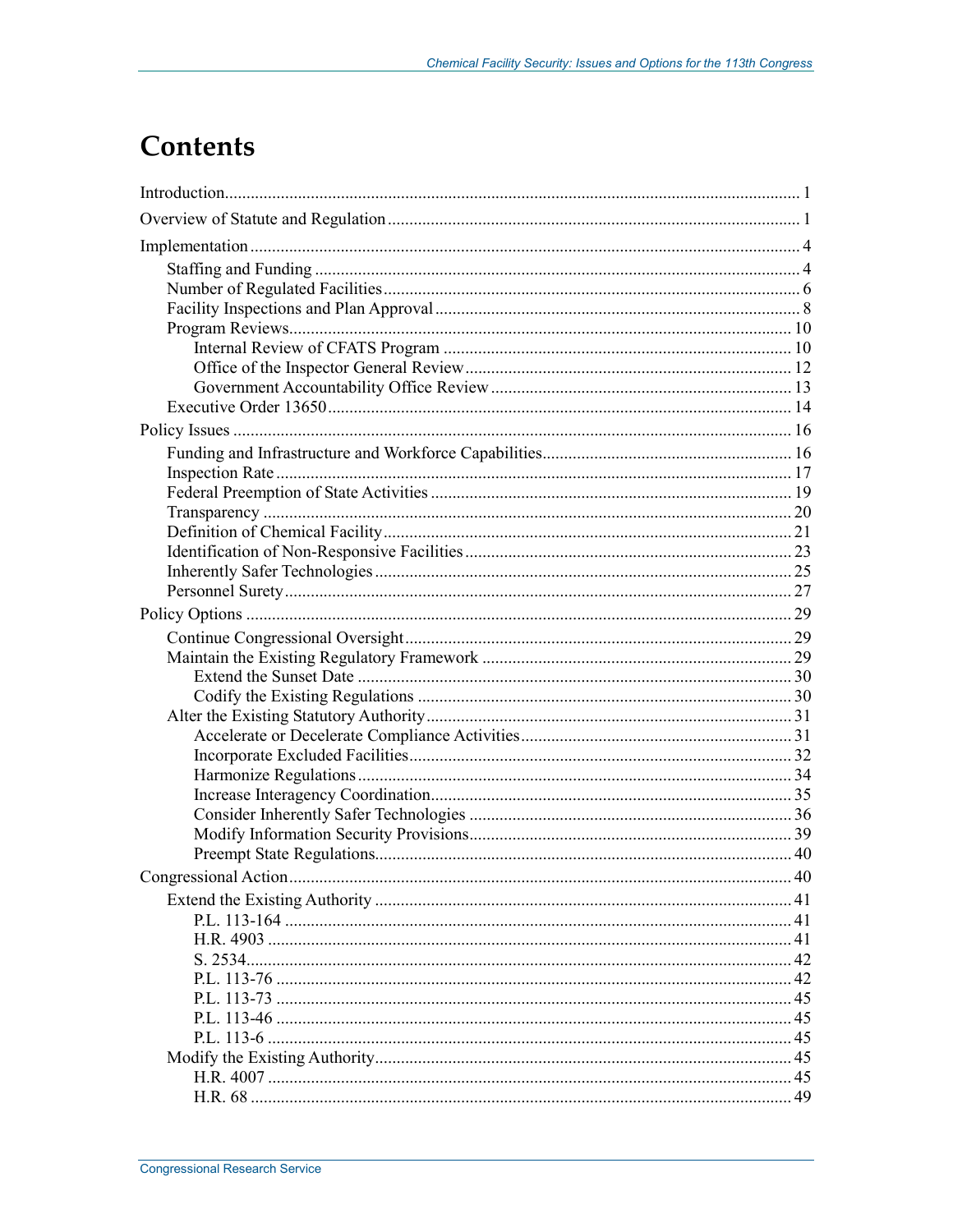# Contents

Introduction ..... 1

Overview of Statute and Regulation ..... 1

Implementation ..... 4

- Staffing and Funding ..... 4
- Number of Regulated Facilities ..... 6
- Facility Inspections and Plan Approval ..... 8
- Program Reviews ..... 10
  - Internal Review of CFATS Program ..... 10
  - Office of the Inspector General Review ..... 12
  - Government Accountability Office Review ..... 13
- Executive Order 13650 ..... 14

Policy Issues ..... 16

- Funding and Infrastructure and Workforce Capabilities ..... 16
- Inspection Rate ..... 17
- Federal Preemption of State Activities ..... 19
- Transparency ..... 20
- Definition of Chemical Facility ..... 21
- Identification of Non-Responsive Facilities ..... 23
- Inherently Safer Technologies ..... 25
- Personnel Surety ..... 27

Policy Options ..... 29

- Continue Congressional Oversight ..... 29
- Maintain the Existing Regulatory Framework ..... 29
  - Extend the Sunset Date ..... 30
  - Codify the Existing Regulations ..... 30
- Alter the Existing Statutory Authority ..... 31
  - Accelerate or Decelerate Compliance Activities ..... 31
  - Incorporate Excluded Facilities ..... 32
  - Harmonize Regulations ..... 34
  - Increase Interagency Coordination ..... 35
  - Consider Inherently Safer Technologies ..... 36
  - Modify Information Security Provisions ..... 39
  - Preempt State Regulations ..... 40

Congressional Action ..... 40

- Extend the Existing Authority ..... 41
  - P.L. 113-164 ..... 41
  - H.R. 4903 ..... 41
  - S. 2534 ..... 42
  - P.L. 113-76 ..... 42
  - P.L. 113-73 ..... 45
  - P.L. 113-46 ..... 45
  - P.L. 113-6 ..... 45
- Modify the Existing Authority ..... 45
  - H.R. 4007 ..... 45
  - H.R. 68 ..... 49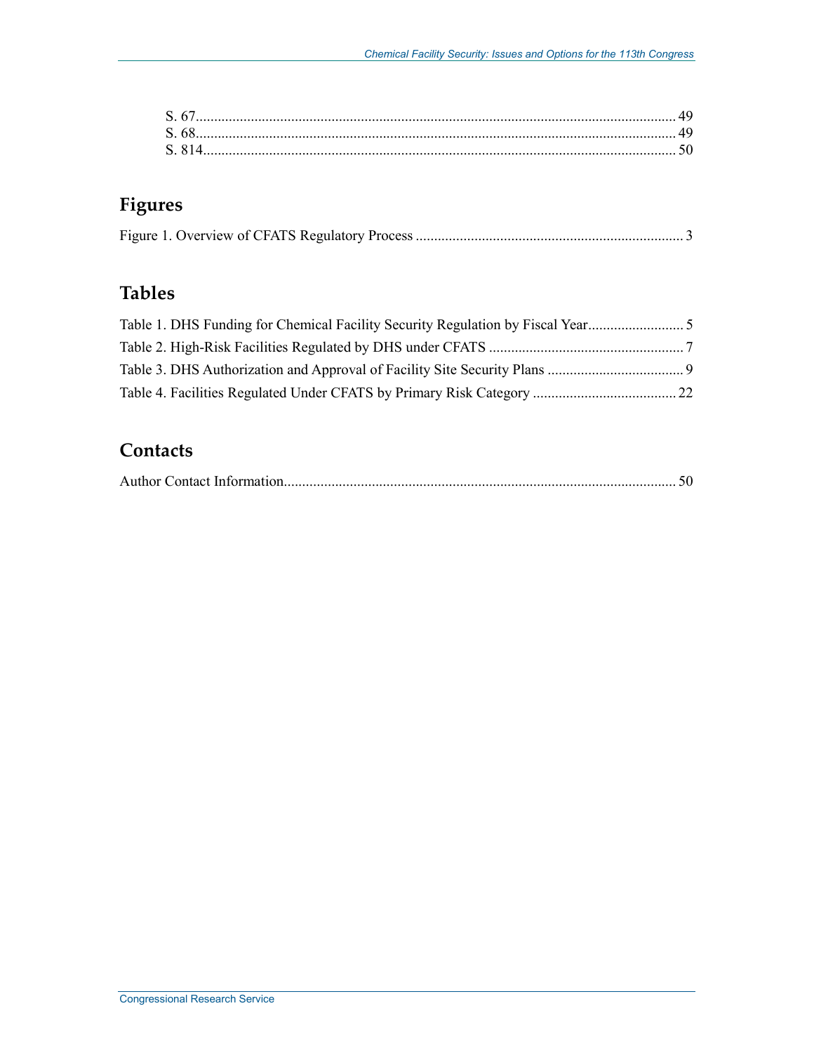S. 67 .......... 49
S. 68 .......... 49
S. 814 .......... 50

## Figures

Figure 1. Overview of CFATS Regulatory Process .......... 3

## Tables

Table 1. DHS Funding for Chemical Facility Security Regulation by Fiscal Year .......... 5
Table 2. High-Risk Facilities Regulated by DHS under CFATS .......... 7
Table 3. DHS Authorization and Approval of Facility Site Security Plans .......... 9
Table 4. Facilities Regulated Under CFATS by Primary Risk Category .......... 22

## Contacts

Author Contact Information .......... 50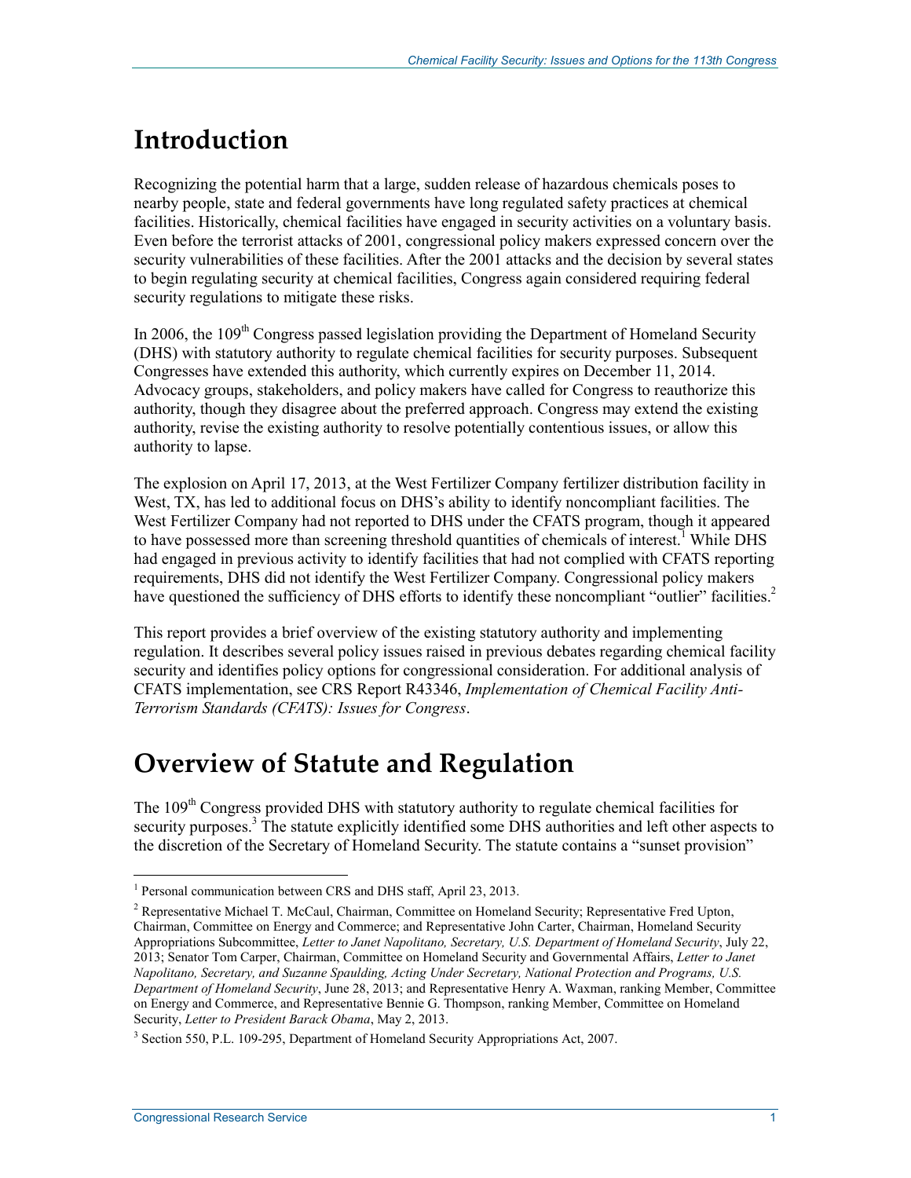# Introduction

Recognizing the potential harm that a large, sudden release of hazardous chemicals poses to nearby people, state and federal governments have long regulated safety practices at chemical facilities. Historically, chemical facilities have engaged in security activities on a voluntary basis. Even before the terrorist attacks of 2001, congressional policy makers expressed concern over the security vulnerabilities of these facilities. After the 2001 attacks and the decision by several states to begin regulating security at chemical facilities, Congress again considered requiring federal security regulations to mitigate these risks.

In 2006, the 109th Congress passed legislation providing the Department of Homeland Security (DHS) with statutory authority to regulate chemical facilities for security purposes. Subsequent Congresses have extended this authority, which currently expires on December 11, 2014. Advocacy groups, stakeholders, and policy makers have called for Congress to reauthorize this authority, though they disagree about the preferred approach. Congress may extend the existing authority, revise the existing authority to resolve potentially contentious issues, or allow this authority to lapse.

The explosion on April 17, 2013, at the West Fertilizer Company fertilizer distribution facility in West, TX, has led to additional focus on DHS's ability to identify noncompliant facilities. The West Fertilizer Company had not reported to DHS under the CFATS program, though it appeared to have possessed more than screening threshold quantities of chemicals of interest.[1] While DHS had engaged in previous activity to identify facilities that had not complied with CFATS reporting requirements, DHS did not identify the West Fertilizer Company. Congressional policy makers have questioned the sufficiency of DHS efforts to identify these noncompliant "outlier" facilities.[2]

This report provides a brief overview of the existing statutory authority and implementing regulation. It describes several policy issues raised in previous debates regarding chemical facility security and identifies policy options for congressional consideration. For additional analysis of CFATS implementation, see CRS Report R43346, *Implementation of Chemical Facility Anti-Terrorism Standards (CFATS): Issues for Congress*.

# Overview of Statute and Regulation

The 109th Congress provided DHS with statutory authority to regulate chemical facilities for security purposes.[3] The statute explicitly identified some DHS authorities and left other aspects to the discretion of the Secretary of Homeland Security. The statute contains a "sunset provision"

---

[1] Personal communication between CRS and DHS staff, April 23, 2013.

[2] Representative Michael T. McCaul, Chairman, Committee on Homeland Security; Representative Fred Upton, Chairman, Committee on Energy and Commerce; and Representative John Carter, Chairman, Homeland Security Appropriations Subcommittee, *Letter to Janet Napolitano, Secretary, U.S. Department of Homeland Security*, July 22, 2013; Senator Tom Carper, Chairman, Committee on Homeland Security and Governmental Affairs, *Letter to Janet Napolitano, Secretary, and Suzanne Spaulding, Acting Under Secretary, National Protection and Programs, U.S. Department of Homeland Security*, June 28, 2013; and Representative Henry A. Waxman, ranking Member, Committee on Energy and Commerce, and Representative Bennie G. Thompson, ranking Member, Committee on Homeland Security, *Letter to President Barack Obama*, May 2, 2013.

[3] Section 550, P.L. 109-295, Department of Homeland Security Appropriations Act, 2007.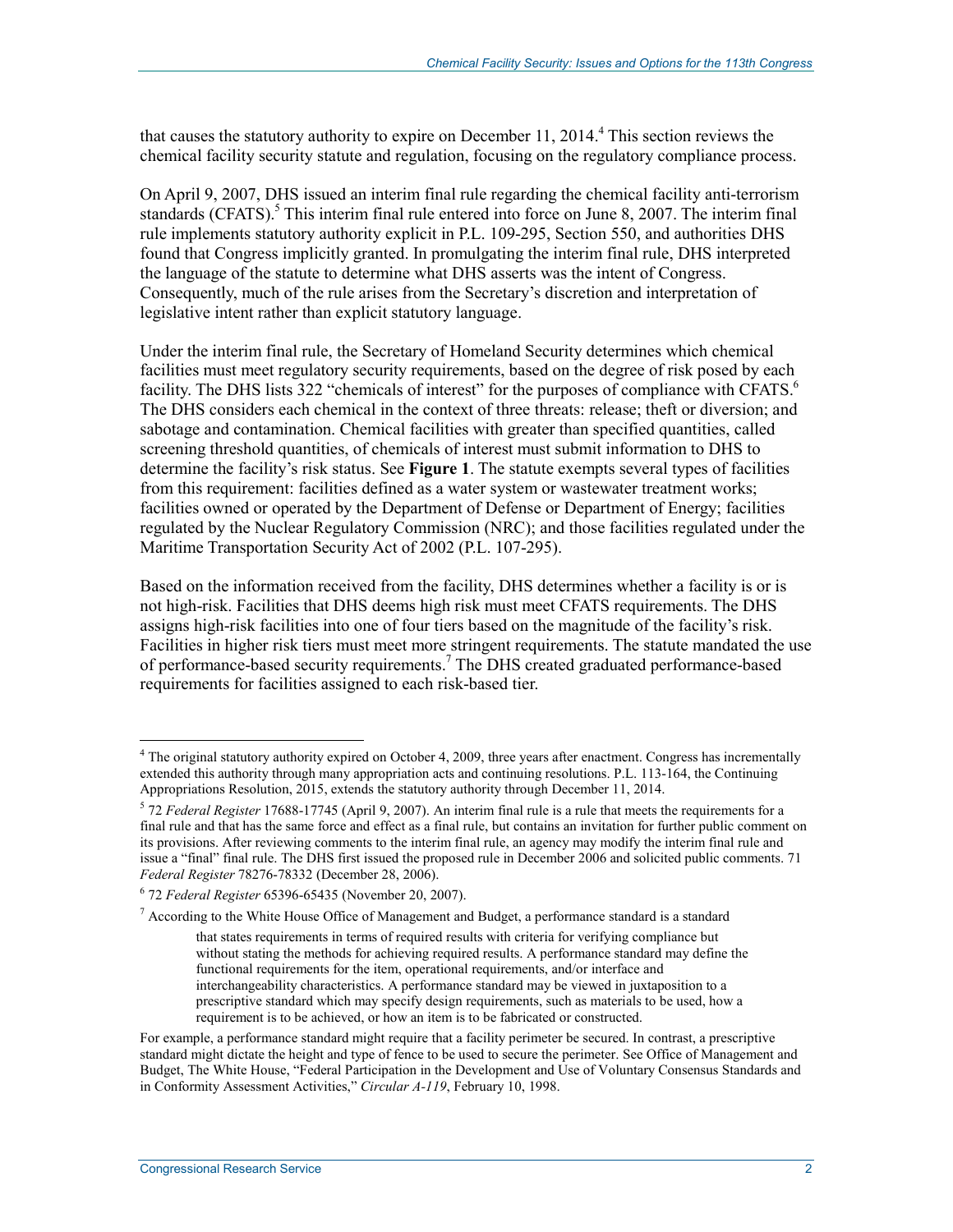that causes the statutory authority to expire on December 11, 2014.[4] This section reviews the chemical facility security statute and regulation, focusing on the regulatory compliance process.

On April 9, 2007, DHS issued an interim final rule regarding the chemical facility anti-terrorism standards (CFATS).[5] This interim final rule entered into force on June 8, 2007. The interim final rule implements statutory authority explicit in P.L. 109-295, Section 550, and authorities DHS found that Congress implicitly granted. In promulgating the interim final rule, DHS interpreted the language of the statute to determine what DHS asserts was the intent of Congress. Consequently, much of the rule arises from the Secretary's discretion and interpretation of legislative intent rather than explicit statutory language.

Under the interim final rule, the Secretary of Homeland Security determines which chemical facilities must meet regulatory security requirements, based on the degree of risk posed by each facility. The DHS lists 322 "chemicals of interest" for the purposes of compliance with CFATS.[6] The DHS considers each chemical in the context of three threats: release; theft or diversion; and sabotage and contamination. Chemical facilities with greater than specified quantities, called screening threshold quantities, of chemicals of interest must submit information to DHS to determine the facility's risk status. See **Figure 1**. The statute exempts several types of facilities from this requirement: facilities defined as a water system or wastewater treatment works; facilities owned or operated by the Department of Defense or Department of Energy; facilities regulated by the Nuclear Regulatory Commission (NRC); and those facilities regulated under the Maritime Transportation Security Act of 2002 (P.L. 107-295).

Based on the information received from the facility, DHS determines whether a facility is or is not high-risk. Facilities that DHS deems high risk must meet CFATS requirements. The DHS assigns high-risk facilities into one of four tiers based on the magnitude of the facility's risk. Facilities in higher risk tiers must meet more stringent requirements. The statute mandated the use of performance-based security requirements.[7] The DHS created graduated performance-based requirements for facilities assigned to each risk-based tier.

---

[4] The original statutory authority expired on October 4, 2009, three years after enactment. Congress has incrementally extended this authority through many appropriation acts and continuing resolutions. P.L. 113-164, the Continuing Appropriations Resolution, 2015, extends the statutory authority through December 11, 2014.

[5] 72 *Federal Register* 17688-17745 (April 9, 2007). An interim final rule is a rule that meets the requirements for a final rule and that has the same force and effect as a final rule, but contains an invitation for further public comment on its provisions. After reviewing comments to the interim final rule, an agency may modify the interim final rule and issue a "final" final rule. The DHS first issued the proposed rule in December 2006 and solicited public comments. 71 *Federal Register* 78276-78332 (December 28, 2006).

[6] 72 *Federal Register* 65396-65435 (November 20, 2007).

[7] According to the White House Office of Management and Budget, a performance standard is a standard

> that states requirements in terms of required results with criteria for verifying compliance but without stating the methods for achieving required results. A performance standard may define the functional requirements for the item, operational requirements, and/or interface and interchangeability characteristics. A performance standard may be viewed in juxtaposition to a prescriptive standard which may specify design requirements, such as materials to be used, how a requirement is to be achieved, or how an item is to be fabricated or constructed.

For example, a performance standard might require that a facility perimeter be secured. In contrast, a prescriptive standard might dictate the height and type of fence to be used to secure the perimeter. See Office of Management and Budget, The White House, "Federal Participation in the Development and Use of Voluntary Consensus Standards and in Conformity Assessment Activities," *Circular A-119*, February 10, 1998.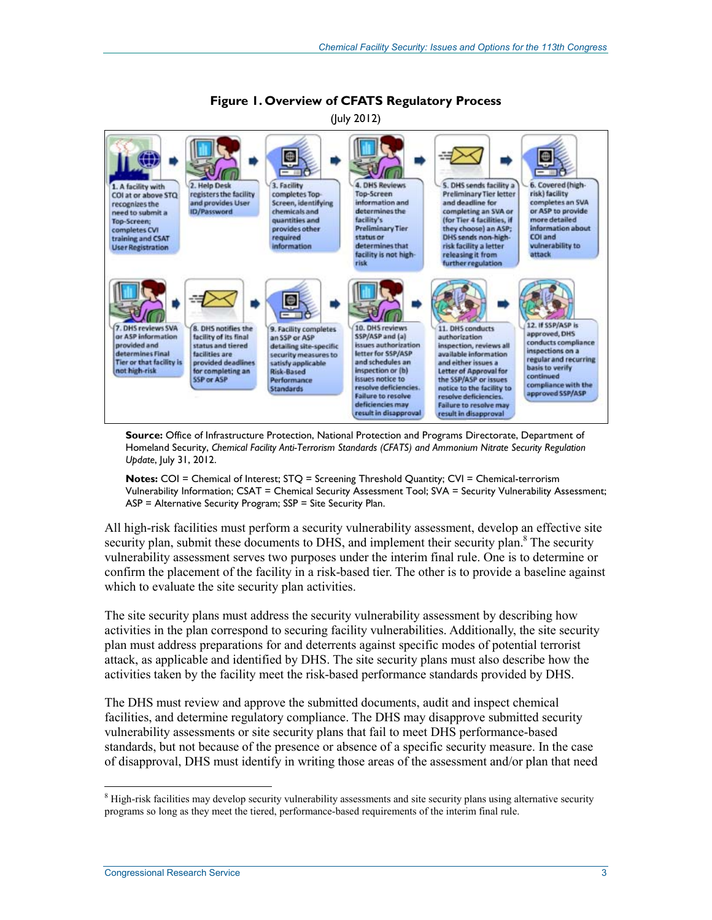**Figure 1. Overview of CFATS Regulatory Process**

(July 2012)

1. A facility with COI at or above STQ recognizes the need to submit a Top-Screen; completes CVI training and CSAT User Registration
2. Help Desk registers the facility and provides User ID/Password
3. Facility completes Top-Screen, identifying chemicals and quantities and provides other required information
4. DHS Reviews Top-Screen information and determines the facility's Preliminary Tier status or determines that facility is not high-risk
5. DHS sends facility a Preliminary Tier letter and deadline for completing an SVA or (for Tier 4 facilities, if they choose) an ASP; DHS sends non-high-risk facility a letter releasing it from further regulation
6. Covered (high-risk) facility completes an SVA or ASP to provide more detailed information about COI and vulnerability to attack
7. DHS reviews SVA or ASP information provided and determines Final Tier or that facility is not high-risk
8. DHS notifies the facility of its final status and tiered facilities are provided deadlines for completing an SSP or ASP
9. Facility completes an SSP or ASP detailing site-specific security measures to satisfy applicable Risk-Based Performance Standards
10. DHS reviews SSP/ASP and (a) issues authorization letter for SSP/ASP and schedules an inspection or (b) issues notice to resolve deficiencies. Failure to resolve deficiencies may result in disapproval
11. DHS conducts authorization inspection, reviews all available information and either issues a Letter of Approval for the SSP/ASP or issues notice to the facility to resolve deficiencies. Failure to resolve may result in disapproval
12. If SSP/ASP is approved, DHS conducts compliance inspections on a regular and recurring basis to verify continued compliance with the approved SSP/ASP

**Source:** Office of Infrastructure Protection, National Protection and Programs Directorate, Department of Homeland Security, *Chemical Facility Anti-Terrorism Standards (CFATS) and Ammonium Nitrate Security Regulation Update*, July 31, 2012.

**Notes:** COI = Chemical of Interest; STQ = Screening Threshold Quantity; CVI = Chemical-terrorism Vulnerability Information; CSAT = Chemical Security Assessment Tool; SVA = Security Vulnerability Assessment; ASP = Alternative Security Program; SSP = Site Security Plan.

All high-risk facilities must perform a security vulnerability assessment, develop an effective site security plan, submit these documents to DHS, and implement their security plan.[8] The security vulnerability assessment serves two purposes under the interim final rule. One is to determine or confirm the placement of the facility in a risk-based tier. The other is to provide a baseline against which to evaluate the site security plan activities.

The site security plans must address the security vulnerability assessment by describing how activities in the plan correspond to securing facility vulnerabilities. Additionally, the site security plan must address preparations for and deterrents against specific modes of potential terrorist attack, as applicable and identified by DHS. The site security plans must also describe how the activities taken by the facility meet the risk-based performance standards provided by DHS.

The DHS must review and approve the submitted documents, audit and inspect chemical facilities, and determine regulatory compliance. The DHS may disapprove submitted security vulnerability assessments or site security plans that fail to meet DHS performance-based standards, but not because of the presence or absence of a specific security measure. In the case of disapproval, DHS must identify in writing those areas of the assessment and/or plan that need

[8] High-risk facilities may develop security vulnerability assessments and site security plans using alternative security programs so long as they meet the tiered, performance-based requirements of the interim final rule.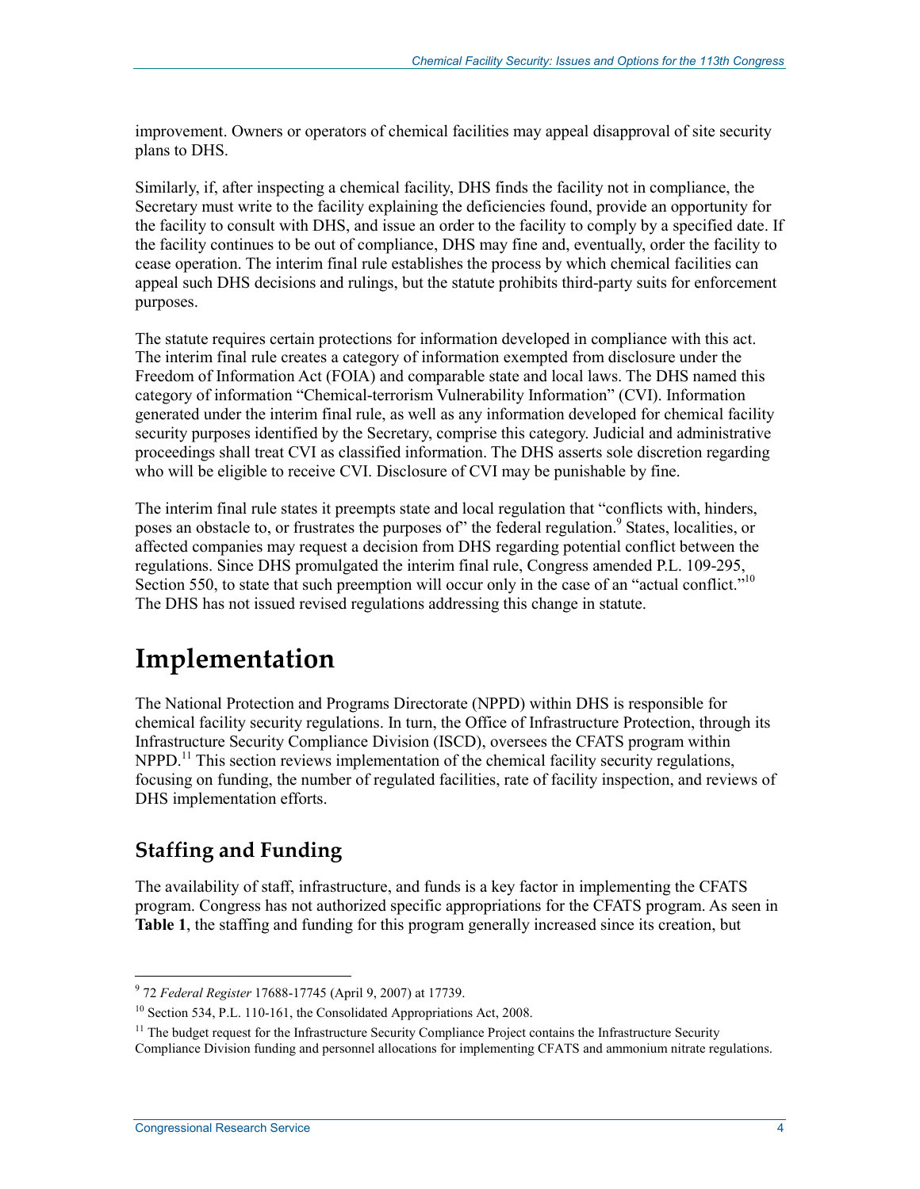improvement. Owners or operators of chemical facilities may appeal disapproval of site security plans to DHS.

Similarly, if, after inspecting a chemical facility, DHS finds the facility not in compliance, the Secretary must write to the facility explaining the deficiencies found, provide an opportunity for the facility to consult with DHS, and issue an order to the facility to comply by a specified date. If the facility continues to be out of compliance, DHS may fine and, eventually, order the facility to cease operation. The interim final rule establishes the process by which chemical facilities can appeal such DHS decisions and rulings, but the statute prohibits third-party suits for enforcement purposes.

The statute requires certain protections for information developed in compliance with this act. The interim final rule creates a category of information exempted from disclosure under the Freedom of Information Act (FOIA) and comparable state and local laws. The DHS named this category of information "Chemical-terrorism Vulnerability Information" (CVI). Information generated under the interim final rule, as well as any information developed for chemical facility security purposes identified by the Secretary, comprise this category. Judicial and administrative proceedings shall treat CVI as classified information. The DHS asserts sole discretion regarding who will be eligible to receive CVI. Disclosure of CVI may be punishable by fine.

The interim final rule states it preempts state and local regulation that "conflicts with, hinders, poses an obstacle to, or frustrates the purposes of" the federal regulation.[9] States, localities, or affected companies may request a decision from DHS regarding potential conflict between the regulations. Since DHS promulgated the interim final rule, Congress amended P.L. 109-295, Section 550, to state that such preemption will occur only in the case of an "actual conflict."[10] The DHS has not issued revised regulations addressing this change in statute.

# Implementation

The National Protection and Programs Directorate (NPPD) within DHS is responsible for chemical facility security regulations. In turn, the Office of Infrastructure Protection, through its Infrastructure Security Compliance Division (ISCD), oversees the CFATS program within NPPD.[11] This section reviews implementation of the chemical facility security regulations, focusing on funding, the number of regulated facilities, rate of facility inspection, and reviews of DHS implementation efforts.

## Staffing and Funding

The availability of staff, infrastructure, and funds is a key factor in implementing the CFATS program. Congress has not authorized specific appropriations for the CFATS program. As seen in **Table 1**, the staffing and funding for this program generally increased since its creation, but

---

[9] 72 *Federal Register* 17688-17745 (April 9, 2007) at 17739.

[10] Section 534, P.L. 110-161, the Consolidated Appropriations Act, 2008.

[11] The budget request for the Infrastructure Security Compliance Project contains the Infrastructure Security Compliance Division funding and personnel allocations for implementing CFATS and ammonium nitrate regulations.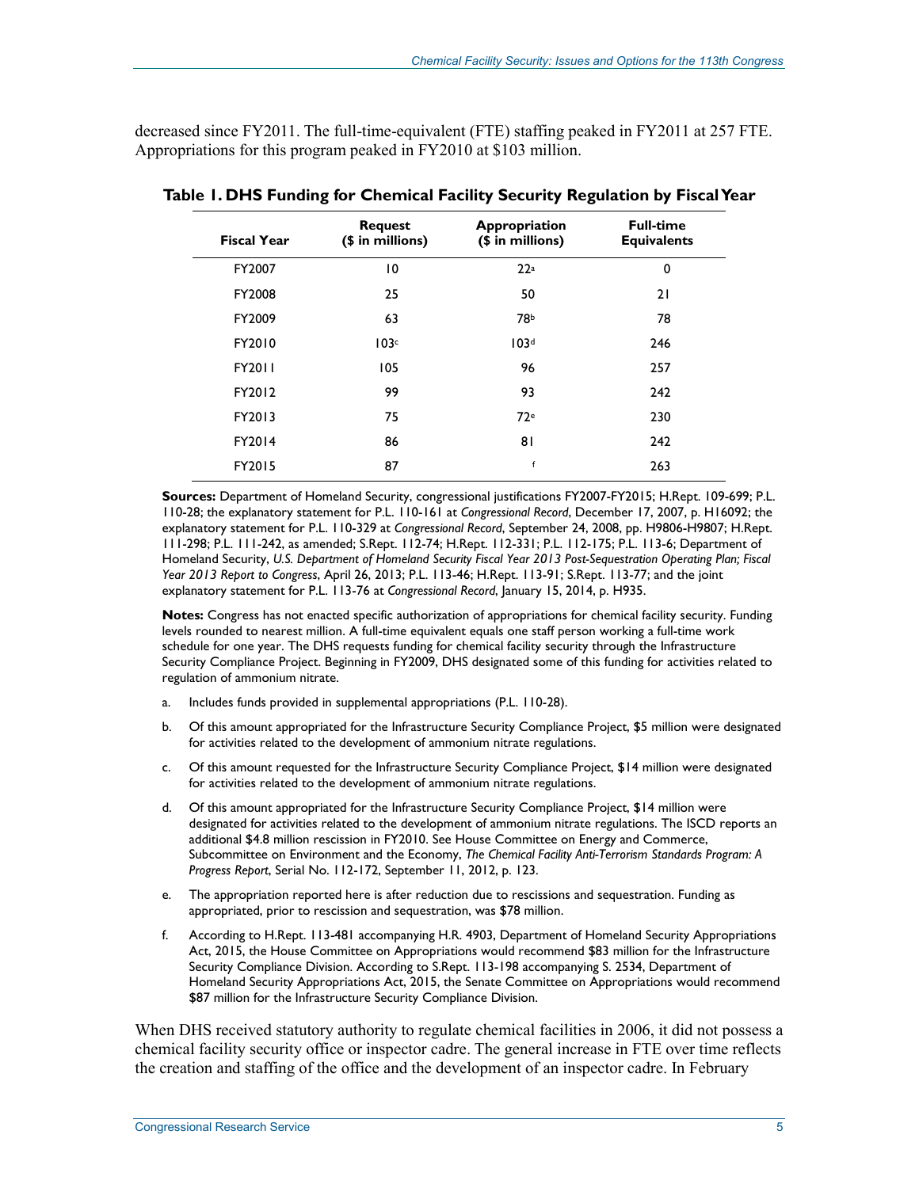decreased since FY2011. The full-time-equivalent (FTE) staffing peaked in FY2011 at 257 FTE. Appropriations for this program peaked in FY2010 at $103 million.

**Table 1. DHS Funding for Chemical Facility Security Regulation by Fiscal Year**

| Fiscal Year | Request ($ in millions) | Appropriation ($ in millions) | Full-time Equivalents |
|---|---|---|---|
| FY2007 | 10 | 22[a] | 0 |
| FY2008 | 25 | 50 | 21 |
| FY2009 | 63 | 78[b] | 78 |
| FY2010 | 103[c] | 103[d] | 246 |
| FY2011 | 105 | 96 | 257 |
| FY2012 | 99 | 93 | 242 |
| FY2013 | 75 | 72[e] | 230 |
| FY2014 | 86 | 81 | 242 |
| FY2015 | 87 | [f] | 263 |

**Sources:** Department of Homeland Security, congressional justifications FY2007-FY2015; H.Rept. 109-699; P.L. 110-28; the explanatory statement for P.L. 110-161 at *Congressional Record*, December 17, 2007, p. H16092; the explanatory statement for P.L. 110-329 at *Congressional Record*, September 24, 2008, pp. H9806-H9807; H.Rept. 111-298; P.L. 111-242, as amended; S.Rept. 112-74; H.Rept. 112-331; P.L. 112-175; P.L. 113-6; Department of Homeland Security, *U.S. Department of Homeland Security Fiscal Year 2013 Post-Sequestration Operating Plan; Fiscal Year 2013 Report to Congress*, April 26, 2013; P.L. 113-46; H.Rept. 113-91; S.Rept. 113-77; and the joint explanatory statement for P.L. 113-76 at *Congressional Record*, January 15, 2014, p. H935.

**Notes:** Congress has not enacted specific authorization of appropriations for chemical facility security. Funding levels rounded to nearest million. A full-time equivalent equals one staff person working a full-time work schedule for one year. The DHS requests funding for chemical facility security through the Infrastructure Security Compliance Project. Beginning in FY2009, DHS designated some of this funding for activities related to regulation of ammonium nitrate.

a. Includes funds provided in supplemental appropriations (P.L. 110-28).

b. Of this amount appropriated for the Infrastructure Security Compliance Project, $5 million were designated for activities related to the development of ammonium nitrate regulations.

c. Of this amount requested for the Infrastructure Security Compliance Project, $14 million were designated for activities related to the development of ammonium nitrate regulations.

d. Of this amount appropriated for the Infrastructure Security Compliance Project, $14 million were designated for activities related to the development of ammonium nitrate regulations. The ISCD reports an additional $4.8 million rescission in FY2010. See House Committee on Energy and Commerce, Subcommittee on Environment and the Economy, *The Chemical Facility Anti-Terrorism Standards Program: A Progress Report*, Serial No. 112-172, September 11, 2012, p. 123.

e. The appropriation reported here is after reduction due to rescissions and sequestration. Funding as appropriated, prior to rescission and sequestration, was $78 million.

f. According to H.Rept. 113-481 accompanying H.R. 4903, Department of Homeland Security Appropriations Act, 2015, the House Committee on Appropriations would recommend $83 million for the Infrastructure Security Compliance Division. According to S.Rept. 113-198 accompanying S. 2534, Department of Homeland Security Appropriations Act, 2015, the Senate Committee on Appropriations would recommend $87 million for the Infrastructure Security Compliance Division.

When DHS received statutory authority to regulate chemical facilities in 2006, it did not possess a chemical facility security office or inspector cadre. The general increase in FTE over time reflects the creation and staffing of the office and the development of an inspector cadre. In February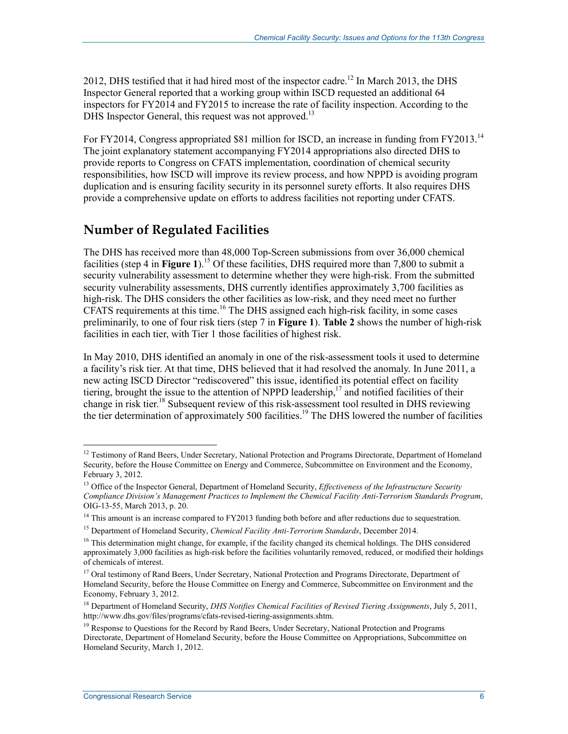2012, DHS testified that it had hired most of the inspector cadre.[12] In March 2013, the DHS Inspector General reported that a working group within ISCD requested an additional 64 inspectors for FY2014 and FY2015 to increase the rate of facility inspection. According to the DHS Inspector General, this request was not approved.[13]

For FY2014, Congress appropriated $81 million for ISCD, an increase in funding from FY2013.[14] The joint explanatory statement accompanying FY2014 appropriations also directed DHS to provide reports to Congress on CFATS implementation, coordination of chemical security responsibilities, how ISCD will improve its review process, and how NPPD is avoiding program duplication and is ensuring facility security in its personnel surety efforts. It also requires DHS provide a comprehensive update on efforts to address facilities not reporting under CFATS.

## Number of Regulated Facilities

The DHS has received more than 48,000 Top-Screen submissions from over 36,000 chemical facilities (step 4 in **Figure 1**).[15] Of these facilities, DHS required more than 7,800 to submit a security vulnerability assessment to determine whether they were high-risk. From the submitted security vulnerability assessments, DHS currently identifies approximately 3,700 facilities as high-risk. The DHS considers the other facilities as low-risk, and they need meet no further CFATS requirements at this time.[16] The DHS assigned each high-risk facility, in some cases preliminarily, to one of four risk tiers (step 7 in **Figure 1**). **Table 2** shows the number of high-risk facilities in each tier, with Tier 1 those facilities of highest risk.

In May 2010, DHS identified an anomaly in one of the risk-assessment tools it used to determine a facility's risk tier. At that time, DHS believed that it had resolved the anomaly. In June 2011, a new acting ISCD Director "rediscovered" this issue, identified its potential effect on facility tiering, brought the issue to the attention of NPPD leadership,[17] and notified facilities of their change in risk tier.[18] Subsequent review of this risk-assessment tool resulted in DHS reviewing the tier determination of approximately 500 facilities.[19] The DHS lowered the number of facilities

---

[12] Testimony of Rand Beers, Under Secretary, National Protection and Programs Directorate, Department of Homeland Security, before the House Committee on Energy and Commerce, Subcommittee on Environment and the Economy, February 3, 2012.

[13] Office of the Inspector General, Department of Homeland Security, *Effectiveness of the Infrastructure Security Compliance Division's Management Practices to Implement the Chemical Facility Anti-Terrorism Standards Program*, OIG-13-55, March 2013, p. 20.

[14] This amount is an increase compared to FY2013 funding both before and after reductions due to sequestration.

[15] Department of Homeland Security, *Chemical Facility Anti-Terrorism Standards*, December 2014.

[16] This determination might change, for example, if the facility changed its chemical holdings. The DHS considered approximately 3,000 facilities as high-risk before the facilities voluntarily removed, reduced, or modified their holdings of chemicals of interest.

[17] Oral testimony of Rand Beers, Under Secretary, National Protection and Programs Directorate, Department of Homeland Security, before the House Committee on Energy and Commerce, Subcommittee on Environment and the Economy, February 3, 2012.

[18] Department of Homeland Security, *DHS Notifies Chemical Facilities of Revised Tiering Assignments*, July 5, 2011, http://www.dhs.gov/files/programs/cfats-revised-tiering-assignments.shtm.

[19] Response to Questions for the Record by Rand Beers, Under Secretary, National Protection and Programs Directorate, Department of Homeland Security, before the House Committee on Appropriations, Subcommittee on Homeland Security, March 1, 2012.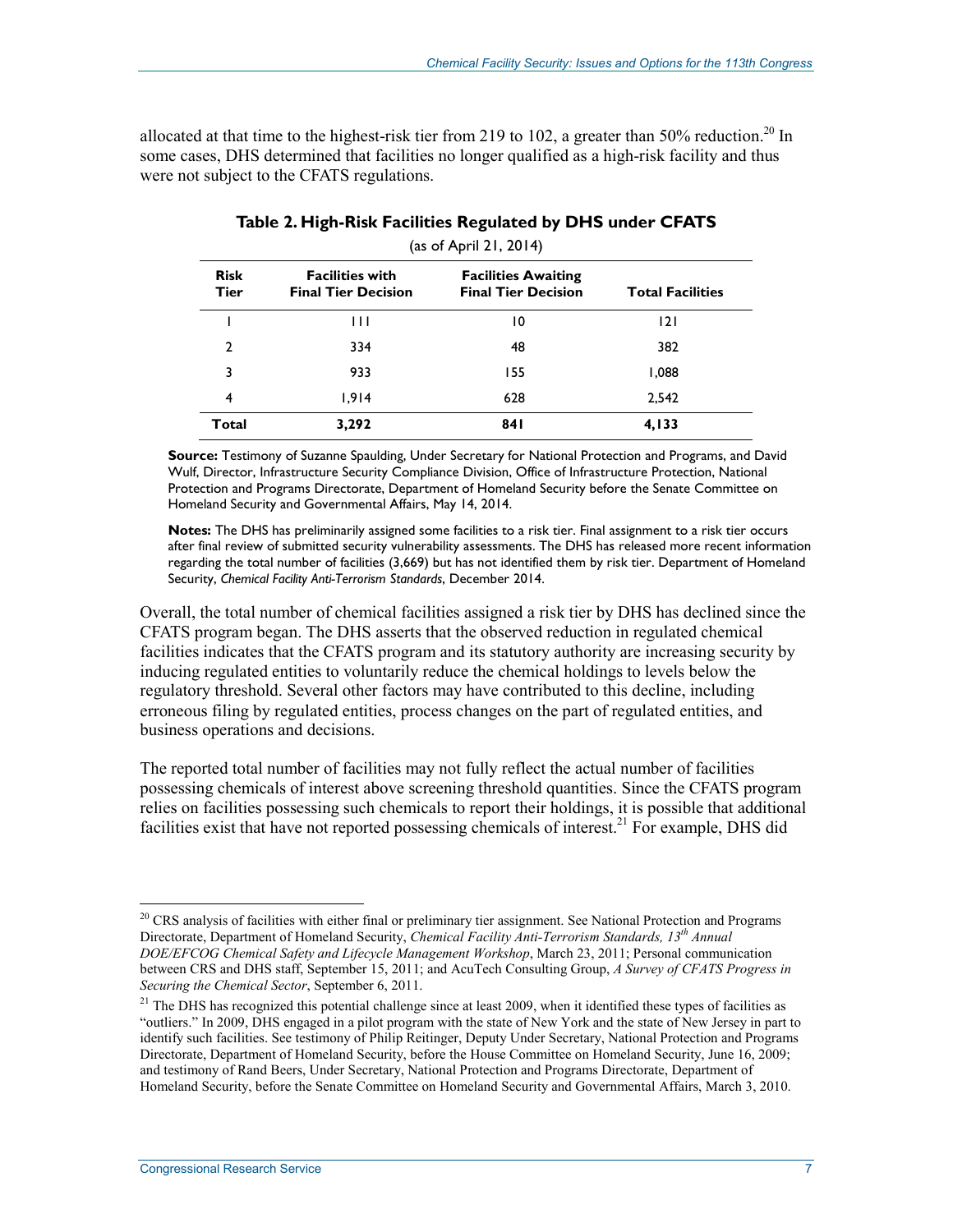allocated at that time to the highest-risk tier from 219 to 102, a greater than 50% reduction.[20] In some cases, DHS determined that facilities no longer qualified as a high-risk facility and thus were not subject to the CFATS regulations.

**Table 2. High-Risk Facilities Regulated by DHS under CFATS**

(as of April 21, 2014)

| Risk Tier | Facilities with Final Tier Decision | Facilities Awaiting Final Tier Decision | Total Facilities |
|---|---|---|---|
| 1 | 111 | 10 | 121 |
| 2 | 334 | 48 | 382 |
| 3 | 933 | 155 | 1,088 |
| 4 | 1,914 | 628 | 2,542 |
| **Total** | **3,292** | **841** | **4,133** |

**Source:** Testimony of Suzanne Spaulding, Under Secretary for National Protection and Programs, and David Wulf, Director, Infrastructure Security Compliance Division, Office of Infrastructure Protection, National Protection and Programs Directorate, Department of Homeland Security before the Senate Committee on Homeland Security and Governmental Affairs, May 14, 2014.

**Notes:** The DHS has preliminarily assigned some facilities to a risk tier. Final assignment to a risk tier occurs after final review of submitted security vulnerability assessments. The DHS has released more recent information regarding the total number of facilities (3,669) but has not identified them by risk tier. Department of Homeland Security, *Chemical Facility Anti-Terrorism Standards*, December 2014.

Overall, the total number of chemical facilities assigned a risk tier by DHS has declined since the CFATS program began. The DHS asserts that the observed reduction in regulated chemical facilities indicates that the CFATS program and its statutory authority are increasing security by inducing regulated entities to voluntarily reduce the chemical holdings to levels below the regulatory threshold. Several other factors may have contributed to this decline, including erroneous filing by regulated entities, process changes on the part of regulated entities, and business operations and decisions.

The reported total number of facilities may not fully reflect the actual number of facilities possessing chemicals of interest above screening threshold quantities. Since the CFATS program relies on facilities possessing such chemicals to report their holdings, it is possible that additional facilities exist that have not reported possessing chemicals of interest.[21] For example, DHS did

---

[20] CRS analysis of facilities with either final or preliminary tier assignment. See National Protection and Programs Directorate, Department of Homeland Security, *Chemical Facility Anti-Terrorism Standards, 13th Annual DOE/EFCOG Chemical Safety and Lifecycle Management Workshop*, March 23, 2011; Personal communication between CRS and DHS staff, September 15, 2011; and AcuTech Consulting Group, *A Survey of CFATS Progress in Securing the Chemical Sector*, September 6, 2011.

[21] The DHS has recognized this potential challenge since at least 2009, when it identified these types of facilities as "outliers." In 2009, DHS engaged in a pilot program with the state of New York and the state of New Jersey in part to identify such facilities. See testimony of Philip Reitinger, Deputy Under Secretary, National Protection and Programs Directorate, Department of Homeland Security, before the House Committee on Homeland Security, June 16, 2009; and testimony of Rand Beers, Under Secretary, National Protection and Programs Directorate, Department of Homeland Security, before the Senate Committee on Homeland Security and Governmental Affairs, March 3, 2010.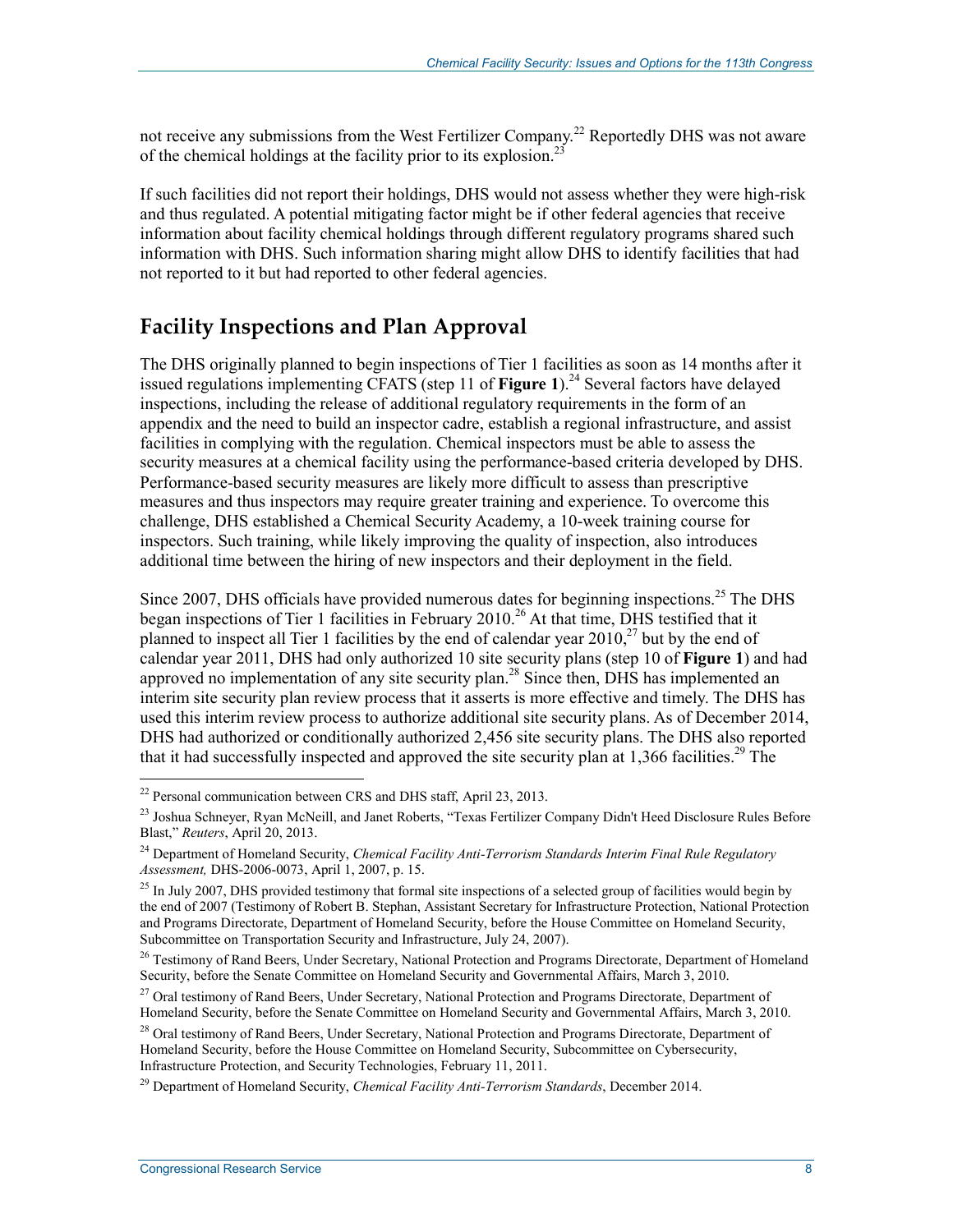not receive any submissions from the West Fertilizer Company.[22] Reportedly DHS was not aware of the chemical holdings at the facility prior to its explosion.[23]

If such facilities did not report their holdings, DHS would not assess whether they were high-risk and thus regulated. A potential mitigating factor might be if other federal agencies that receive information about facility chemical holdings through different regulatory programs shared such information with DHS. Such information sharing might allow DHS to identify facilities that had not reported to it but had reported to other federal agencies.

## Facility Inspections and Plan Approval

The DHS originally planned to begin inspections of Tier 1 facilities as soon as 14 months after it issued regulations implementing CFATS (step 11 of **Figure 1**).[24] Several factors have delayed inspections, including the release of additional regulatory requirements in the form of an appendix and the need to build an inspector cadre, establish a regional infrastructure, and assist facilities in complying with the regulation. Chemical inspectors must be able to assess the security measures at a chemical facility using the performance-based criteria developed by DHS. Performance-based security measures are likely more difficult to assess than prescriptive measures and thus inspectors may require greater training and experience. To overcome this challenge, DHS established a Chemical Security Academy, a 10-week training course for inspectors. Such training, while likely improving the quality of inspection, also introduces additional time between the hiring of new inspectors and their deployment in the field.

Since 2007, DHS officials have provided numerous dates for beginning inspections.[25] The DHS began inspections of Tier 1 facilities in February 2010.[26] At that time, DHS testified that it planned to inspect all Tier 1 facilities by the end of calendar year 2010,[27] but by the end of calendar year 2011, DHS had only authorized 10 site security plans (step 10 of **Figure 1**) and had approved no implementation of any site security plan.[28] Since then, DHS has implemented an interim site security plan review process that it asserts is more effective and timely. The DHS has used this interim review process to authorize additional site security plans. As of December 2014, DHS had authorized or conditionally authorized 2,456 site security plans. The DHS also reported that it had successfully inspected and approved the site security plan at 1,366 facilities.[29] The

---

[22] Personal communication between CRS and DHS staff, April 23, 2013.

[23] Joshua Schneyer, Ryan McNeill, and Janet Roberts, "Texas Fertilizer Company Didn't Heed Disclosure Rules Before Blast," *Reuters*, April 20, 2013.

[24] Department of Homeland Security, *Chemical Facility Anti-Terrorism Standards Interim Final Rule Regulatory Assessment,* DHS-2006-0073, April 1, 2007, p. 15.

[25] In July 2007, DHS provided testimony that formal site inspections of a selected group of facilities would begin by the end of 2007 (Testimony of Robert B. Stephan, Assistant Secretary for Infrastructure Protection, National Protection and Programs Directorate, Department of Homeland Security, before the House Committee on Homeland Security, Subcommittee on Transportation Security and Infrastructure, July 24, 2007).

[26] Testimony of Rand Beers, Under Secretary, National Protection and Programs Directorate, Department of Homeland Security, before the Senate Committee on Homeland Security and Governmental Affairs, March 3, 2010.

[27] Oral testimony of Rand Beers, Under Secretary, National Protection and Programs Directorate, Department of Homeland Security, before the Senate Committee on Homeland Security and Governmental Affairs, March 3, 2010.

[28] Oral testimony of Rand Beers, Under Secretary, National Protection and Programs Directorate, Department of Homeland Security, before the House Committee on Homeland Security, Subcommittee on Cybersecurity, Infrastructure Protection, and Security Technologies, February 11, 2011.

[29] Department of Homeland Security, *Chemical Facility Anti-Terrorism Standards*, December 2014.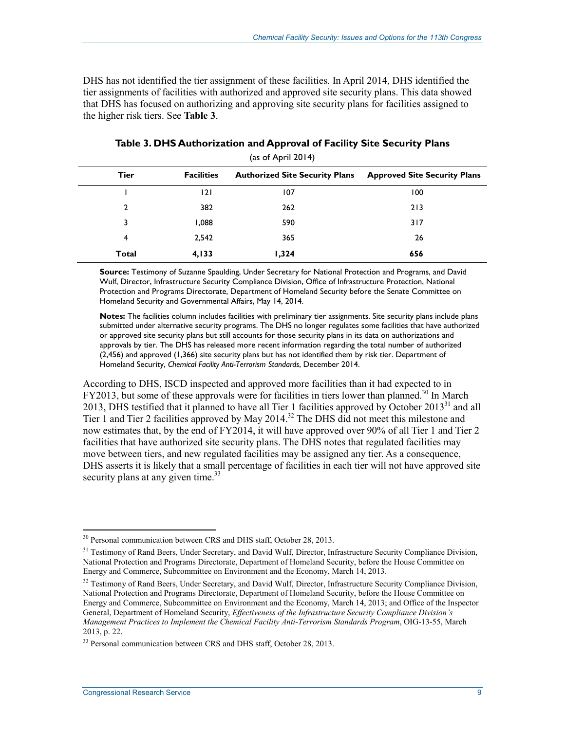DHS has not identified the tier assignment of these facilities. In April 2014, DHS identified the tier assignments of facilities with authorized and approved site security plans. This data showed that DHS has focused on authorizing and approving site security plans for facilities assigned to the higher risk tiers. See **Table 3**.

**Table 3. DHS Authorization and Approval of Facility Site Security Plans**

(as of April 2014)

| Tier | Facilities | Authorized Site Security Plans | Approved Site Security Plans |
| --- | --- | --- | --- |
| 1 | 121 | 107 | 100 |
| 2 | 382 | 262 | 213 |
| 3 | 1,088 | 590 | 317 |
| 4 | 2,542 | 365 | 26 |
| **Total** | **4,133** | **1,324** | **656** |

**Source:** Testimony of Suzanne Spaulding, Under Secretary for National Protection and Programs, and David Wulf, Director, Infrastructure Security Compliance Division, Office of Infrastructure Protection, National Protection and Programs Directorate, Department of Homeland Security before the Senate Committee on Homeland Security and Governmental Affairs, May 14, 2014.

**Notes:** The facilities column includes facilities with preliminary tier assignments. Site security plans include plans submitted under alternative security programs. The DHS no longer regulates some facilities that have authorized or approved site security plans but still accounts for those security plans in its data on authorizations and approvals by tier. The DHS has released more recent information regarding the total number of authorized (2,456) and approved (1,366) site security plans but has not identified them by risk tier. Department of Homeland Security, *Chemical Facility Anti-Terrorism Standards*, December 2014.

According to DHS, ISCD inspected and approved more facilities than it had expected to in FY2013, but some of these approvals were for facilities in tiers lower than planned.[30] In March 2013, DHS testified that it planned to have all Tier 1 facilities approved by October 2013[31] and all Tier 1 and Tier 2 facilities approved by May 2014.[32] The DHS did not meet this milestone and now estimates that, by the end of FY2014, it will have approved over 90% of all Tier 1 and Tier 2 facilities that have authorized site security plans. The DHS notes that regulated facilities may move between tiers, and new regulated facilities may be assigned any tier. As a consequence, DHS asserts it is likely that a small percentage of facilities in each tier will not have approved site security plans at any given time.[33]

---

[30] Personal communication between CRS and DHS staff, October 28, 2013.

[31] Testimony of Rand Beers, Under Secretary, and David Wulf, Director, Infrastructure Security Compliance Division, National Protection and Programs Directorate, Department of Homeland Security, before the House Committee on Energy and Commerce, Subcommittee on Environment and the Economy, March 14, 2013.

[32] Testimony of Rand Beers, Under Secretary, and David Wulf, Director, Infrastructure Security Compliance Division, National Protection and Programs Directorate, Department of Homeland Security, before the House Committee on Energy and Commerce, Subcommittee on Environment and the Economy, March 14, 2013; and Office of the Inspector General, Department of Homeland Security, *Effectiveness of the Infrastructure Security Compliance Division's Management Practices to Implement the Chemical Facility Anti-Terrorism Standards Program*, OIG-13-55, March 2013, p. 22.

[33] Personal communication between CRS and DHS staff, October 28, 2013.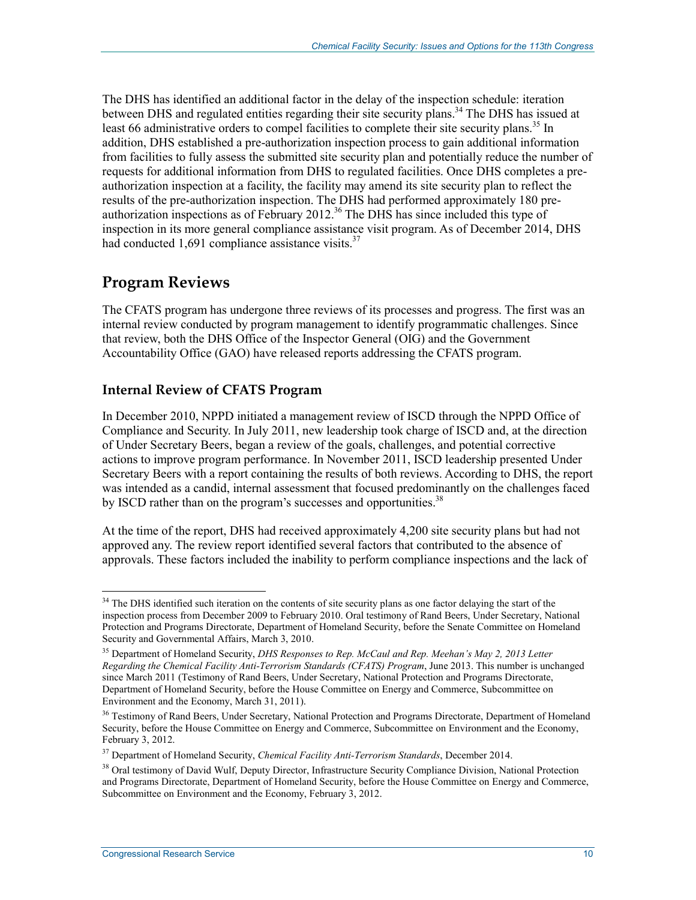The DHS has identified an additional factor in the delay of the inspection schedule: iteration between DHS and regulated entities regarding their site security plans.[34] The DHS has issued at least 66 administrative orders to compel facilities to complete their site security plans.[35] In addition, DHS established a pre-authorization inspection process to gain additional information from facilities to fully assess the submitted site security plan and potentially reduce the number of requests for additional information from DHS to regulated facilities. Once DHS completes a pre-authorization inspection at a facility, the facility may amend its site security plan to reflect the results of the pre-authorization inspection. The DHS had performed approximately 180 pre-authorization inspections as of February 2012.[36] The DHS has since included this type of inspection in its more general compliance assistance visit program. As of December 2014, DHS had conducted 1,691 compliance assistance visits.[37]

## Program Reviews

The CFATS program has undergone three reviews of its processes and progress. The first was an internal review conducted by program management to identify programmatic challenges. Since that review, both the DHS Office of the Inspector General (OIG) and the Government Accountability Office (GAO) have released reports addressing the CFATS program.

### Internal Review of CFATS Program

In December 2010, NPPD initiated a management review of ISCD through the NPPD Office of Compliance and Security. In July 2011, new leadership took charge of ISCD and, at the direction of Under Secretary Beers, began a review of the goals, challenges, and potential corrective actions to improve program performance. In November 2011, ISCD leadership presented Under Secretary Beers with a report containing the results of both reviews. According to DHS, the report was intended as a candid, internal assessment that focused predominantly on the challenges faced by ISCD rather than on the program's successes and opportunities.[38]

At the time of the report, DHS had received approximately 4,200 site security plans but had not approved any. The review report identified several factors that contributed to the absence of approvals. These factors included the inability to perform compliance inspections and the lack of

---

[34] The DHS identified such iteration on the contents of site security plans as one factor delaying the start of the inspection process from December 2009 to February 2010. Oral testimony of Rand Beers, Under Secretary, National Protection and Programs Directorate, Department of Homeland Security, before the Senate Committee on Homeland Security and Governmental Affairs, March 3, 2010.

[35] Department of Homeland Security, *DHS Responses to Rep. McCaul and Rep. Meehan's May 2, 2013 Letter Regarding the Chemical Facility Anti-Terrorism Standards (CFATS) Program*, June 2013. This number is unchanged since March 2011 (Testimony of Rand Beers, Under Secretary, National Protection and Programs Directorate, Department of Homeland Security, before the House Committee on Energy and Commerce, Subcommittee on Environment and the Economy, March 31, 2011).

[36] Testimony of Rand Beers, Under Secretary, National Protection and Programs Directorate, Department of Homeland Security, before the House Committee on Energy and Commerce, Subcommittee on Environment and the Economy, February 3, 2012.

[37] Department of Homeland Security, *Chemical Facility Anti-Terrorism Standards*, December 2014.

[38] Oral testimony of David Wulf, Deputy Director, Infrastructure Security Compliance Division, National Protection and Programs Directorate, Department of Homeland Security, before the House Committee on Energy and Commerce, Subcommittee on Environment and the Economy, February 3, 2012.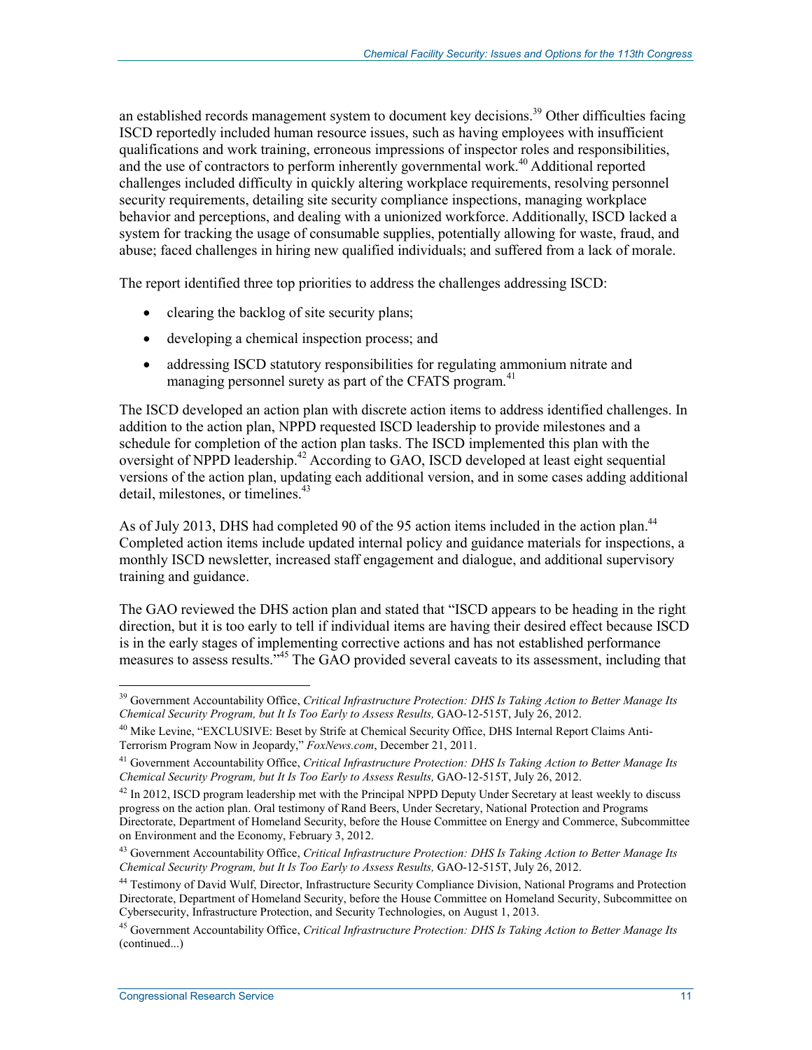an established records management system to document key decisions.[39] Other difficulties facing ISCD reportedly included human resource issues, such as having employees with insufficient qualifications and work training, erroneous impressions of inspector roles and responsibilities, and the use of contractors to perform inherently governmental work.[40] Additional reported challenges included difficulty in quickly altering workplace requirements, resolving personnel security requirements, detailing site security compliance inspections, managing workplace behavior and perceptions, and dealing with a unionized workforce. Additionally, ISCD lacked a system for tracking the usage of consumable supplies, potentially allowing for waste, fraud, and abuse; faced challenges in hiring new qualified individuals; and suffered from a lack of morale.

The report identified three top priorities to address the challenges addressing ISCD:

- clearing the backlog of site security plans;
- developing a chemical inspection process; and
- addressing ISCD statutory responsibilities for regulating ammonium nitrate and managing personnel surety as part of the CFATS program.[41]

The ISCD developed an action plan with discrete action items to address identified challenges. In addition to the action plan, NPPD requested ISCD leadership to provide milestones and a schedule for completion of the action plan tasks. The ISCD implemented this plan with the oversight of NPPD leadership.[42] According to GAO, ISCD developed at least eight sequential versions of the action plan, updating each additional version, and in some cases adding additional detail, milestones, or timelines.[43]

As of July 2013, DHS had completed 90 of the 95 action items included in the action plan.[44] Completed action items include updated internal policy and guidance materials for inspections, a monthly ISCD newsletter, increased staff engagement and dialogue, and additional supervisory training and guidance.

The GAO reviewed the DHS action plan and stated that "ISCD appears to be heading in the right direction, but it is too early to tell if individual items are having their desired effect because ISCD is in the early stages of implementing corrective actions and has not established performance measures to assess results."[45] The GAO provided several caveats to its assessment, including that

---

[39] Government Accountability Office, *Critical Infrastructure Protection: DHS Is Taking Action to Better Manage Its Chemical Security Program, but It Is Too Early to Assess Results,* GAO-12-515T, July 26, 2012.

[40] Mike Levine, "EXCLUSIVE: Beset by Strife at Chemical Security Office, DHS Internal Report Claims Anti-Terrorism Program Now in Jeopardy," *FoxNews.com*, December 21, 2011.

[41] Government Accountability Office, *Critical Infrastructure Protection: DHS Is Taking Action to Better Manage Its Chemical Security Program, but It Is Too Early to Assess Results,* GAO-12-515T, July 26, 2012.

[42] In 2012, ISCD program leadership met with the Principal NPPD Deputy Under Secretary at least weekly to discuss progress on the action plan. Oral testimony of Rand Beers, Under Secretary, National Protection and Programs Directorate, Department of Homeland Security, before the House Committee on Energy and Commerce, Subcommittee on Environment and the Economy, February 3, 2012.

[43] Government Accountability Office, *Critical Infrastructure Protection: DHS Is Taking Action to Better Manage Its Chemical Security Program, but It Is Too Early to Assess Results,* GAO-12-515T, July 26, 2012.

[44] Testimony of David Wulf, Director, Infrastructure Security Compliance Division, National Programs and Protection Directorate, Department of Homeland Security, before the House Committee on Homeland Security, Subcommittee on Cybersecurity, Infrastructure Protection, and Security Technologies, on August 1, 2013.

[45] Government Accountability Office, *Critical Infrastructure Protection: DHS Is Taking Action to Better Manage Its* (continued...)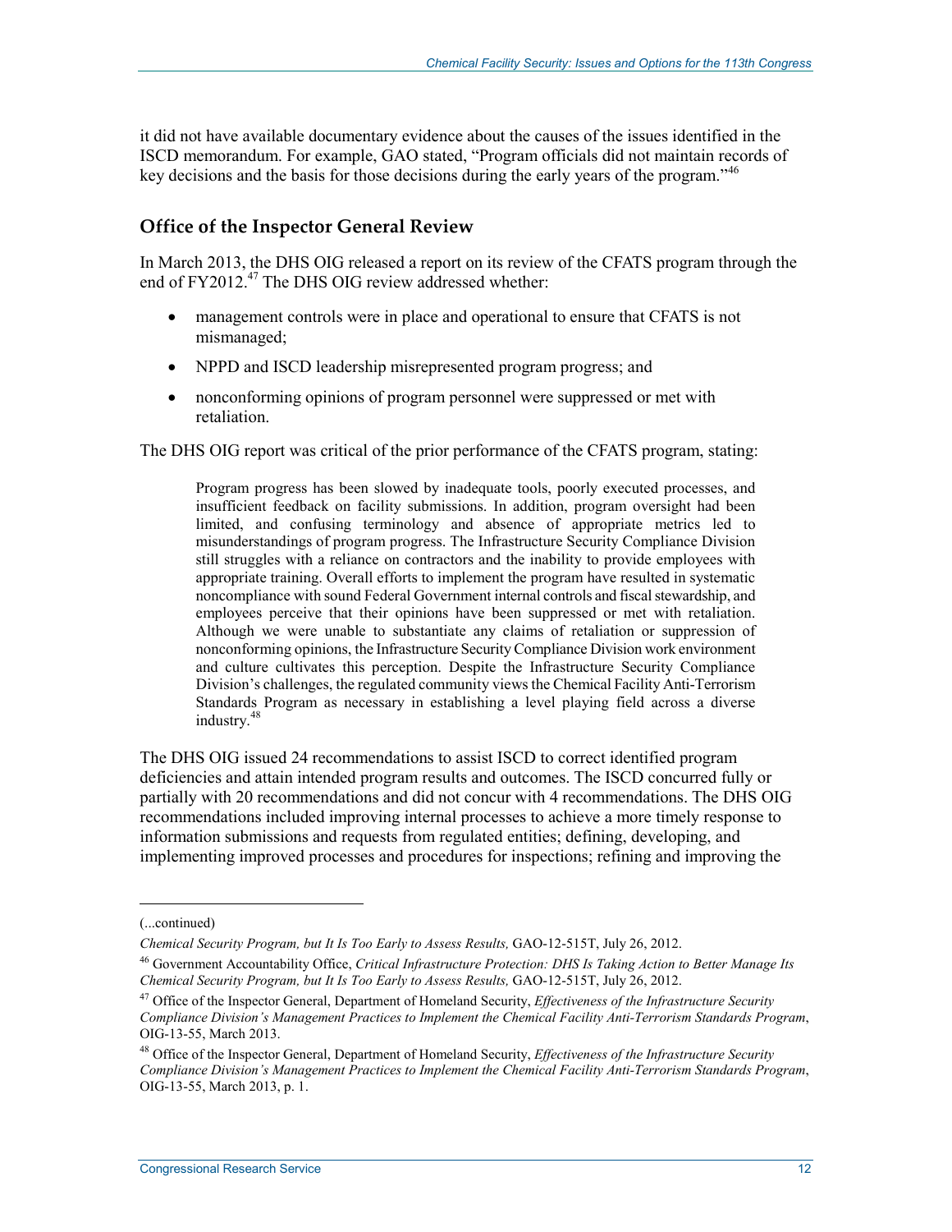it did not have available documentary evidence about the causes of the issues identified in the ISCD memorandum. For example, GAO stated, "Program officials did not maintain records of key decisions and the basis for those decisions during the early years of the program."[46]

### Office of the Inspector General Review

In March 2013, the DHS OIG released a report on its review of the CFATS program through the end of FY2012.[47] The DHS OIG review addressed whether:

- management controls were in place and operational to ensure that CFATS is not mismanaged;
- NPPD and ISCD leadership misrepresented program progress; and
- nonconforming opinions of program personnel were suppressed or met with retaliation.

The DHS OIG report was critical of the prior performance of the CFATS program, stating:

> Program progress has been slowed by inadequate tools, poorly executed processes, and insufficient feedback on facility submissions. In addition, program oversight had been limited, and confusing terminology and absence of appropriate metrics led to misunderstandings of program progress. The Infrastructure Security Compliance Division still struggles with a reliance on contractors and the inability to provide employees with appropriate training. Overall efforts to implement the program have resulted in systematic noncompliance with sound Federal Government internal controls and fiscal stewardship, and employees perceive that their opinions have been suppressed or met with retaliation. Although we were unable to substantiate any claims of retaliation or suppression of nonconforming opinions, the Infrastructure Security Compliance Division work environment and culture cultivates this perception. Despite the Infrastructure Security Compliance Division's challenges, the regulated community views the Chemical Facility Anti-Terrorism Standards Program as necessary in establishing a level playing field across a diverse industry.[48]

The DHS OIG issued 24 recommendations to assist ISCD to correct identified program deficiencies and attain intended program results and outcomes. The ISCD concurred fully or partially with 20 recommendations and did not concur with 4 recommendations. The DHS OIG recommendations included improving internal processes to achieve a more timely response to information submissions and requests from regulated entities; defining, developing, and implementing improved processes and procedures for inspections; refining and improving the

---

(...continued)

*Chemical Security Program, but It Is Too Early to Assess Results,* GAO-12-515T, July 26, 2012.

[46] Government Accountability Office, *Critical Infrastructure Protection: DHS Is Taking Action to Better Manage Its Chemical Security Program, but It Is Too Early to Assess Results,* GAO-12-515T, July 26, 2012.

[47] Office of the Inspector General, Department of Homeland Security, *Effectiveness of the Infrastructure Security Compliance Division's Management Practices to Implement the Chemical Facility Anti-Terrorism Standards Program*, OIG-13-55, March 2013.

[48] Office of the Inspector General, Department of Homeland Security, *Effectiveness of the Infrastructure Security Compliance Division's Management Practices to Implement the Chemical Facility Anti-Terrorism Standards Program*, OIG-13-55, March 2013, p. 1.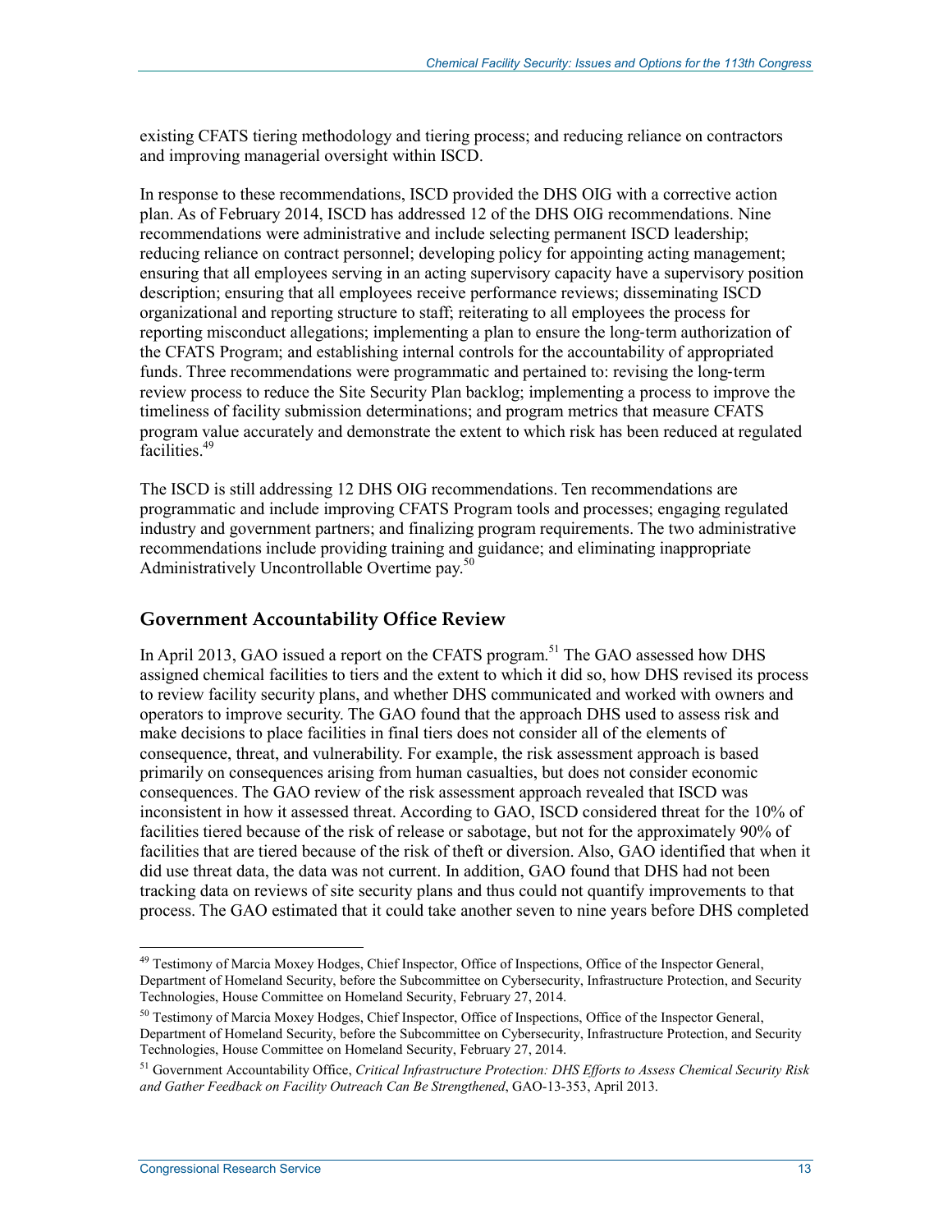existing CFATS tiering methodology and tiering process; and reducing reliance on contractors and improving managerial oversight within ISCD.

In response to these recommendations, ISCD provided the DHS OIG with a corrective action plan. As of February 2014, ISCD has addressed 12 of the DHS OIG recommendations. Nine recommendations were administrative and include selecting permanent ISCD leadership; reducing reliance on contract personnel; developing policy for appointing acting management; ensuring that all employees serving in an acting supervisory capacity have a supervisory position description; ensuring that all employees receive performance reviews; disseminating ISCD organizational and reporting structure to staff; reiterating to all employees the process for reporting misconduct allegations; implementing a plan to ensure the long-term authorization of the CFATS Program; and establishing internal controls for the accountability of appropriated funds. Three recommendations were programmatic and pertained to: revising the long-term review process to reduce the Site Security Plan backlog; implementing a process to improve the timeliness of facility submission determinations; and program metrics that measure CFATS program value accurately and demonstrate the extent to which risk has been reduced at regulated facilities.[49]

The ISCD is still addressing 12 DHS OIG recommendations. Ten recommendations are programmatic and include improving CFATS Program tools and processes; engaging regulated industry and government partners; and finalizing program requirements. The two administrative recommendations include providing training and guidance; and eliminating inappropriate Administratively Uncontrollable Overtime pay.[50]

### Government Accountability Office Review

In April 2013, GAO issued a report on the CFATS program.[51] The GAO assessed how DHS assigned chemical facilities to tiers and the extent to which it did so, how DHS revised its process to review facility security plans, and whether DHS communicated and worked with owners and operators to improve security. The GAO found that the approach DHS used to assess risk and make decisions to place facilities in final tiers does not consider all of the elements of consequence, threat, and vulnerability. For example, the risk assessment approach is based primarily on consequences arising from human casualties, but does not consider economic consequences. The GAO review of the risk assessment approach revealed that ISCD was inconsistent in how it assessed threat. According to GAO, ISCD considered threat for the 10% of facilities tiered because of the risk of release or sabotage, but not for the approximately 90% of facilities that are tiered because of the risk of theft or diversion. Also, GAO identified that when it did use threat data, the data was not current. In addition, GAO found that DHS had not been tracking data on reviews of site security plans and thus could not quantify improvements to that process. The GAO estimated that it could take another seven to nine years before DHS completed

---

[49] Testimony of Marcia Moxey Hodges, Chief Inspector, Office of Inspections, Office of the Inspector General, Department of Homeland Security, before the Subcommittee on Cybersecurity, Infrastructure Protection, and Security Technologies, House Committee on Homeland Security, February 27, 2014.

[50] Testimony of Marcia Moxey Hodges, Chief Inspector, Office of Inspections, Office of the Inspector General, Department of Homeland Security, before the Subcommittee on Cybersecurity, Infrastructure Protection, and Security Technologies, House Committee on Homeland Security, February 27, 2014.

[51] Government Accountability Office, *Critical Infrastructure Protection: DHS Efforts to Assess Chemical Security Risk and Gather Feedback on Facility Outreach Can Be Strengthened*, GAO-13-353, April 2013.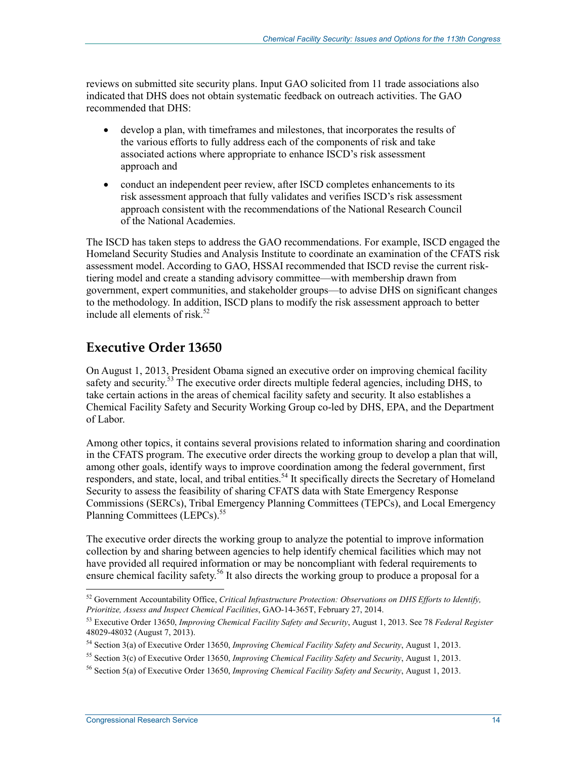reviews on submitted site security plans. Input GAO solicited from 11 trade associations also indicated that DHS does not obtain systematic feedback on outreach activities. The GAO recommended that DHS:

- develop a plan, with timeframes and milestones, that incorporates the results of the various efforts to fully address each of the components of risk and take associated actions where appropriate to enhance ISCD's risk assessment approach and
- conduct an independent peer review, after ISCD completes enhancements to its risk assessment approach that fully validates and verifies ISCD's risk assessment approach consistent with the recommendations of the National Research Council of the National Academies.

The ISCD has taken steps to address the GAO recommendations. For example, ISCD engaged the Homeland Security Studies and Analysis Institute to coordinate an examination of the CFATS risk assessment model. According to GAO, HSSAI recommended that ISCD revise the current risk-tiering model and create a standing advisory committee—with membership drawn from government, expert communities, and stakeholder groups—to advise DHS on significant changes to the methodology. In addition, ISCD plans to modify the risk assessment approach to better include all elements of risk.[52]

## Executive Order 13650

On August 1, 2013, President Obama signed an executive order on improving chemical facility safety and security.[53] The executive order directs multiple federal agencies, including DHS, to take certain actions in the areas of chemical facility safety and security. It also establishes a Chemical Facility Safety and Security Working Group co-led by DHS, EPA, and the Department of Labor.

Among other topics, it contains several provisions related to information sharing and coordination in the CFATS program. The executive order directs the working group to develop a plan that will, among other goals, identify ways to improve coordination among the federal government, first responders, and state, local, and tribal entities.[54] It specifically directs the Secretary of Homeland Security to assess the feasibility of sharing CFATS data with State Emergency Response Commissions (SERCs), Tribal Emergency Planning Committees (TEPCs), and Local Emergency Planning Committees (LEPCs).[55]

The executive order directs the working group to analyze the potential to improve information collection by and sharing between agencies to help identify chemical facilities which may not have provided all required information or may be noncompliant with federal requirements to ensure chemical facility safety.[56] It also directs the working group to produce a proposal for a

---

[52] Government Accountability Office, *Critical Infrastructure Protection: Observations on DHS Efforts to Identify, Prioritize, Assess and Inspect Chemical Facilities*, GAO-14-365T, February 27, 2014.

[53] Executive Order 13650, *Improving Chemical Facility Safety and Security*, August 1, 2013. See 78 *Federal Register* 48029-48032 (August 7, 2013).

[54] Section 3(a) of Executive Order 13650, *Improving Chemical Facility Safety and Security*, August 1, 2013.

[55] Section 3(c) of Executive Order 13650, *Improving Chemical Facility Safety and Security*, August 1, 2013.

[56] Section 5(a) of Executive Order 13650, *Improving Chemical Facility Safety and Security*, August 1, 2013.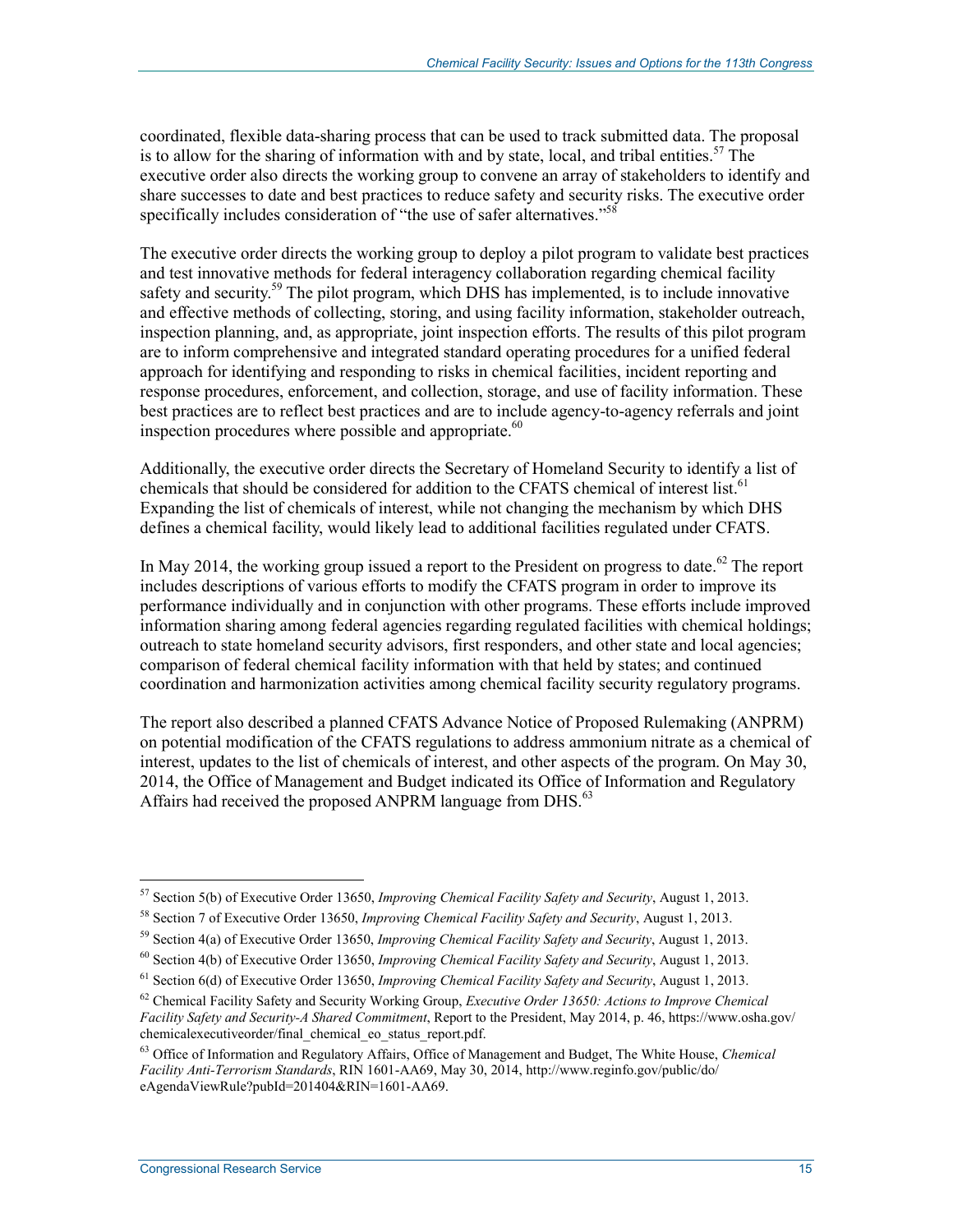coordinated, flexible data-sharing process that can be used to track submitted data. The proposal is to allow for the sharing of information with and by state, local, and tribal entities.[57] The executive order also directs the working group to convene an array of stakeholders to identify and share successes to date and best practices to reduce safety and security risks. The executive order specifically includes consideration of "the use of safer alternatives."[58]

The executive order directs the working group to deploy a pilot program to validate best practices and test innovative methods for federal interagency collaboration regarding chemical facility safety and security.[59] The pilot program, which DHS has implemented, is to include innovative and effective methods of collecting, storing, and using facility information, stakeholder outreach, inspection planning, and, as appropriate, joint inspection efforts. The results of this pilot program are to inform comprehensive and integrated standard operating procedures for a unified federal approach for identifying and responding to risks in chemical facilities, incident reporting and response procedures, enforcement, and collection, storage, and use of facility information. These best practices are to reflect best practices and are to include agency-to-agency referrals and joint inspection procedures where possible and appropriate.[60]

Additionally, the executive order directs the Secretary of Homeland Security to identify a list of chemicals that should be considered for addition to the CFATS chemical of interest list.[61] Expanding the list of chemicals of interest, while not changing the mechanism by which DHS defines a chemical facility, would likely lead to additional facilities regulated under CFATS.

In May 2014, the working group issued a report to the President on progress to date.[62] The report includes descriptions of various efforts to modify the CFATS program in order to improve its performance individually and in conjunction with other programs. These efforts include improved information sharing among federal agencies regarding regulated facilities with chemical holdings; outreach to state homeland security advisors, first responders, and other state and local agencies; comparison of federal chemical facility information with that held by states; and continued coordination and harmonization activities among chemical facility security regulatory programs.

The report also described a planned CFATS Advance Notice of Proposed Rulemaking (ANPRM) on potential modification of the CFATS regulations to address ammonium nitrate as a chemical of interest, updates to the list of chemicals of interest, and other aspects of the program. On May 30, 2014, the Office of Management and Budget indicated its Office of Information and Regulatory Affairs had received the proposed ANPRM language from DHS.[63]

---

[57] Section 5(b) of Executive Order 13650, *Improving Chemical Facility Safety and Security*, August 1, 2013.

[58] Section 7 of Executive Order 13650, *Improving Chemical Facility Safety and Security*, August 1, 2013.

[59] Section 4(a) of Executive Order 13650, *Improving Chemical Facility Safety and Security*, August 1, 2013.

[60] Section 4(b) of Executive Order 13650, *Improving Chemical Facility Safety and Security*, August 1, 2013.

[61] Section 6(d) of Executive Order 13650, *Improving Chemical Facility Safety and Security*, August 1, 2013.

[62] Chemical Facility Safety and Security Working Group, *Executive Order 13650: Actions to Improve Chemical Facility Safety and Security-A Shared Commitment*, Report to the President, May 2014, p. 46, https://www.osha.gov/chemicalexecutiveorder/final_chemical_eo_status_report.pdf.

[63] Office of Information and Regulatory Affairs, Office of Management and Budget, The White House, *Chemical Facility Anti-Terrorism Standards*, RIN 1601-AA69, May 30, 2014, http://www.reginfo.gov/public/do/eAgendaViewRule?pubId=201404&RIN=1601-AA69.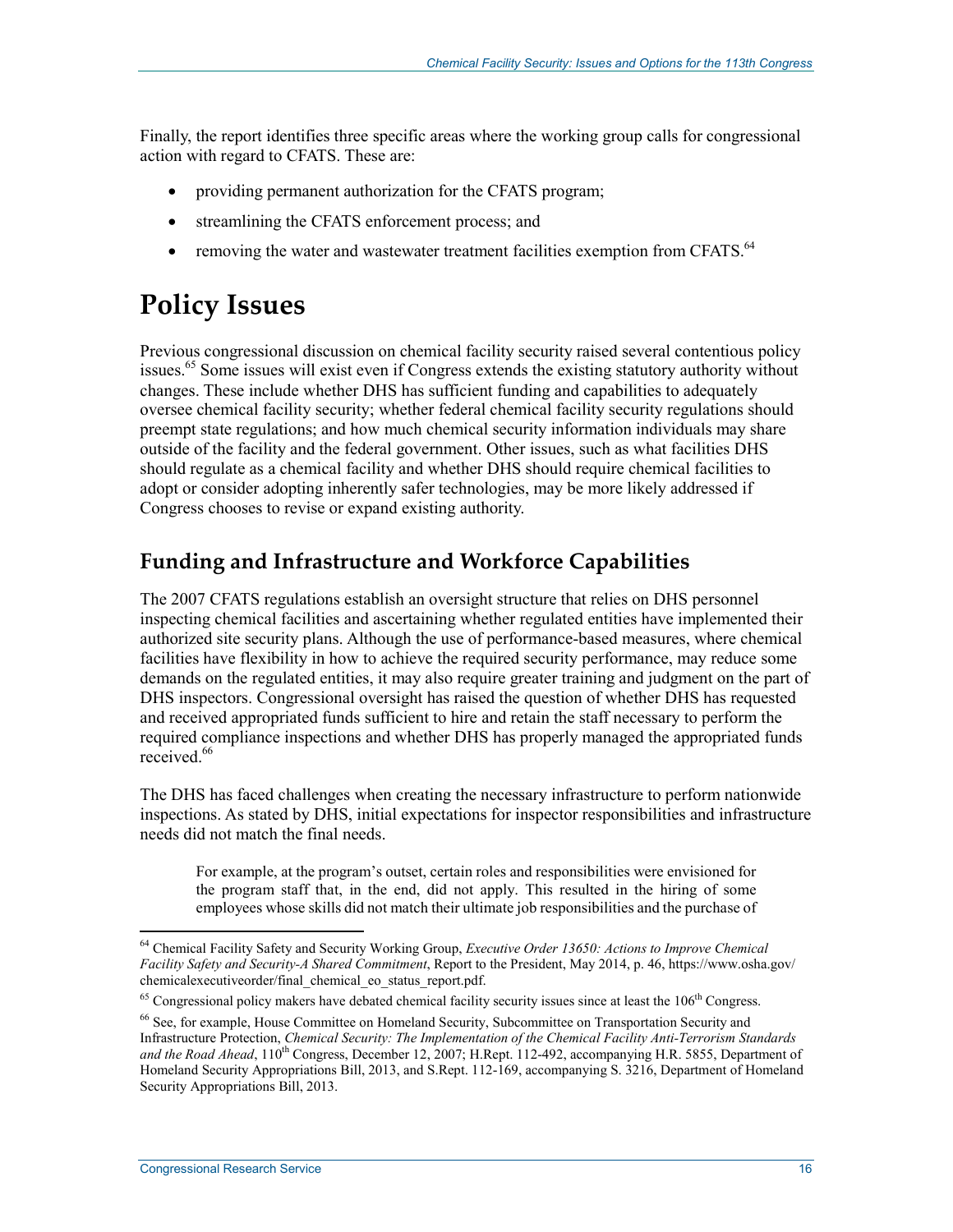Finally, the report identifies three specific areas where the working group calls for congressional action with regard to CFATS. These are:

- providing permanent authorization for the CFATS program;
- streamlining the CFATS enforcement process; and
- removing the water and wastewater treatment facilities exemption from CFATS.[64]

# Policy Issues

Previous congressional discussion on chemical facility security raised several contentious policy issues.[65] Some issues will exist even if Congress extends the existing statutory authority without changes. These include whether DHS has sufficient funding and capabilities to adequately oversee chemical facility security; whether federal chemical facility security regulations should preempt state regulations; and how much chemical security information individuals may share outside of the facility and the federal government. Other issues, such as what facilities DHS should regulate as a chemical facility and whether DHS should require chemical facilities to adopt or consider adopting inherently safer technologies, may be more likely addressed if Congress chooses to revise or expand existing authority.

## Funding and Infrastructure and Workforce Capabilities

The 2007 CFATS regulations establish an oversight structure that relies on DHS personnel inspecting chemical facilities and ascertaining whether regulated entities have implemented their authorized site security plans. Although the use of performance-based measures, where chemical facilities have flexibility in how to achieve the required security performance, may reduce some demands on the regulated entities, it may also require greater training and judgment on the part of DHS inspectors. Congressional oversight has raised the question of whether DHS has requested and received appropriated funds sufficient to hire and retain the staff necessary to perform the required compliance inspections and whether DHS has properly managed the appropriated funds received.[66]

The DHS has faced challenges when creating the necessary infrastructure to perform nationwide inspections. As stated by DHS, initial expectations for inspector responsibilities and infrastructure needs did not match the final needs.

> For example, at the program's outset, certain roles and responsibilities were envisioned for the program staff that, in the end, did not apply. This resulted in the hiring of some employees whose skills did not match their ultimate job responsibilities and the purchase of

---

[64] Chemical Facility Safety and Security Working Group, *Executive Order 13650: Actions to Improve Chemical Facility Safety and Security-A Shared Commitment*, Report to the President, May 2014, p. 46, https://www.osha.gov/chemicalexecutiveorder/final_chemical_eo_status_report.pdf.

[65] Congressional policy makers have debated chemical facility security issues since at least the 106th Congress.

[66] See, for example, House Committee on Homeland Security, Subcommittee on Transportation Security and Infrastructure Protection, *Chemical Security: The Implementation of the Chemical Facility Anti-Terrorism Standards and the Road Ahead*, 110th Congress, December 12, 2007; H.Rept. 112-492, accompanying H.R. 5855, Department of Homeland Security Appropriations Bill, 2013, and S.Rept. 112-169, accompanying S. 3216, Department of Homeland Security Appropriations Bill, 2013.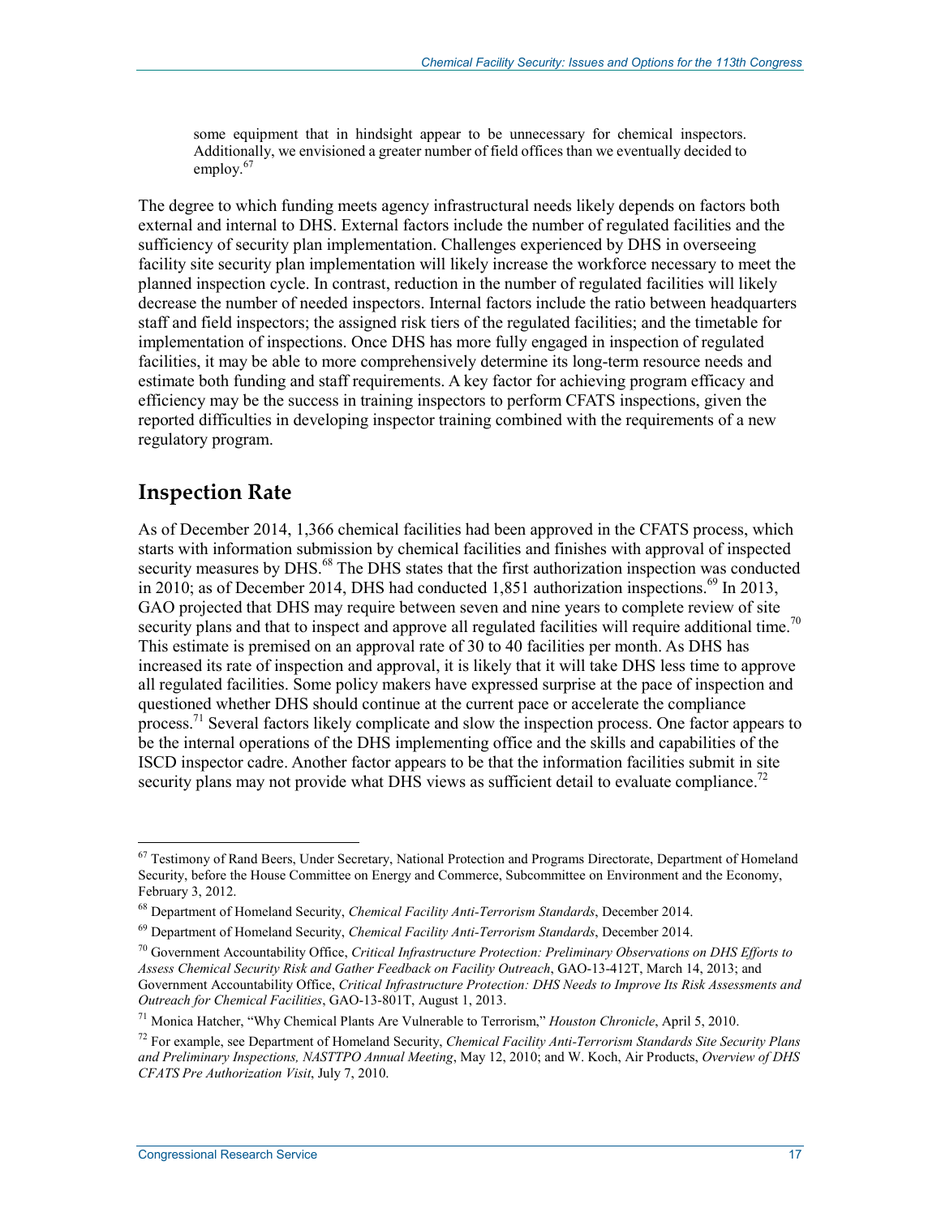> some equipment that in hindsight appear to be unnecessary for chemical inspectors. Additionally, we envisioned a greater number of field offices than we eventually decided to employ.[67]

The degree to which funding meets agency infrastructural needs likely depends on factors both external and internal to DHS. External factors include the number of regulated facilities and the sufficiency of security plan implementation. Challenges experienced by DHS in overseeing facility site security plan implementation will likely increase the workforce necessary to meet the planned inspection cycle. In contrast, reduction in the number of regulated facilities will likely decrease the number of needed inspectors. Internal factors include the ratio between headquarters staff and field inspectors; the assigned risk tiers of the regulated facilities; and the timetable for implementation of inspections. Once DHS has more fully engaged in inspection of regulated facilities, it may be able to more comprehensively determine its long-term resource needs and estimate both funding and staff requirements. A key factor for achieving program efficacy and efficiency may be the success in training inspectors to perform CFATS inspections, given the reported difficulties in developing inspector training combined with the requirements of a new regulatory program.

## Inspection Rate

As of December 2014, 1,366 chemical facilities had been approved in the CFATS process, which starts with information submission by chemical facilities and finishes with approval of inspected security measures by DHS.[68] The DHS states that the first authorization inspection was conducted in 2010; as of December 2014, DHS had conducted 1,851 authorization inspections.[69] In 2013, GAO projected that DHS may require between seven and nine years to complete review of site security plans and that to inspect and approve all regulated facilities will require additional time.[70] This estimate is premised on an approval rate of 30 to 40 facilities per month. As DHS has increased its rate of inspection and approval, it is likely that it will take DHS less time to approve all regulated facilities. Some policy makers have expressed surprise at the pace of inspection and questioned whether DHS should continue at the current pace or accelerate the compliance process.[71] Several factors likely complicate and slow the inspection process. One factor appears to be the internal operations of the DHS implementing office and the skills and capabilities of the ISCD inspector cadre. Another factor appears to be that the information facilities submit in site security plans may not provide what DHS views as sufficient detail to evaluate compliance.[72]

---

[67] Testimony of Rand Beers, Under Secretary, National Protection and Programs Directorate, Department of Homeland Security, before the House Committee on Energy and Commerce, Subcommittee on Environment and the Economy, February 3, 2012.

[68] Department of Homeland Security, *Chemical Facility Anti-Terrorism Standards*, December 2014.

[69] Department of Homeland Security, *Chemical Facility Anti-Terrorism Standards*, December 2014.

[70] Government Accountability Office, *Critical Infrastructure Protection: Preliminary Observations on DHS Efforts to Assess Chemical Security Risk and Gather Feedback on Facility Outreach*, GAO-13-412T, March 14, 2013; and Government Accountability Office, *Critical Infrastructure Protection: DHS Needs to Improve Its Risk Assessments and Outreach for Chemical Facilities*, GAO-13-801T, August 1, 2013.

[71] Monica Hatcher, "Why Chemical Plants Are Vulnerable to Terrorism," *Houston Chronicle*, April 5, 2010.

[72] For example, see Department of Homeland Security, *Chemical Facility Anti-Terrorism Standards Site Security Plans and Preliminary Inspections, NASTTPO Annual Meeting*, May 12, 2010; and W. Koch, Air Products, *Overview of DHS CFATS Pre Authorization Visit*, July 7, 2010.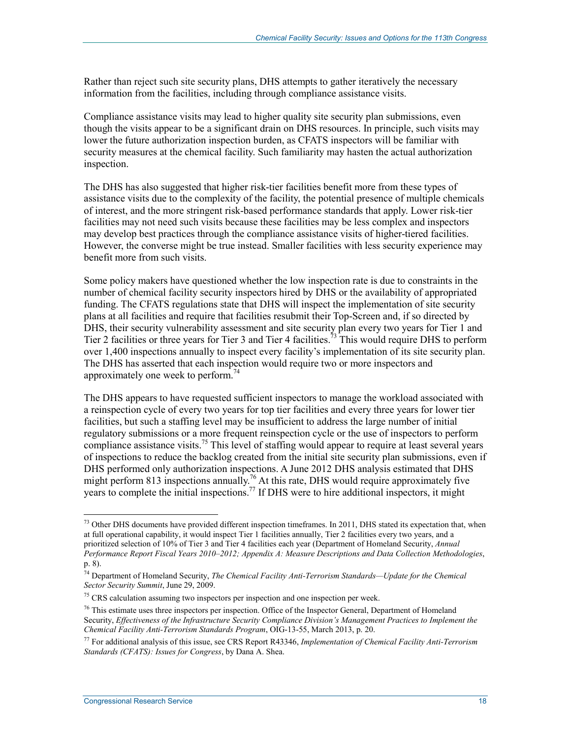Rather than reject such site security plans, DHS attempts to gather iteratively the necessary information from the facilities, including through compliance assistance visits.

Compliance assistance visits may lead to higher quality site security plan submissions, even though the visits appear to be a significant drain on DHS resources. In principle, such visits may lower the future authorization inspection burden, as CFATS inspectors will be familiar with security measures at the chemical facility. Such familiarity may hasten the actual authorization inspection.

The DHS has also suggested that higher risk-tier facilities benefit more from these types of assistance visits due to the complexity of the facility, the potential presence of multiple chemicals of interest, and the more stringent risk-based performance standards that apply. Lower risk-tier facilities may not need such visits because these facilities may be less complex and inspectors may develop best practices through the compliance assistance visits of higher-tiered facilities. However, the converse might be true instead. Smaller facilities with less security experience may benefit more from such visits.

Some policy makers have questioned whether the low inspection rate is due to constraints in the number of chemical facility security inspectors hired by DHS or the availability of appropriated funding. The CFATS regulations state that DHS will inspect the implementation of site security plans at all facilities and require that facilities resubmit their Top-Screen and, if so directed by DHS, their security vulnerability assessment and site security plan every two years for Tier 1 and Tier 2 facilities or three years for Tier 3 and Tier 4 facilities.[73] This would require DHS to perform over 1,400 inspections annually to inspect every facility's implementation of its site security plan. The DHS has asserted that each inspection would require two or more inspectors and approximately one week to perform.[74]

The DHS appears to have requested sufficient inspectors to manage the workload associated with a reinspection cycle of every two years for top tier facilities and every three years for lower tier facilities, but such a staffing level may be insufficient to address the large number of initial regulatory submissions or a more frequent reinspection cycle or the use of inspectors to perform compliance assistance visits.[75] This level of staffing would appear to require at least several years of inspections to reduce the backlog created from the initial site security plan submissions, even if DHS performed only authorization inspections. A June 2012 DHS analysis estimated that DHS might perform 813 inspections annually.[76] At this rate, DHS would require approximately five years to complete the initial inspections.[77] If DHS were to hire additional inspectors, it might

---

[73] Other DHS documents have provided different inspection timeframes. In 2011, DHS stated its expectation that, when at full operational capability, it would inspect Tier 1 facilities annually, Tier 2 facilities every two years, and a prioritized selection of 10% of Tier 3 and Tier 4 facilities each year (Department of Homeland Security, *Annual Performance Report Fiscal Years 2010–2012; Appendix A: Measure Descriptions and Data Collection Methodologies*, p. 8).

[74] Department of Homeland Security, *The Chemical Facility Anti-Terrorism Standards—Update for the Chemical Sector Security Summit*, June 29, 2009.

[75] CRS calculation assuming two inspectors per inspection and one inspection per week.

[76] This estimate uses three inspectors per inspection. Office of the Inspector General, Department of Homeland Security, *Effectiveness of the Infrastructure Security Compliance Division's Management Practices to Implement the Chemical Facility Anti-Terrorism Standards Program*, OIG-13-55, March 2013, p. 20.

[77] For additional analysis of this issue, see CRS Report R43346, *Implementation of Chemical Facility Anti-Terrorism Standards (CFATS): Issues for Congress*, by Dana A. Shea.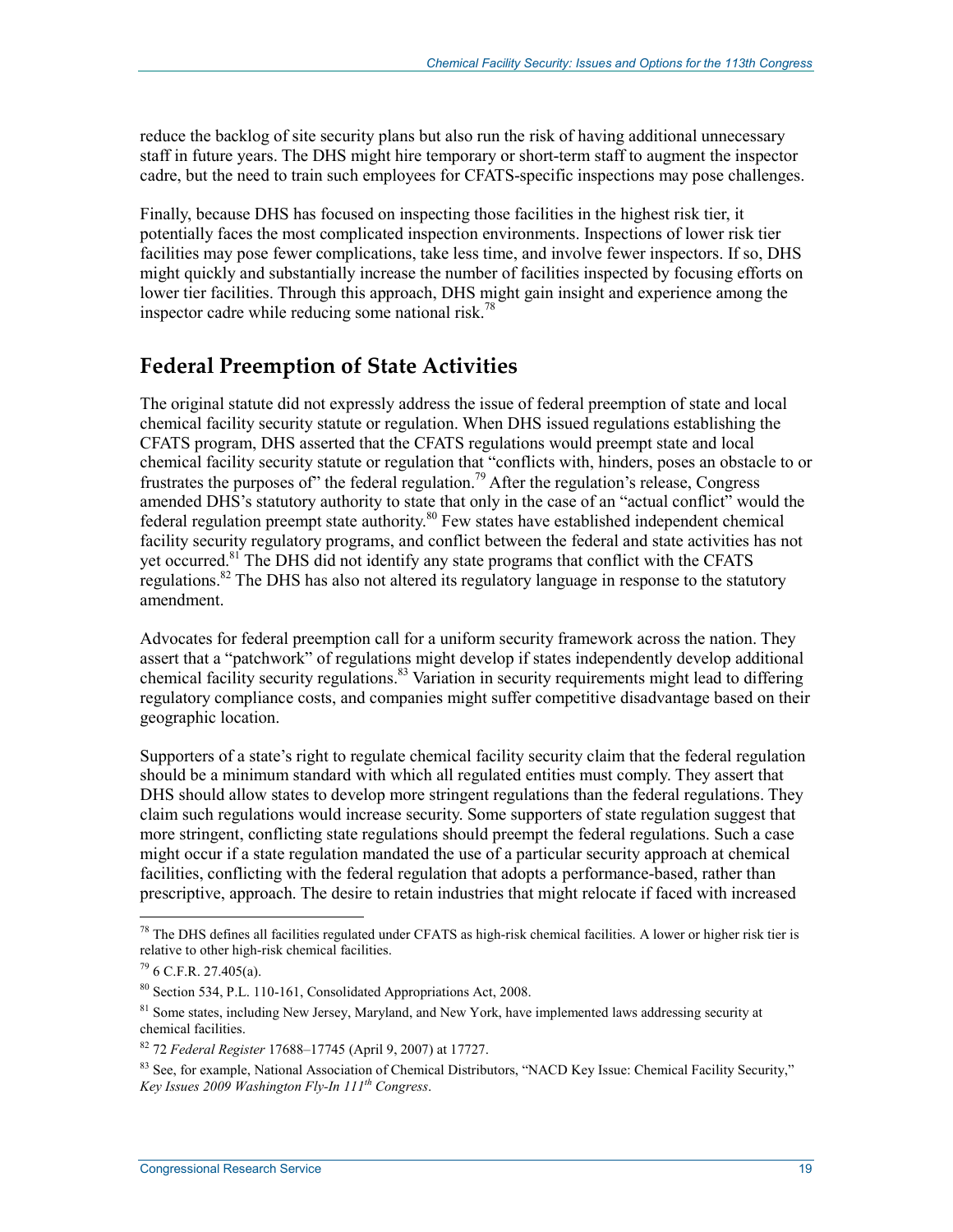reduce the backlog of site security plans but also run the risk of having additional unnecessary staff in future years. The DHS might hire temporary or short-term staff to augment the inspector cadre, but the need to train such employees for CFATS-specific inspections may pose challenges.

Finally, because DHS has focused on inspecting those facilities in the highest risk tier, it potentially faces the most complicated inspection environments. Inspections of lower risk tier facilities may pose fewer complications, take less time, and involve fewer inspectors. If so, DHS might quickly and substantially increase the number of facilities inspected by focusing efforts on lower tier facilities. Through this approach, DHS might gain insight and experience among the inspector cadre while reducing some national risk.[78]

## Federal Preemption of State Activities

The original statute did not expressly address the issue of federal preemption of state and local chemical facility security statute or regulation. When DHS issued regulations establishing the CFATS program, DHS asserted that the CFATS regulations would preempt state and local chemical facility security statute or regulation that "conflicts with, hinders, poses an obstacle to or frustrates the purposes of" the federal regulation.[79] After the regulation's release, Congress amended DHS's statutory authority to state that only in the case of an "actual conflict" would the federal regulation preempt state authority.[80] Few states have established independent chemical facility security regulatory programs, and conflict between the federal and state activities has not yet occurred.[81] The DHS did not identify any state programs that conflict with the CFATS regulations.[82] The DHS has also not altered its regulatory language in response to the statutory amendment.

Advocates for federal preemption call for a uniform security framework across the nation. They assert that a "patchwork" of regulations might develop if states independently develop additional chemical facility security regulations.[83] Variation in security requirements might lead to differing regulatory compliance costs, and companies might suffer competitive disadvantage based on their geographic location.

Supporters of a state's right to regulate chemical facility security claim that the federal regulation should be a minimum standard with which all regulated entities must comply. They assert that DHS should allow states to develop more stringent regulations than the federal regulations. They claim such regulations would increase security. Some supporters of state regulation suggest that more stringent, conflicting state regulations should preempt the federal regulations. Such a case might occur if a state regulation mandated the use of a particular security approach at chemical facilities, conflicting with the federal regulation that adopts a performance-based, rather than prescriptive, approach. The desire to retain industries that might relocate if faced with increased

---

[78] The DHS defines all facilities regulated under CFATS as high-risk chemical facilities. A lower or higher risk tier is relative to other high-risk chemical facilities.

[79] 6 C.F.R. 27.405(a).

[80] Section 534, P.L. 110-161, Consolidated Appropriations Act, 2008.

[81] Some states, including New Jersey, Maryland, and New York, have implemented laws addressing security at chemical facilities.

[82] 72 *Federal Register* 17688–17745 (April 9, 2007) at 17727.

[83] See, for example, National Association of Chemical Distributors, "NACD Key Issue: Chemical Facility Security," *Key Issues 2009 Washington Fly-In 111th Congress*.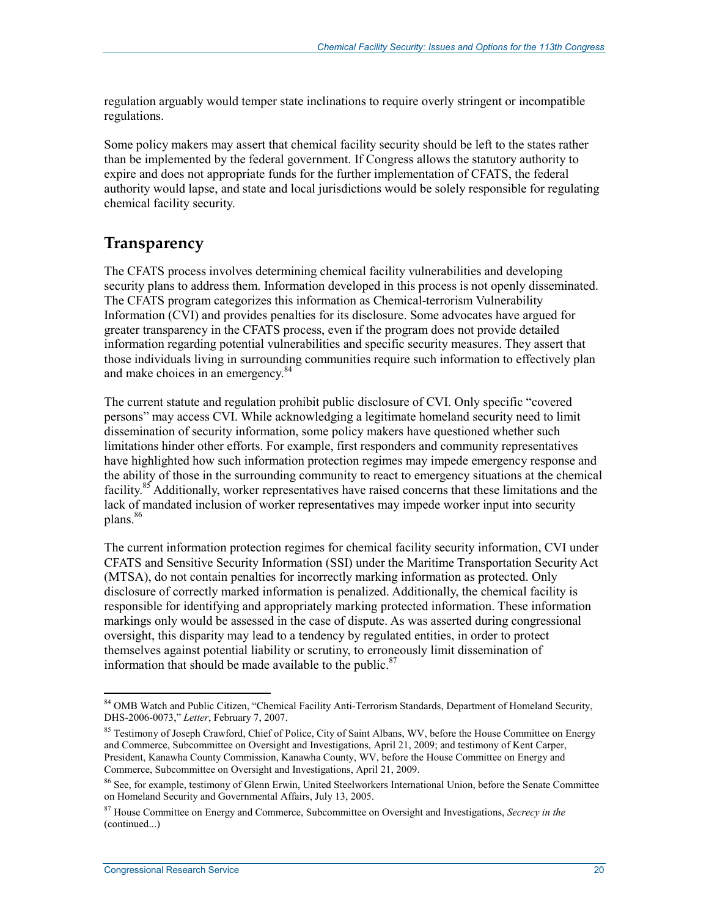regulation arguably would temper state inclinations to require overly stringent or incompatible regulations.

Some policy makers may assert that chemical facility security should be left to the states rather than be implemented by the federal government. If Congress allows the statutory authority to expire and does not appropriate funds for the further implementation of CFATS, the federal authority would lapse, and state and local jurisdictions would be solely responsible for regulating chemical facility security.

## Transparency

The CFATS process involves determining chemical facility vulnerabilities and developing security plans to address them. Information developed in this process is not openly disseminated. The CFATS program categorizes this information as Chemical-terrorism Vulnerability Information (CVI) and provides penalties for its disclosure. Some advocates have argued for greater transparency in the CFATS process, even if the program does not provide detailed information regarding potential vulnerabilities and specific security measures. They assert that those individuals living in surrounding communities require such information to effectively plan and make choices in an emergency.[84]

The current statute and regulation prohibit public disclosure of CVI. Only specific "covered persons" may access CVI. While acknowledging a legitimate homeland security need to limit dissemination of security information, some policy makers have questioned whether such limitations hinder other efforts. For example, first responders and community representatives have highlighted how such information protection regimes may impede emergency response and the ability of those in the surrounding community to react to emergency situations at the chemical facility.[85] Additionally, worker representatives have raised concerns that these limitations and the lack of mandated inclusion of worker representatives may impede worker input into security plans.[86]

The current information protection regimes for chemical facility security information, CVI under CFATS and Sensitive Security Information (SSI) under the Maritime Transportation Security Act (MTSA), do not contain penalties for incorrectly marking information as protected. Only disclosure of correctly marked information is penalized. Additionally, the chemical facility is responsible for identifying and appropriately marking protected information. These information markings only would be assessed in the case of dispute. As was asserted during congressional oversight, this disparity may lead to a tendency by regulated entities, in order to protect themselves against potential liability or scrutiny, to erroneously limit dissemination of information that should be made available to the public.[87]

---

[84] OMB Watch and Public Citizen, "Chemical Facility Anti-Terrorism Standards, Department of Homeland Security, DHS-2006-0073," *Letter*, February 7, 2007.

[85] Testimony of Joseph Crawford, Chief of Police, City of Saint Albans, WV, before the House Committee on Energy and Commerce, Subcommittee on Oversight and Investigations, April 21, 2009; and testimony of Kent Carper, President, Kanawha County Commission, Kanawha County, WV, before the House Committee on Energy and Commerce, Subcommittee on Oversight and Investigations, April 21, 2009.

[86] See, for example, testimony of Glenn Erwin, United Steelworkers International Union, before the Senate Committee on Homeland Security and Governmental Affairs, July 13, 2005.

[87] House Committee on Energy and Commerce, Subcommittee on Oversight and Investigations, *Secrecy in the* (continued...)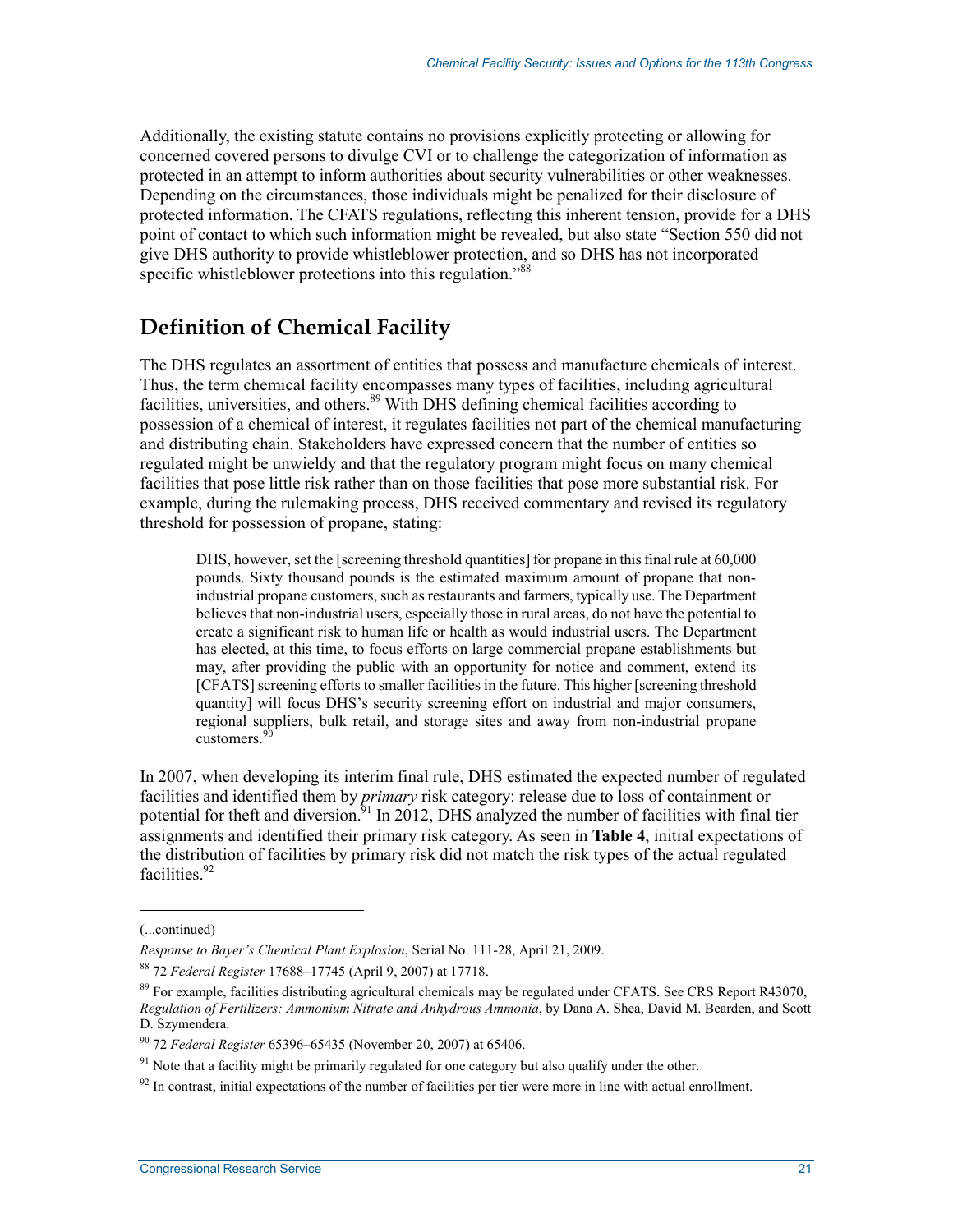Additionally, the existing statute contains no provisions explicitly protecting or allowing for concerned covered persons to divulge CVI or to challenge the categorization of information as protected in an attempt to inform authorities about security vulnerabilities or other weaknesses. Depending on the circumstances, those individuals might be penalized for their disclosure of protected information. The CFATS regulations, reflecting this inherent tension, provide for a DHS point of contact to which such information might be revealed, but also state "Section 550 did not give DHS authority to provide whistleblower protection, and so DHS has not incorporated specific whistleblower protections into this regulation."[88]

## Definition of Chemical Facility

The DHS regulates an assortment of entities that possess and manufacture chemicals of interest. Thus, the term chemical facility encompasses many types of facilities, including agricultural facilities, universities, and others.[89] With DHS defining chemical facilities according to possession of a chemical of interest, it regulates facilities not part of the chemical manufacturing and distributing chain. Stakeholders have expressed concern that the number of entities so regulated might be unwieldy and that the regulatory program might focus on many chemical facilities that pose little risk rather than on those facilities that pose more substantial risk. For example, during the rulemaking process, DHS received commentary and revised its regulatory threshold for possession of propane, stating:

> DHS, however, set the [screening threshold quantities] for propane in this final rule at 60,000 pounds. Sixty thousand pounds is the estimated maximum amount of propane that non-industrial propane customers, such as restaurants and farmers, typically use. The Department believes that non-industrial users, especially those in rural areas, do not have the potential to create a significant risk to human life or health as would industrial users. The Department has elected, at this time, to focus efforts on large commercial propane establishments but may, after providing the public with an opportunity for notice and comment, extend its [CFATS] screening efforts to smaller facilities in the future. This higher [screening threshold quantity] will focus DHS's security screening effort on industrial and major consumers, regional suppliers, bulk retail, and storage sites and away from non-industrial propane customers.[90]

In 2007, when developing its interim final rule, DHS estimated the expected number of regulated facilities and identified them by *primary* risk category: release due to loss of containment or potential for theft and diversion.[91] In 2012, DHS analyzed the number of facilities with final tier assignments and identified their primary risk category. As seen in **Table 4**, initial expectations of the distribution of facilities by primary risk did not match the risk types of the actual regulated facilities.[92]

---

(...continued)

*Response to Bayer's Chemical Plant Explosion*, Serial No. 111-28, April 21, 2009.

[88] 72 *Federal Register* 17688–17745 (April 9, 2007) at 17718.

[89] For example, facilities distributing agricultural chemicals may be regulated under CFATS. See CRS Report R43070, *Regulation of Fertilizers: Ammonium Nitrate and Anhydrous Ammonia*, by Dana A. Shea, David M. Bearden, and Scott D. Szymendera.

[90] 72 *Federal Register* 65396–65435 (November 20, 2007) at 65406.

[91] Note that a facility might be primarily regulated for one category but also qualify under the other.

[92] In contrast, initial expectations of the number of facilities per tier were more in line with actual enrollment.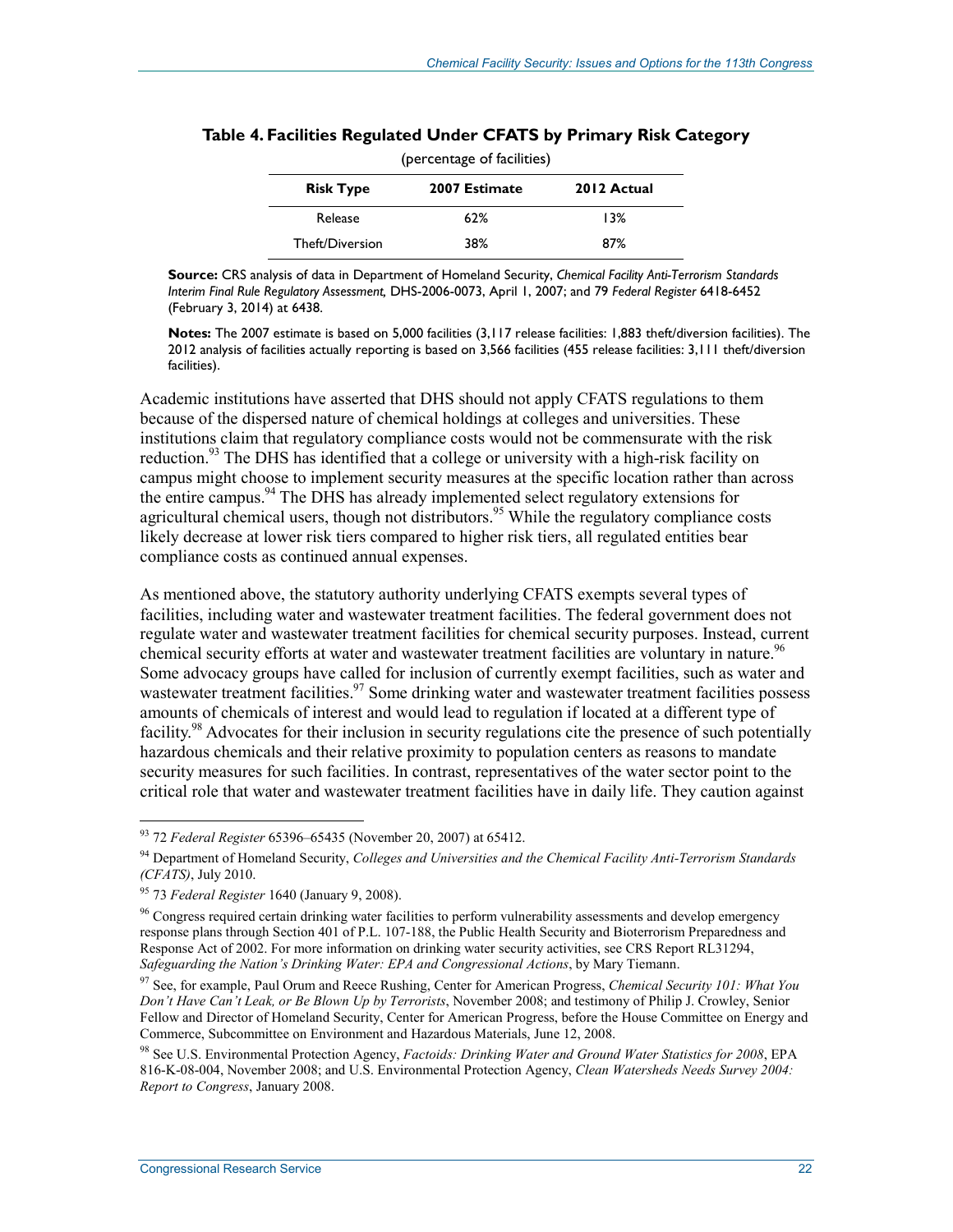**Table 4. Facilities Regulated Under CFATS by Primary Risk Category**

(percentage of facilities)

| Risk Type | 2007 Estimate | 2012 Actual |
|---|---|---|
| Release | 62% | 13% |
| Theft/Diversion | 38% | 87% |

**Source:** CRS analysis of data in Department of Homeland Security, *Chemical Facility Anti-Terrorism Standards Interim Final Rule Regulatory Assessment,* DHS-2006-0073, April 1, 2007; and 79 *Federal Register* 6418-6452 (February 3, 2014) at 6438.

**Notes:** The 2007 estimate is based on 5,000 facilities (3,117 release facilities: 1,883 theft/diversion facilities). The 2012 analysis of facilities actually reporting is based on 3,566 facilities (455 release facilities: 3,111 theft/diversion facilities).

Academic institutions have asserted that DHS should not apply CFATS regulations to them because of the dispersed nature of chemical holdings at colleges and universities. These institutions claim that regulatory compliance costs would not be commensurate with the risk reduction.[93] The DHS has identified that a college or university with a high-risk facility on campus might choose to implement security measures at the specific location rather than across the entire campus.[94] The DHS has already implemented select regulatory extensions for agricultural chemical users, though not distributors.[95] While the regulatory compliance costs likely decrease at lower risk tiers compared to higher risk tiers, all regulated entities bear compliance costs as continued annual expenses.

As mentioned above, the statutory authority underlying CFATS exempts several types of facilities, including water and wastewater treatment facilities. The federal government does not regulate water and wastewater treatment facilities for chemical security purposes. Instead, current chemical security efforts at water and wastewater treatment facilities are voluntary in nature.[96] Some advocacy groups have called for inclusion of currently exempt facilities, such as water and wastewater treatment facilities.[97] Some drinking water and wastewater treatment facilities possess amounts of chemicals of interest and would lead to regulation if located at a different type of facility.[98] Advocates for their inclusion in security regulations cite the presence of such potentially hazardous chemicals and their relative proximity to population centers as reasons to mandate security measures for such facilities. In contrast, representatives of the water sector point to the critical role that water and wastewater treatment facilities have in daily life. They caution against

---

[93] 72 *Federal Register* 65396–65435 (November 20, 2007) at 65412.

[94] Department of Homeland Security, *Colleges and Universities and the Chemical Facility Anti-Terrorism Standards (CFATS)*, July 2010.

[95] 73 *Federal Register* 1640 (January 9, 2008).

[96] Congress required certain drinking water facilities to perform vulnerability assessments and develop emergency response plans through Section 401 of P.L. 107-188, the Public Health Security and Bioterrorism Preparedness and Response Act of 2002. For more information on drinking water security activities, see CRS Report RL31294, *Safeguarding the Nation's Drinking Water: EPA and Congressional Actions*, by Mary Tiemann.

[97] See, for example, Paul Orum and Reece Rushing, Center for American Progress, *Chemical Security 101: What You Don't Have Can't Leak, or Be Blown Up by Terrorists*, November 2008; and testimony of Philip J. Crowley, Senior Fellow and Director of Homeland Security, Center for American Progress, before the House Committee on Energy and Commerce, Subcommittee on Environment and Hazardous Materials, June 12, 2008.

[98] See U.S. Environmental Protection Agency, *Factoids: Drinking Water and Ground Water Statistics for 2008*, EPA 816-K-08-004, November 2008; and U.S. Environmental Protection Agency, *Clean Watersheds Needs Survey 2004: Report to Congress*, January 2008.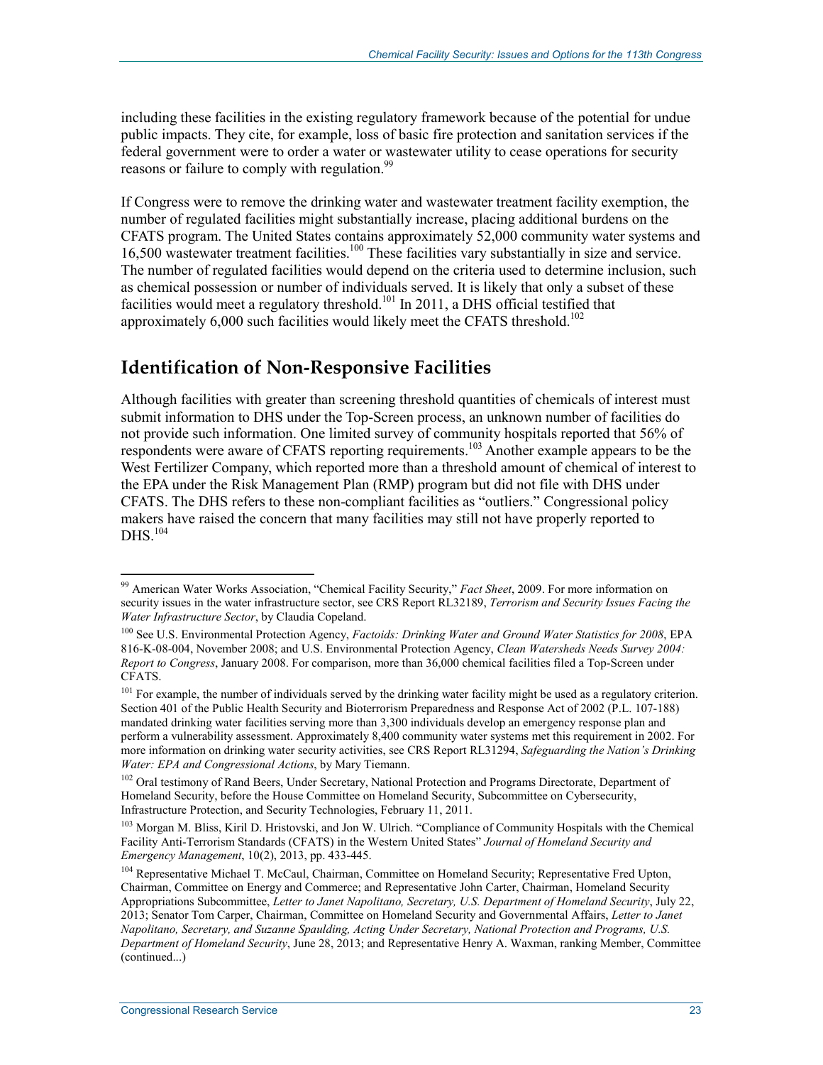including these facilities in the existing regulatory framework because of the potential for undue public impacts. They cite, for example, loss of basic fire protection and sanitation services if the federal government were to order a water or wastewater utility to cease operations for security reasons or failure to comply with regulation.[99]

If Congress were to remove the drinking water and wastewater treatment facility exemption, the number of regulated facilities might substantially increase, placing additional burdens on the CFATS program. The United States contains approximately 52,000 community water systems and 16,500 wastewater treatment facilities.[100] These facilities vary substantially in size and service. The number of regulated facilities would depend on the criteria used to determine inclusion, such as chemical possession or number of individuals served. It is likely that only a subset of these facilities would meet a regulatory threshold.[101] In 2011, a DHS official testified that approximately 6,000 such facilities would likely meet the CFATS threshold.[102]

## Identification of Non-Responsive Facilities

Although facilities with greater than screening threshold quantities of chemicals of interest must submit information to DHS under the Top-Screen process, an unknown number of facilities do not provide such information. One limited survey of community hospitals reported that 56% of respondents were aware of CFATS reporting requirements.[103] Another example appears to be the West Fertilizer Company, which reported more than a threshold amount of chemical of interest to the EPA under the Risk Management Plan (RMP) program but did not file with DHS under CFATS. The DHS refers to these non-compliant facilities as "outliers." Congressional policy makers have raised the concern that many facilities may still not have properly reported to DHS.[104]

---

[99] American Water Works Association, "Chemical Facility Security," *Fact Sheet*, 2009. For more information on security issues in the water infrastructure sector, see CRS Report RL32189, *Terrorism and Security Issues Facing the Water Infrastructure Sector*, by Claudia Copeland.

[100] See U.S. Environmental Protection Agency, *Factoids: Drinking Water and Ground Water Statistics for 2008*, EPA 816-K-08-004, November 2008; and U.S. Environmental Protection Agency, *Clean Watersheds Needs Survey 2004: Report to Congress*, January 2008. For comparison, more than 36,000 chemical facilities filed a Top-Screen under CFATS.

[101] For example, the number of individuals served by the drinking water facility might be used as a regulatory criterion. Section 401 of the Public Health Security and Bioterrorism Preparedness and Response Act of 2002 (P.L. 107-188) mandated drinking water facilities serving more than 3,300 individuals develop an emergency response plan and perform a vulnerability assessment. Approximately 8,400 community water systems met this requirement in 2002. For more information on drinking water security activities, see CRS Report RL31294, *Safeguarding the Nation's Drinking Water: EPA and Congressional Actions*, by Mary Tiemann.

[102] Oral testimony of Rand Beers, Under Secretary, National Protection and Programs Directorate, Department of Homeland Security, before the House Committee on Homeland Security, Subcommittee on Cybersecurity, Infrastructure Protection, and Security Technologies, February 11, 2011.

[103] Morgan M. Bliss, Kiril D. Hristovski, and Jon W. Ulrich. "Compliance of Community Hospitals with the Chemical Facility Anti-Terrorism Standards (CFATS) in the Western United States" *Journal of Homeland Security and Emergency Management*, 10(2), 2013, pp. 433-445.

[104] Representative Michael T. McCaul, Chairman, Committee on Homeland Security; Representative Fred Upton, Chairman, Committee on Energy and Commerce; and Representative John Carter, Chairman, Homeland Security Appropriations Subcommittee, *Letter to Janet Napolitano, Secretary, U.S. Department of Homeland Security*, July 22, 2013; Senator Tom Carper, Chairman, Committee on Homeland Security and Governmental Affairs, *Letter to Janet Napolitano, Secretary, and Suzanne Spaulding, Acting Under Secretary, National Protection and Programs, U.S. Department of Homeland Security*, June 28, 2013; and Representative Henry A. Waxman, ranking Member, Committee (continued...)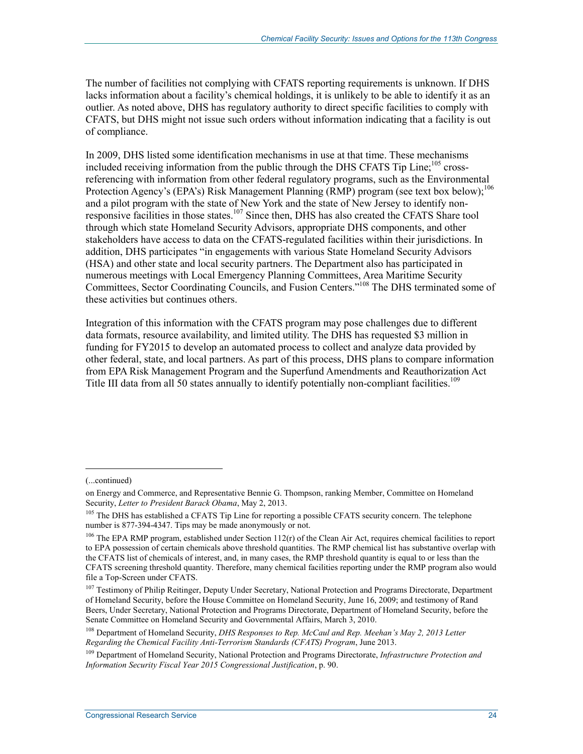The number of facilities not complying with CFATS reporting requirements is unknown. If DHS lacks information about a facility's chemical holdings, it is unlikely to be able to identify it as an outlier. As noted above, DHS has regulatory authority to direct specific facilities to comply with CFATS, but DHS might not issue such orders without information indicating that a facility is out of compliance.

In 2009, DHS listed some identification mechanisms in use at that time. These mechanisms included receiving information from the public through the DHS CFATS Tip Line;[105] cross-referencing with information from other federal regulatory programs, such as the Environmental Protection Agency's (EPA's) Risk Management Planning (RMP) program (see text box below);[106] and a pilot program with the state of New York and the state of New Jersey to identify non-responsive facilities in those states.[107] Since then, DHS has also created the CFATS Share tool through which state Homeland Security Advisors, appropriate DHS components, and other stakeholders have access to data on the CFATS-regulated facilities within their jurisdictions. In addition, DHS participates "in engagements with various State Homeland Security Advisors (HSA) and other state and local security partners. The Department also has participated in numerous meetings with Local Emergency Planning Committees, Area Maritime Security Committees, Sector Coordinating Councils, and Fusion Centers."[108] The DHS terminated some of these activities but continues others.

Integration of this information with the CFATS program may pose challenges due to different data formats, resource availability, and limited utility. The DHS has requested $3 million in funding for FY2015 to develop an automated process to collect and analyze data provided by other federal, state, and local partners. As part of this process, DHS plans to compare information from EPA Risk Management Program and the Superfund Amendments and Reauthorization Act Title III data from all 50 states annually to identify potentially non-compliant facilities.[109]

---

(...continued)

on Energy and Commerce, and Representative Bennie G. Thompson, ranking Member, Committee on Homeland Security, *Letter to President Barack Obama*, May 2, 2013.

[105] The DHS has established a CFATS Tip Line for reporting a possible CFATS security concern. The telephone number is 877-394-4347. Tips may be made anonymously or not.

[106] The EPA RMP program, established under Section 112(r) of the Clean Air Act, requires chemical facilities to report to EPA possession of certain chemicals above threshold quantities. The RMP chemical list has substantive overlap with the CFATS list of chemicals of interest, and, in many cases, the RMP threshold quantity is equal to or less than the CFATS screening threshold quantity. Therefore, many chemical facilities reporting under the RMP program also would file a Top-Screen under CFATS.

[107] Testimony of Philip Reitinger, Deputy Under Secretary, National Protection and Programs Directorate, Department of Homeland Security, before the House Committee on Homeland Security, June 16, 2009; and testimony of Rand Beers, Under Secretary, National Protection and Programs Directorate, Department of Homeland Security, before the Senate Committee on Homeland Security and Governmental Affairs, March 3, 2010.

[108] Department of Homeland Security, *DHS Responses to Rep. McCaul and Rep. Meehan's May 2, 2013 Letter Regarding the Chemical Facility Anti-Terrorism Standards (CFATS) Program*, June 2013.

[109] Department of Homeland Security, National Protection and Programs Directorate, *Infrastructure Protection and Information Security Fiscal Year 2015 Congressional Justification*, p. 90.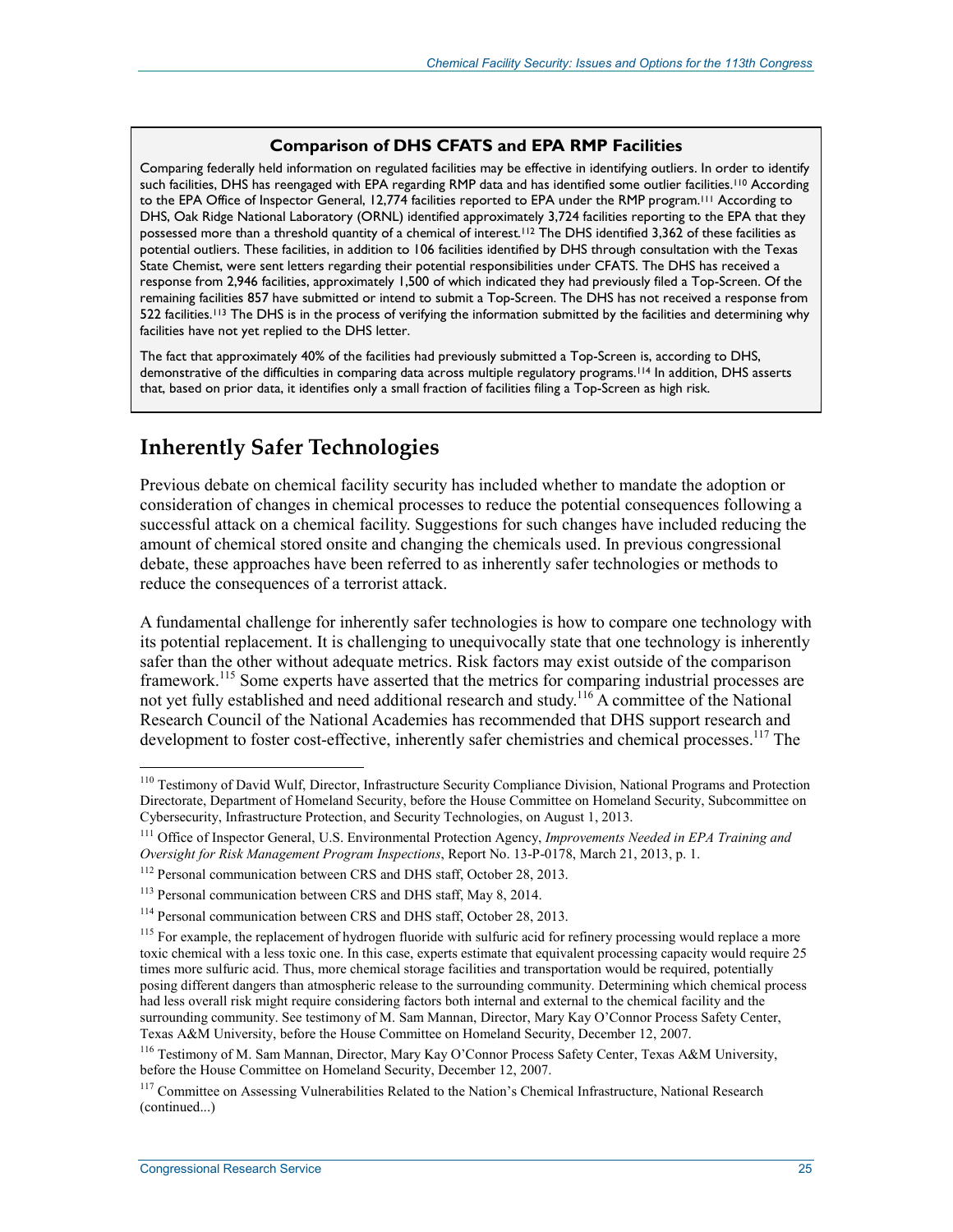**Comparison of DHS CFATS and EPA RMP Facilities**

Comparing federally held information on regulated facilities may be effective in identifying outliers. In order to identify such facilities, DHS has reengaged with EPA regarding RMP data and has identified some outlier facilities.[110] According to the EPA Office of Inspector General, 12,774 facilities reported to EPA under the RMP program.[111] According to DHS, Oak Ridge National Laboratory (ORNL) identified approximately 3,724 facilities reporting to the EPA that they possessed more than a threshold quantity of a chemical of interest.[112] The DHS identified 3,362 of these facilities as potential outliers. These facilities, in addition to 106 facilities identified by DHS through consultation with the Texas State Chemist, were sent letters regarding their potential responsibilities under CFATS. The DHS has received a response from 2,946 facilities, approximately 1,500 of which indicated they had previously filed a Top-Screen. Of the remaining facilities 857 have submitted or intend to submit a Top-Screen. The DHS has not received a response from 522 facilities.[113] The DHS is in the process of verifying the information submitted by the facilities and determining why facilities have not yet replied to the DHS letter.

The fact that approximately 40% of the facilities had previously submitted a Top-Screen is, according to DHS, demonstrative of the difficulties in comparing data across multiple regulatory programs.[114] In addition, DHS asserts that, based on prior data, it identifies only a small fraction of facilities filing a Top-Screen as high risk.

## Inherently Safer Technologies

Previous debate on chemical facility security has included whether to mandate the adoption or consideration of changes in chemical processes to reduce the potential consequences following a successful attack on a chemical facility. Suggestions for such changes have included reducing the amount of chemical stored onsite and changing the chemicals used. In previous congressional debate, these approaches have been referred to as inherently safer technologies or methods to reduce the consequences of a terrorist attack.

A fundamental challenge for inherently safer technologies is how to compare one technology with its potential replacement. It is challenging to unequivocally state that one technology is inherently safer than the other without adequate metrics. Risk factors may exist outside of the comparison framework.[115] Some experts have asserted that the metrics for comparing industrial processes are not yet fully established and need additional research and study.[116] A committee of the National Research Council of the National Academies has recommended that DHS support research and development to foster cost-effective, inherently safer chemistries and chemical processes.[117] The

---

[110] Testimony of David Wulf, Director, Infrastructure Security Compliance Division, National Programs and Protection Directorate, Department of Homeland Security, before the House Committee on Homeland Security, Subcommittee on Cybersecurity, Infrastructure Protection, and Security Technologies, on August 1, 2013.

[111] Office of Inspector General, U.S. Environmental Protection Agency, *Improvements Needed in EPA Training and Oversight for Risk Management Program Inspections*, Report No. 13-P-0178, March 21, 2013, p. 1.

[112] Personal communication between CRS and DHS staff, October 28, 2013.

[113] Personal communication between CRS and DHS staff, May 8, 2014.

[114] Personal communication between CRS and DHS staff, October 28, 2013.

[115] For example, the replacement of hydrogen fluoride with sulfuric acid for refinery processing would replace a more toxic chemical with a less toxic one. In this case, experts estimate that equivalent processing capacity would require 25 times more sulfuric acid. Thus, more chemical storage facilities and transportation would be required, potentially posing different dangers than atmospheric release to the surrounding community. Determining which chemical process had less overall risk might require considering factors both internal and external to the chemical facility and the surrounding community. See testimony of M. Sam Mannan, Director, Mary Kay O'Connor Process Safety Center, Texas A&M University, before the House Committee on Homeland Security, December 12, 2007.

[116] Testimony of M. Sam Mannan, Director, Mary Kay O'Connor Process Safety Center, Texas A&M University, before the House Committee on Homeland Security, December 12, 2007.

[117] Committee on Assessing Vulnerabilities Related to the Nation's Chemical Infrastructure, National Research (continued...)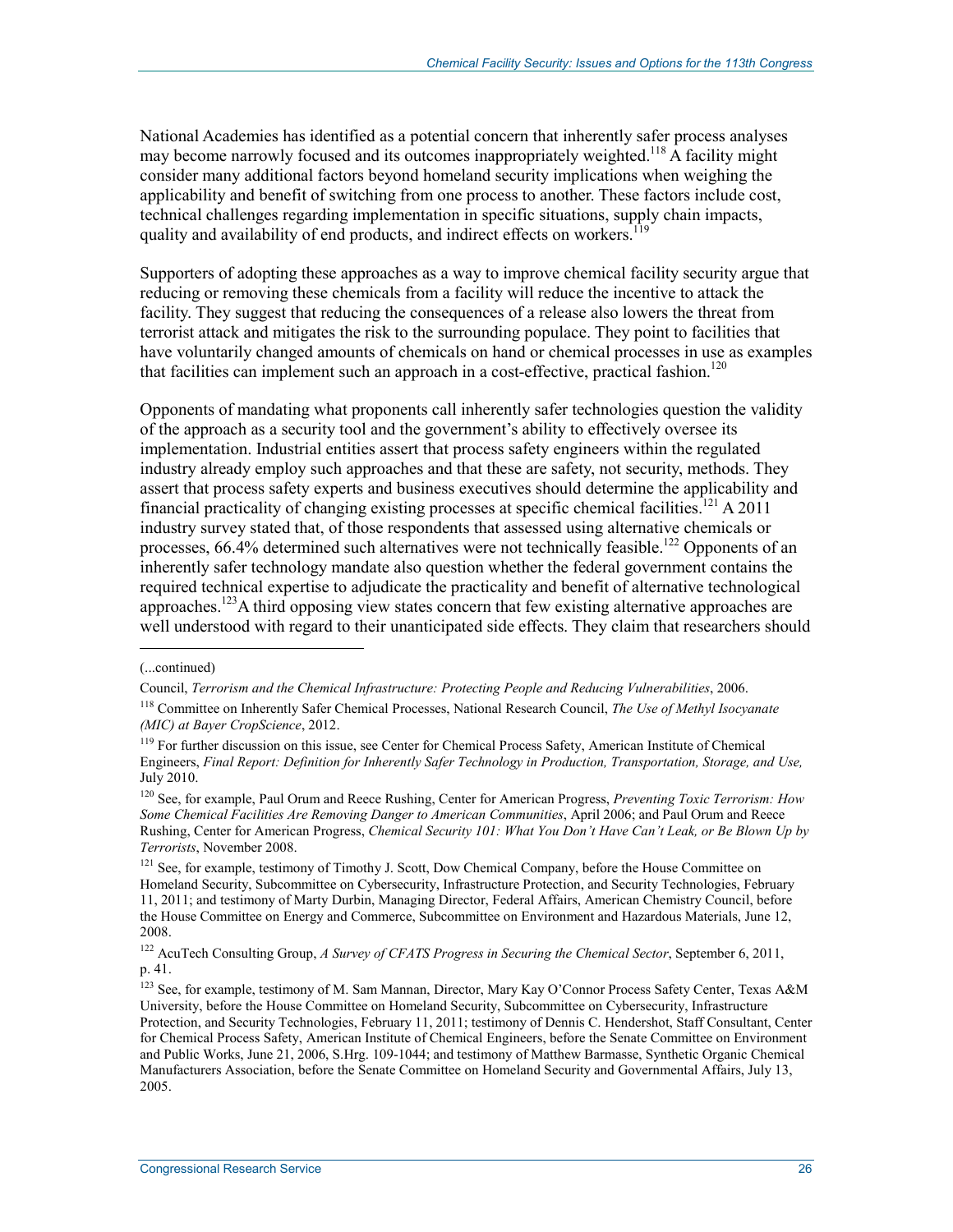National Academies has identified as a potential concern that inherently safer process analyses may become narrowly focused and its outcomes inappropriately weighted.[118] A facility might consider many additional factors beyond homeland security implications when weighing the applicability and benefit of switching from one process to another. These factors include cost, technical challenges regarding implementation in specific situations, supply chain impacts, quality and availability of end products, and indirect effects on workers.[119]

Supporters of adopting these approaches as a way to improve chemical facility security argue that reducing or removing these chemicals from a facility will reduce the incentive to attack the facility. They suggest that reducing the consequences of a release also lowers the threat from terrorist attack and mitigates the risk to the surrounding populace. They point to facilities that have voluntarily changed amounts of chemicals on hand or chemical processes in use as examples that facilities can implement such an approach in a cost-effective, practical fashion.[120]

Opponents of mandating what proponents call inherently safer technologies question the validity of the approach as a security tool and the government's ability to effectively oversee its implementation. Industrial entities assert that process safety engineers within the regulated industry already employ such approaches and that these are safety, not security, methods. They assert that process safety experts and business executives should determine the applicability and financial practicality of changing existing processes at specific chemical facilities.[121] A 2011 industry survey stated that, of those respondents that assessed using alternative chemicals or processes, 66.4% determined such alternatives were not technically feasible.[122] Opponents of an inherently safer technology mandate also question whether the federal government contains the required technical expertise to adjudicate the practicality and benefit of alternative technological approaches.[123] A third opposing view states concern that few existing alternative approaches are well understood with regard to their unanticipated side effects. They claim that researchers should

---

(...continued)

Council, *Terrorism and the Chemical Infrastructure: Protecting People and Reducing Vulnerabilities*, 2006.

[118] Committee on Inherently Safer Chemical Processes, National Research Council, *The Use of Methyl Isocyanate (MIC) at Bayer CropScience*, 2012.

[119] For further discussion on this issue, see Center for Chemical Process Safety, American Institute of Chemical Engineers, *Final Report: Definition for Inherently Safer Technology in Production, Transportation, Storage, and Use,* July 2010.

[120] See, for example, Paul Orum and Reece Rushing, Center for American Progress, *Preventing Toxic Terrorism: How Some Chemical Facilities Are Removing Danger to American Communities*, April 2006; and Paul Orum and Reece Rushing, Center for American Progress, *Chemical Security 101: What You Don't Have Can't Leak, or Be Blown Up by Terrorists*, November 2008.

[121] See, for example, testimony of Timothy J. Scott, Dow Chemical Company, before the House Committee on Homeland Security, Subcommittee on Cybersecurity, Infrastructure Protection, and Security Technologies, February 11, 2011; and testimony of Marty Durbin, Managing Director, Federal Affairs, American Chemistry Council, before the House Committee on Energy and Commerce, Subcommittee on Environment and Hazardous Materials, June 12, 2008.

[122] AcuTech Consulting Group, *A Survey of CFATS Progress in Securing the Chemical Sector*, September 6, 2011, p. 41.

[123] See, for example, testimony of M. Sam Mannan, Director, Mary Kay O'Connor Process Safety Center, Texas A&M University, before the House Committee on Homeland Security, Subcommittee on Cybersecurity, Infrastructure Protection, and Security Technologies, February 11, 2011; testimony of Dennis C. Hendershot, Staff Consultant, Center for Chemical Process Safety, American Institute of Chemical Engineers, before the Senate Committee on Environment and Public Works, June 21, 2006, S.Hrg. 109-1044; and testimony of Matthew Barmasse, Synthetic Organic Chemical Manufacturers Association, before the Senate Committee on Homeland Security and Governmental Affairs, July 13, 2005.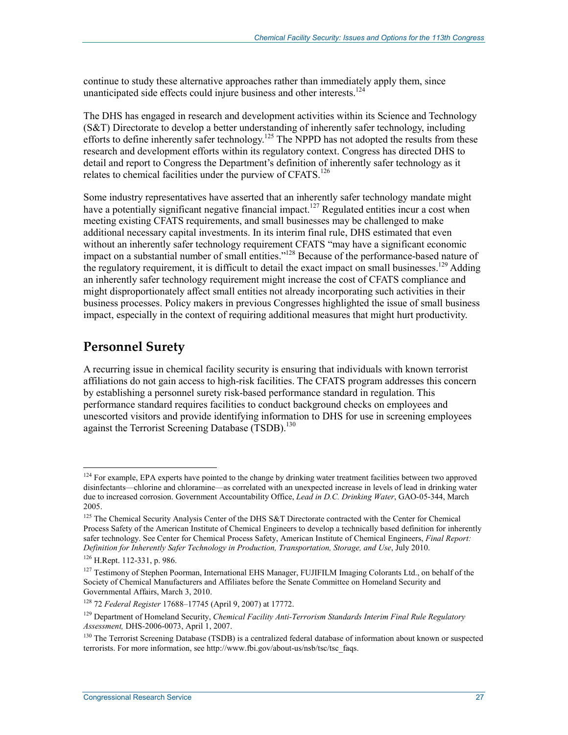continue to study these alternative approaches rather than immediately apply them, since unanticipated side effects could injure business and other interests.[124]

The DHS has engaged in research and development activities within its Science and Technology (S&T) Directorate to develop a better understanding of inherently safer technology, including efforts to define inherently safer technology.[125] The NPPD has not adopted the results from these research and development efforts within its regulatory context. Congress has directed DHS to detail and report to Congress the Department's definition of inherently safer technology as it relates to chemical facilities under the purview of CFATS.[126]

Some industry representatives have asserted that an inherently safer technology mandate might have a potentially significant negative financial impact.[127] Regulated entities incur a cost when meeting existing CFATS requirements, and small businesses may be challenged to make additional necessary capital investments. In its interim final rule, DHS estimated that even without an inherently safer technology requirement CFATS "may have a significant economic impact on a substantial number of small entities."[128] Because of the performance-based nature of the regulatory requirement, it is difficult to detail the exact impact on small businesses.[129] Adding an inherently safer technology requirement might increase the cost of CFATS compliance and might disproportionately affect small entities not already incorporating such activities in their business processes. Policy makers in previous Congresses highlighted the issue of small business impact, especially in the context of requiring additional measures that might hurt productivity.

## Personnel Surety

A recurring issue in chemical facility security is ensuring that individuals with known terrorist affiliations do not gain access to high-risk facilities. The CFATS program addresses this concern by establishing a personnel surety risk-based performance standard in regulation. This performance standard requires facilities to conduct background checks on employees and unescorted visitors and provide identifying information to DHS for use in screening employees against the Terrorist Screening Database (TSDB).[130]

---

[124] For example, EPA experts have pointed to the change by drinking water treatment facilities between two approved disinfectants—chlorine and chloramine—as correlated with an unexpected increase in levels of lead in drinking water due to increased corrosion. Government Accountability Office, *Lead in D.C. Drinking Water*, GAO-05-344, March 2005.

[125] The Chemical Security Analysis Center of the DHS S&T Directorate contracted with the Center for Chemical Process Safety of the American Institute of Chemical Engineers to develop a technically based definition for inherently safer technology. See Center for Chemical Process Safety, American Institute of Chemical Engineers, *Final Report: Definition for Inherently Safer Technology in Production, Transportation, Storage, and Use*, July 2010.

[126] H.Rept. 112-331, p. 986.

[127] Testimony of Stephen Poorman, International EHS Manager, FUJIFILM Imaging Colorants Ltd., on behalf of the Society of Chemical Manufacturers and Affiliates before the Senate Committee on Homeland Security and Governmental Affairs, March 3, 2010.

[128] 72 *Federal Register* 17688–17745 (April 9, 2007) at 17772.

[129] Department of Homeland Security, *Chemical Facility Anti-Terrorism Standards Interim Final Rule Regulatory Assessment,* DHS-2006-0073, April 1, 2007.

[130] The Terrorist Screening Database (TSDB) is a centralized federal database of information about known or suspected terrorists. For more information, see http://www.fbi.gov/about-us/nsb/tsc/tsc_faqs.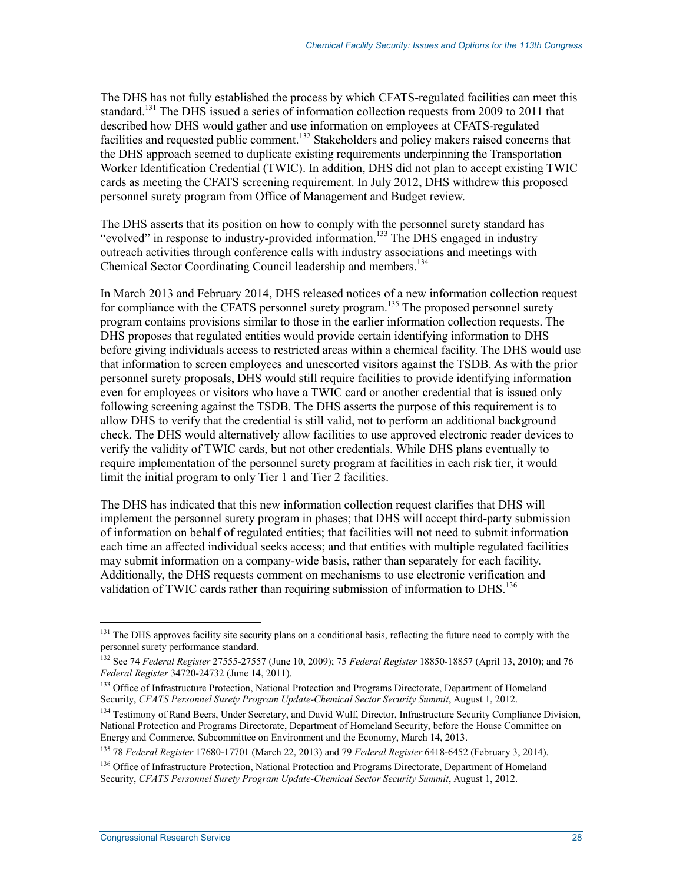The DHS has not fully established the process by which CFATS-regulated facilities can meet this standard.[131] The DHS issued a series of information collection requests from 2009 to 2011 that described how DHS would gather and use information on employees at CFATS-regulated facilities and requested public comment.[132] Stakeholders and policy makers raised concerns that the DHS approach seemed to duplicate existing requirements underpinning the Transportation Worker Identification Credential (TWIC). In addition, DHS did not plan to accept existing TWIC cards as meeting the CFATS screening requirement. In July 2012, DHS withdrew this proposed personnel surety program from Office of Management and Budget review.

The DHS asserts that its position on how to comply with the personnel surety standard has "evolved" in response to industry-provided information.[133] The DHS engaged in industry outreach activities through conference calls with industry associations and meetings with Chemical Sector Coordinating Council leadership and members.[134]

In March 2013 and February 2014, DHS released notices of a new information collection request for compliance with the CFATS personnel surety program.[135] The proposed personnel surety program contains provisions similar to those in the earlier information collection requests. The DHS proposes that regulated entities would provide certain identifying information to DHS before giving individuals access to restricted areas within a chemical facility. The DHS would use that information to screen employees and unescorted visitors against the TSDB. As with the prior personnel surety proposals, DHS would still require facilities to provide identifying information even for employees or visitors who have a TWIC card or another credential that is issued only following screening against the TSDB. The DHS asserts the purpose of this requirement is to allow DHS to verify that the credential is still valid, not to perform an additional background check. The DHS would alternatively allow facilities to use approved electronic reader devices to verify the validity of TWIC cards, but not other credentials. While DHS plans eventually to require implementation of the personnel surety program at facilities in each risk tier, it would limit the initial program to only Tier 1 and Tier 2 facilities.

The DHS has indicated that this new information collection request clarifies that DHS will implement the personnel surety program in phases; that DHS will accept third-party submission of information on behalf of regulated entities; that facilities will not need to submit information each time an affected individual seeks access; and that entities with multiple regulated facilities may submit information on a company-wide basis, rather than separately for each facility. Additionally, the DHS requests comment on mechanisms to use electronic verification and validation of TWIC cards rather than requiring submission of information to DHS.[136]

---

[131] The DHS approves facility site security plans on a conditional basis, reflecting the future need to comply with the personnel surety performance standard.

[132] See 74 *Federal Register* 27555-27557 (June 10, 2009); 75 *Federal Register* 18850-18857 (April 13, 2010); and 76 *Federal Register* 34720-24732 (June 14, 2011).

[133] Office of Infrastructure Protection, National Protection and Programs Directorate, Department of Homeland Security, *CFATS Personnel Surety Program Update-Chemical Sector Security Summit*, August 1, 2012.

[134] Testimony of Rand Beers, Under Secretary, and David Wulf, Director, Infrastructure Security Compliance Division, National Protection and Programs Directorate, Department of Homeland Security, before the House Committee on Energy and Commerce, Subcommittee on Environment and the Economy, March 14, 2013.

[135] 78 *Federal Register* 17680-17701 (March 22, 2013) and 79 *Federal Register* 6418-6452 (February 3, 2014).

[136] Office of Infrastructure Protection, National Protection and Programs Directorate, Department of Homeland Security, *CFATS Personnel Surety Program Update-Chemical Sector Security Summit*, August 1, 2012.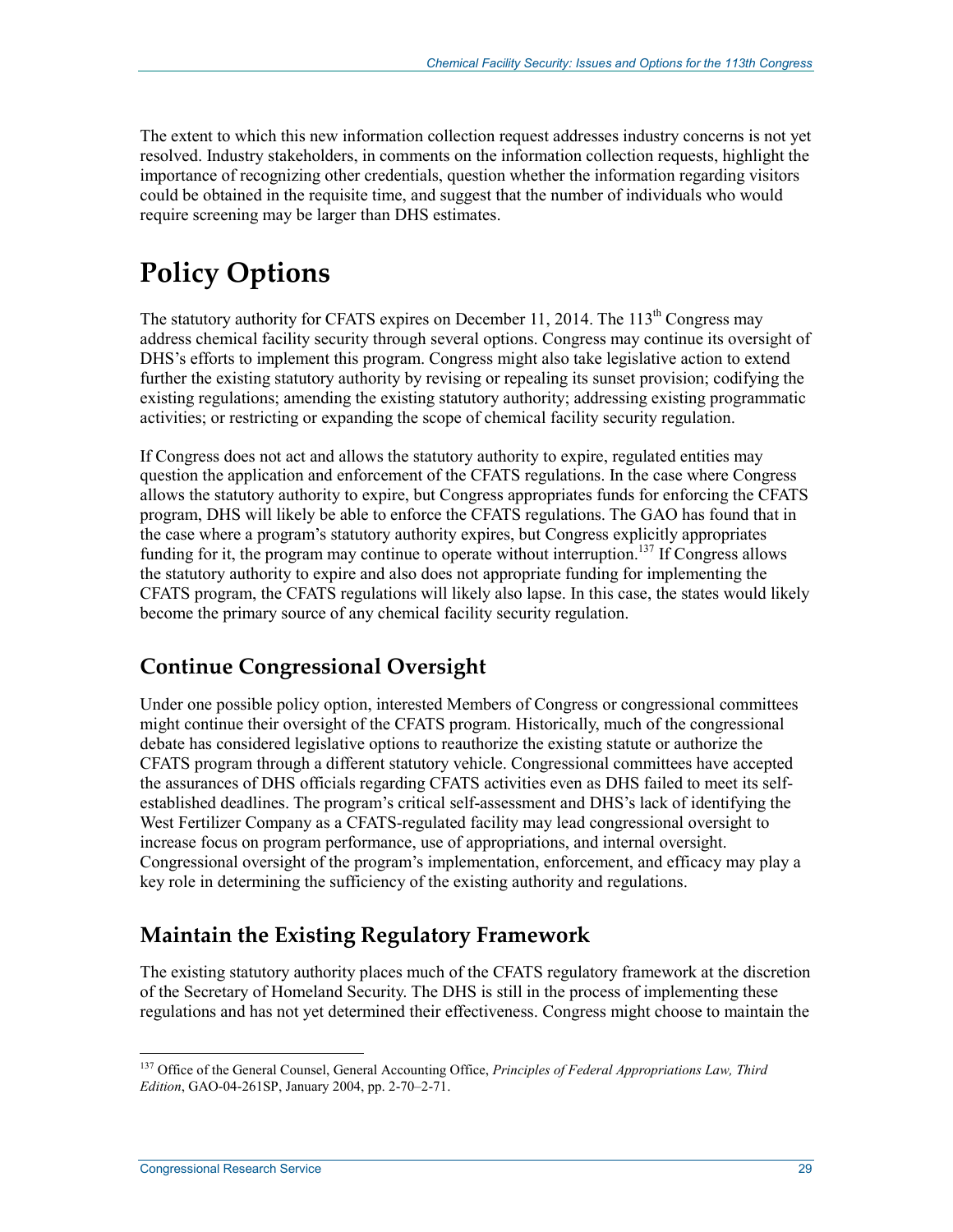The extent to which this new information collection request addresses industry concerns is not yet resolved. Industry stakeholders, in comments on the information collection requests, highlight the importance of recognizing other credentials, question whether the information regarding visitors could be obtained in the requisite time, and suggest that the number of individuals who would require screening may be larger than DHS estimates.

# Policy Options

The statutory authority for CFATS expires on December 11, 2014. The 113th Congress may address chemical facility security through several options. Congress may continue its oversight of DHS's efforts to implement this program. Congress might also take legislative action to extend further the existing statutory authority by revising or repealing its sunset provision; codifying the existing regulations; amending the existing statutory authority; addressing existing programmatic activities; or restricting or expanding the scope of chemical facility security regulation.

If Congress does not act and allows the statutory authority to expire, regulated entities may question the application and enforcement of the CFATS regulations. In the case where Congress allows the statutory authority to expire, but Congress appropriates funds for enforcing the CFATS program, DHS will likely be able to enforce the CFATS regulations. The GAO has found that in the case where a program's statutory authority expires, but Congress explicitly appropriates funding for it, the program may continue to operate without interruption.[137] If Congress allows the statutory authority to expire and also does not appropriate funding for implementing the CFATS program, the CFATS regulations will likely also lapse. In this case, the states would likely become the primary source of any chemical facility security regulation.

## Continue Congressional Oversight

Under one possible policy option, interested Members of Congress or congressional committees might continue their oversight of the CFATS program. Historically, much of the congressional debate has considered legislative options to reauthorize the existing statute or authorize the CFATS program through a different statutory vehicle. Congressional committees have accepted the assurances of DHS officials regarding CFATS activities even as DHS failed to meet its self-established deadlines. The program's critical self-assessment and DHS's lack of identifying the West Fertilizer Company as a CFATS-regulated facility may lead congressional oversight to increase focus on program performance, use of appropriations, and internal oversight. Congressional oversight of the program's implementation, enforcement, and efficacy may play a key role in determining the sufficiency of the existing authority and regulations.

## Maintain the Existing Regulatory Framework

The existing statutory authority places much of the CFATS regulatory framework at the discretion of the Secretary of Homeland Security. The DHS is still in the process of implementing these regulations and has not yet determined their effectiveness. Congress might choose to maintain the

---

[137] Office of the General Counsel, General Accounting Office, *Principles of Federal Appropriations Law, Third Edition*, GAO-04-261SP, January 2004, pp. 2-70–2-71.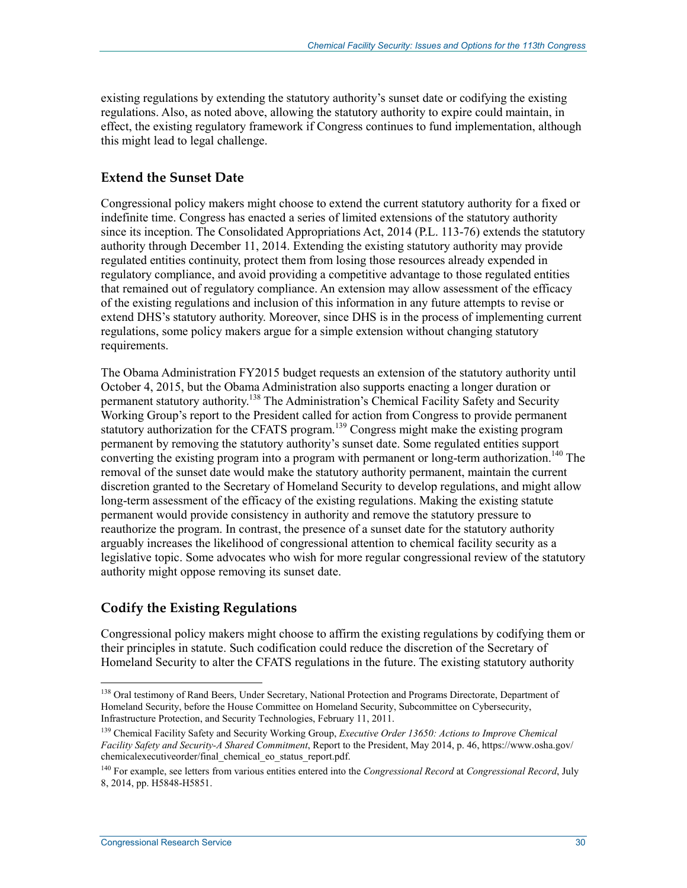existing regulations by extending the statutory authority's sunset date or codifying the existing regulations. Also, as noted above, allowing the statutory authority to expire could maintain, in effect, the existing regulatory framework if Congress continues to fund implementation, although this might lead to legal challenge.

### Extend the Sunset Date

Congressional policy makers might choose to extend the current statutory authority for a fixed or indefinite time. Congress has enacted a series of limited extensions of the statutory authority since its inception. The Consolidated Appropriations Act, 2014 (P.L. 113-76) extends the statutory authority through December 11, 2014. Extending the existing statutory authority may provide regulated entities continuity, protect them from losing those resources already expended in regulatory compliance, and avoid providing a competitive advantage to those regulated entities that remained out of regulatory compliance. An extension may allow assessment of the efficacy of the existing regulations and inclusion of this information in any future attempts to revise or extend DHS's statutory authority. Moreover, since DHS is in the process of implementing current regulations, some policy makers argue for a simple extension without changing statutory requirements.

The Obama Administration FY2015 budget requests an extension of the statutory authority until October 4, 2015, but the Obama Administration also supports enacting a longer duration or permanent statutory authority.[138] The Administration's Chemical Facility Safety and Security Working Group's report to the President called for action from Congress to provide permanent statutory authorization for the CFATS program.[139] Congress might make the existing program permanent by removing the statutory authority's sunset date. Some regulated entities support converting the existing program into a program with permanent or long-term authorization.[140] The removal of the sunset date would make the statutory authority permanent, maintain the current discretion granted to the Secretary of Homeland Security to develop regulations, and might allow long-term assessment of the efficacy of the existing regulations. Making the existing statute permanent would provide consistency in authority and remove the statutory pressure to reauthorize the program. In contrast, the presence of a sunset date for the statutory authority arguably increases the likelihood of congressional attention to chemical facility security as a legislative topic. Some advocates who wish for more regular congressional review of the statutory authority might oppose removing its sunset date.

### Codify the Existing Regulations

Congressional policy makers might choose to affirm the existing regulations by codifying them or their principles in statute. Such codification could reduce the discretion of the Secretary of Homeland Security to alter the CFATS regulations in the future. The existing statutory authority

---

[138] Oral testimony of Rand Beers, Under Secretary, National Protection and Programs Directorate, Department of Homeland Security, before the House Committee on Homeland Security, Subcommittee on Cybersecurity, Infrastructure Protection, and Security Technologies, February 11, 2011.

[139] Chemical Facility Safety and Security Working Group, *Executive Order 13650: Actions to Improve Chemical Facility Safety and Security-A Shared Commitment*, Report to the President, May 2014, p. 46, https://www.osha.gov/chemicalexecutiveorder/final_chemical_eo_status_report.pdf.

[140] For example, see letters from various entities entered into the *Congressional Record* at *Congressional Record*, July 8, 2014, pp. H5848-H5851.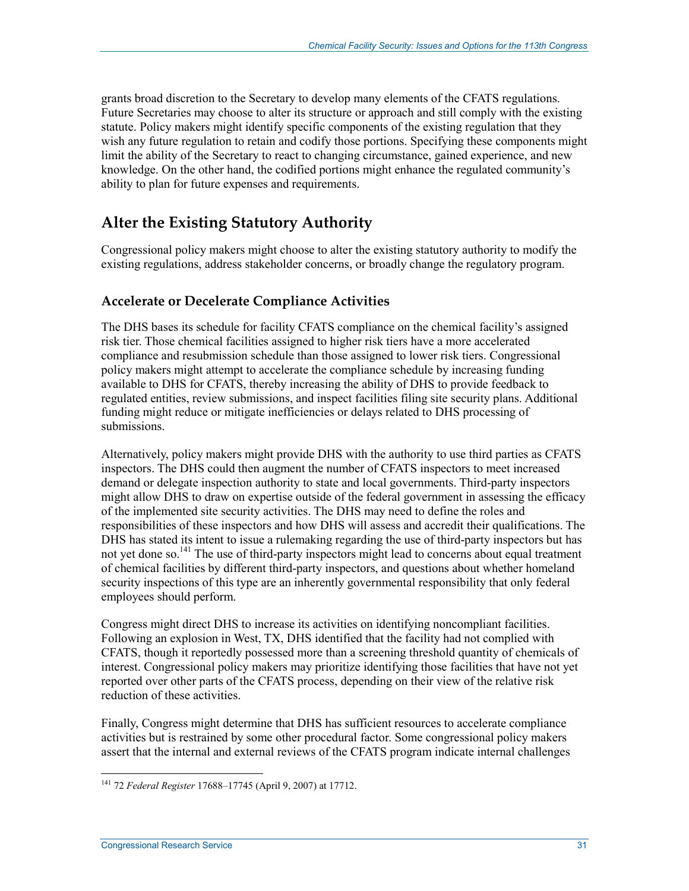grants broad discretion to the Secretary to develop many elements of the CFATS regulations. Future Secretaries may choose to alter its structure or approach and still comply with the existing statute. Policy makers might identify specific components of the existing regulation that they wish any future regulation to retain and codify those portions. Specifying these components might limit the ability of the Secretary to react to changing circumstance, gained experience, and new knowledge. On the other hand, the codified portions might enhance the regulated community's ability to plan for future expenses and requirements.

## Alter the Existing Statutory Authority

Congressional policy makers might choose to alter the existing statutory authority to modify the existing regulations, address stakeholder concerns, or broadly change the regulatory program.

### Accelerate or Decelerate Compliance Activities

The DHS bases its schedule for facility CFATS compliance on the chemical facility's assigned risk tier. Those chemical facilities assigned to higher risk tiers have a more accelerated compliance and resubmission schedule than those assigned to lower risk tiers. Congressional policy makers might attempt to accelerate the compliance schedule by increasing funding available to DHS for CFATS, thereby increasing the ability of DHS to provide feedback to regulated entities, review submissions, and inspect facilities filing site security plans. Additional funding might reduce or mitigate inefficiencies or delays related to DHS processing of submissions.

Alternatively, policy makers might provide DHS with the authority to use third parties as CFATS inspectors. The DHS could then augment the number of CFATS inspectors to meet increased demand or delegate inspection authority to state and local governments. Third-party inspectors might allow DHS to draw on expertise outside of the federal government in assessing the efficacy of the implemented site security activities. The DHS may need to define the roles and responsibilities of these inspectors and how DHS will assess and accredit their qualifications. The DHS has stated its intent to issue a rulemaking regarding the use of third-party inspectors but has not yet done so.[141] The use of third-party inspectors might lead to concerns about equal treatment of chemical facilities by different third-party inspectors, and questions about whether homeland security inspections of this type are an inherently governmental responsibility that only federal employees should perform.

Congress might direct DHS to increase its activities on identifying noncompliant facilities. Following an explosion in West, TX, DHS identified that the facility had not complied with CFATS, though it reportedly possessed more than a screening threshold quantity of chemicals of interest. Congressional policy makers may prioritize identifying those facilities that have not yet reported over other parts of the CFATS process, depending on their view of the relative risk reduction of these activities.

Finally, Congress might determine that DHS has sufficient resources to accelerate compliance activities but is restrained by some other procedural factor. Some congressional policy makers assert that the internal and external reviews of the CFATS program indicate internal challenges

[141] 72 *Federal Register* 17688–17745 (April 9, 2007) at 17712.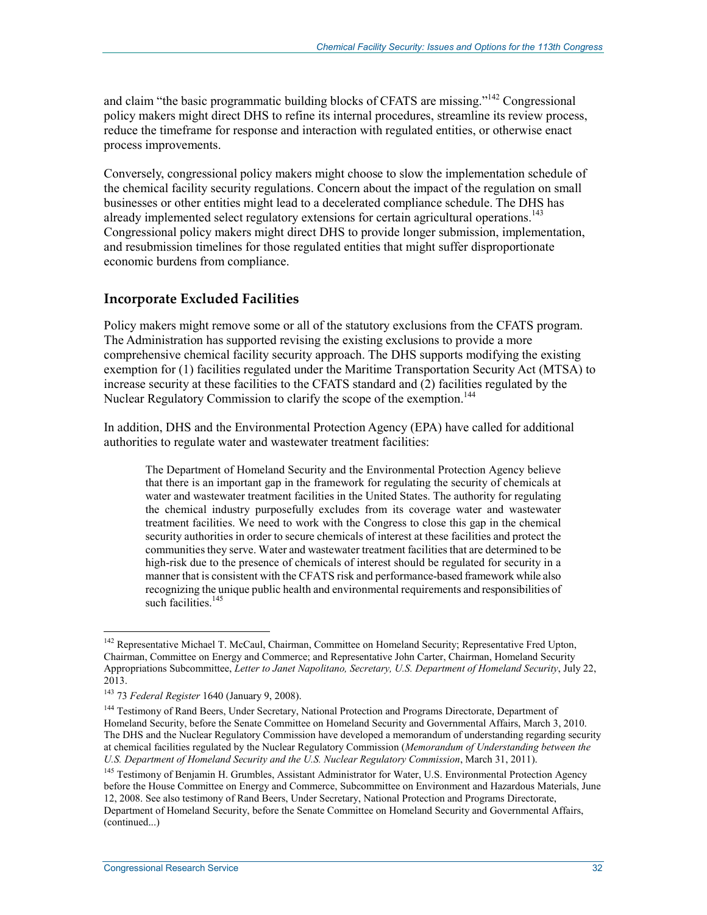and claim "the basic programmatic building blocks of CFATS are missing."[142] Congressional policy makers might direct DHS to refine its internal procedures, streamline its review process, reduce the timeframe for response and interaction with regulated entities, or otherwise enact process improvements.

Conversely, congressional policy makers might choose to slow the implementation schedule of the chemical facility security regulations. Concern about the impact of the regulation on small businesses or other entities might lead to a decelerated compliance schedule. The DHS has already implemented select regulatory extensions for certain agricultural operations.[143] Congressional policy makers might direct DHS to provide longer submission, implementation, and resubmission timelines for those regulated entities that might suffer disproportionate economic burdens from compliance.

### Incorporate Excluded Facilities

Policy makers might remove some or all of the statutory exclusions from the CFATS program. The Administration has supported revising the existing exclusions to provide a more comprehensive chemical facility security approach. The DHS supports modifying the existing exemption for (1) facilities regulated under the Maritime Transportation Security Act (MTSA) to increase security at these facilities to the CFATS standard and (2) facilities regulated by the Nuclear Regulatory Commission to clarify the scope of the exemption.[144]

In addition, DHS and the Environmental Protection Agency (EPA) have called for additional authorities to regulate water and wastewater treatment facilities:

> The Department of Homeland Security and the Environmental Protection Agency believe that there is an important gap in the framework for regulating the security of chemicals at water and wastewater treatment facilities in the United States. The authority for regulating the chemical industry purposefully excludes from its coverage water and wastewater treatment facilities. We need to work with the Congress to close this gap in the chemical security authorities in order to secure chemicals of interest at these facilities and protect the communities they serve. Water and wastewater treatment facilities that are determined to be high-risk due to the presence of chemicals of interest should be regulated for security in a manner that is consistent with the CFATS risk and performance-based framework while also recognizing the unique public health and environmental requirements and responsibilities of such facilities.[145]

---

[142] Representative Michael T. McCaul, Chairman, Committee on Homeland Security; Representative Fred Upton, Chairman, Committee on Energy and Commerce; and Representative John Carter, Chairman, Homeland Security Appropriations Subcommittee, *Letter to Janet Napolitano, Secretary, U.S. Department of Homeland Security*, July 22, 2013.

[143] 73 *Federal Register* 1640 (January 9, 2008).

[144] Testimony of Rand Beers, Under Secretary, National Protection and Programs Directorate, Department of Homeland Security, before the Senate Committee on Homeland Security and Governmental Affairs, March 3, 2010. The DHS and the Nuclear Regulatory Commission have developed a memorandum of understanding regarding security at chemical facilities regulated by the Nuclear Regulatory Commission (*Memorandum of Understanding between the U.S. Department of Homeland Security and the U.S. Nuclear Regulatory Commission*, March 31, 2011).

[145] Testimony of Benjamin H. Grumbles, Assistant Administrator for Water, U.S. Environmental Protection Agency before the House Committee on Energy and Commerce, Subcommittee on Environment and Hazardous Materials, June 12, 2008. See also testimony of Rand Beers, Under Secretary, National Protection and Programs Directorate, Department of Homeland Security, before the Senate Committee on Homeland Security and Governmental Affairs, (continued...)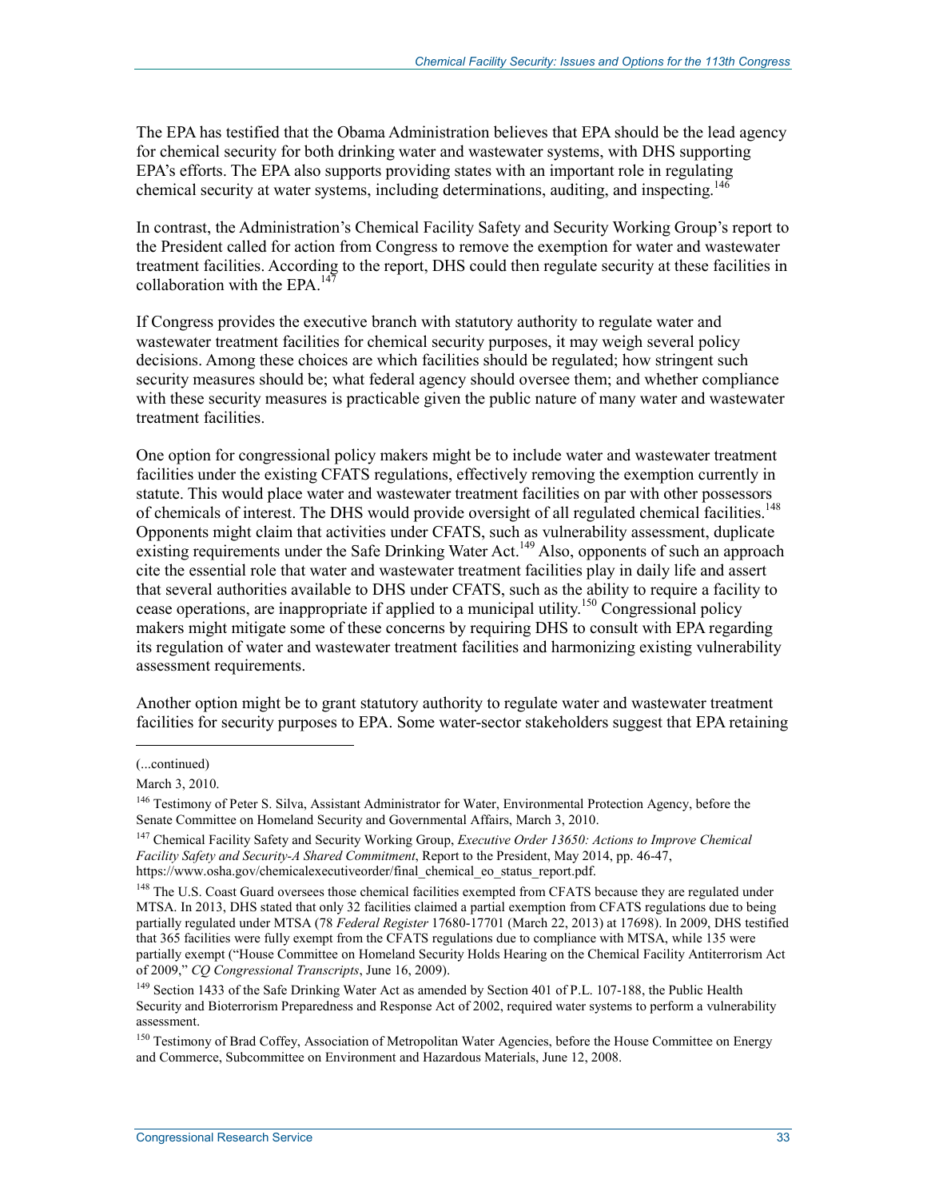The EPA has testified that the Obama Administration believes that EPA should be the lead agency for chemical security for both drinking water and wastewater systems, with DHS supporting EPA's efforts. The EPA also supports providing states with an important role in regulating chemical security at water systems, including determinations, auditing, and inspecting.[146]

In contrast, the Administration's Chemical Facility Safety and Security Working Group's report to the President called for action from Congress to remove the exemption for water and wastewater treatment facilities. According to the report, DHS could then regulate security at these facilities in collaboration with the EPA.[147]

If Congress provides the executive branch with statutory authority to regulate water and wastewater treatment facilities for chemical security purposes, it may weigh several policy decisions. Among these choices are which facilities should be regulated; how stringent such security measures should be; what federal agency should oversee them; and whether compliance with these security measures is practicable given the public nature of many water and wastewater treatment facilities.

One option for congressional policy makers might be to include water and wastewater treatment facilities under the existing CFATS regulations, effectively removing the exemption currently in statute. This would place water and wastewater treatment facilities on par with other possessors of chemicals of interest. The DHS would provide oversight of all regulated chemical facilities.[148] Opponents might claim that activities under CFATS, such as vulnerability assessment, duplicate existing requirements under the Safe Drinking Water Act.[149] Also, opponents of such an approach cite the essential role that water and wastewater treatment facilities play in daily life and assert that several authorities available to DHS under CFATS, such as the ability to require a facility to cease operations, are inappropriate if applied to a municipal utility.[150] Congressional policy makers might mitigate some of these concerns by requiring DHS to consult with EPA regarding its regulation of water and wastewater treatment facilities and harmonizing existing vulnerability assessment requirements.

Another option might be to grant statutory authority to regulate water and wastewater treatment facilities for security purposes to EPA. Some water-sector stakeholders suggest that EPA retaining

---

(...continued)

March 3, 2010.

[146] Testimony of Peter S. Silva, Assistant Administrator for Water, Environmental Protection Agency, before the Senate Committee on Homeland Security and Governmental Affairs, March 3, 2010.

[147] Chemical Facility Safety and Security Working Group, *Executive Order 13650: Actions to Improve Chemical Facility Safety and Security-A Shared Commitment*, Report to the President, May 2014, pp. 46-47, https://www.osha.gov/chemicalexecutiveorder/final_chemical_eo_status_report.pdf.

[148] The U.S. Coast Guard oversees those chemical facilities exempted from CFATS because they are regulated under MTSA. In 2013, DHS stated that only 32 facilities claimed a partial exemption from CFATS regulations due to being partially regulated under MTSA (78 *Federal Register* 17680-17701 (March 22, 2013) at 17698). In 2009, DHS testified that 365 facilities were fully exempt from the CFATS regulations due to compliance with MTSA, while 135 were partially exempt ("House Committee on Homeland Security Holds Hearing on the Chemical Facility Antiterrorism Act of 2009," *CQ Congressional Transcripts*, June 16, 2009).

[149] Section 1433 of the Safe Drinking Water Act as amended by Section 401 of P.L. 107-188, the Public Health Security and Bioterrorism Preparedness and Response Act of 2002, required water systems to perform a vulnerability assessment.

[150] Testimony of Brad Coffey, Association of Metropolitan Water Agencies, before the House Committee on Energy and Commerce, Subcommittee on Environment and Hazardous Materials, June 12, 2008.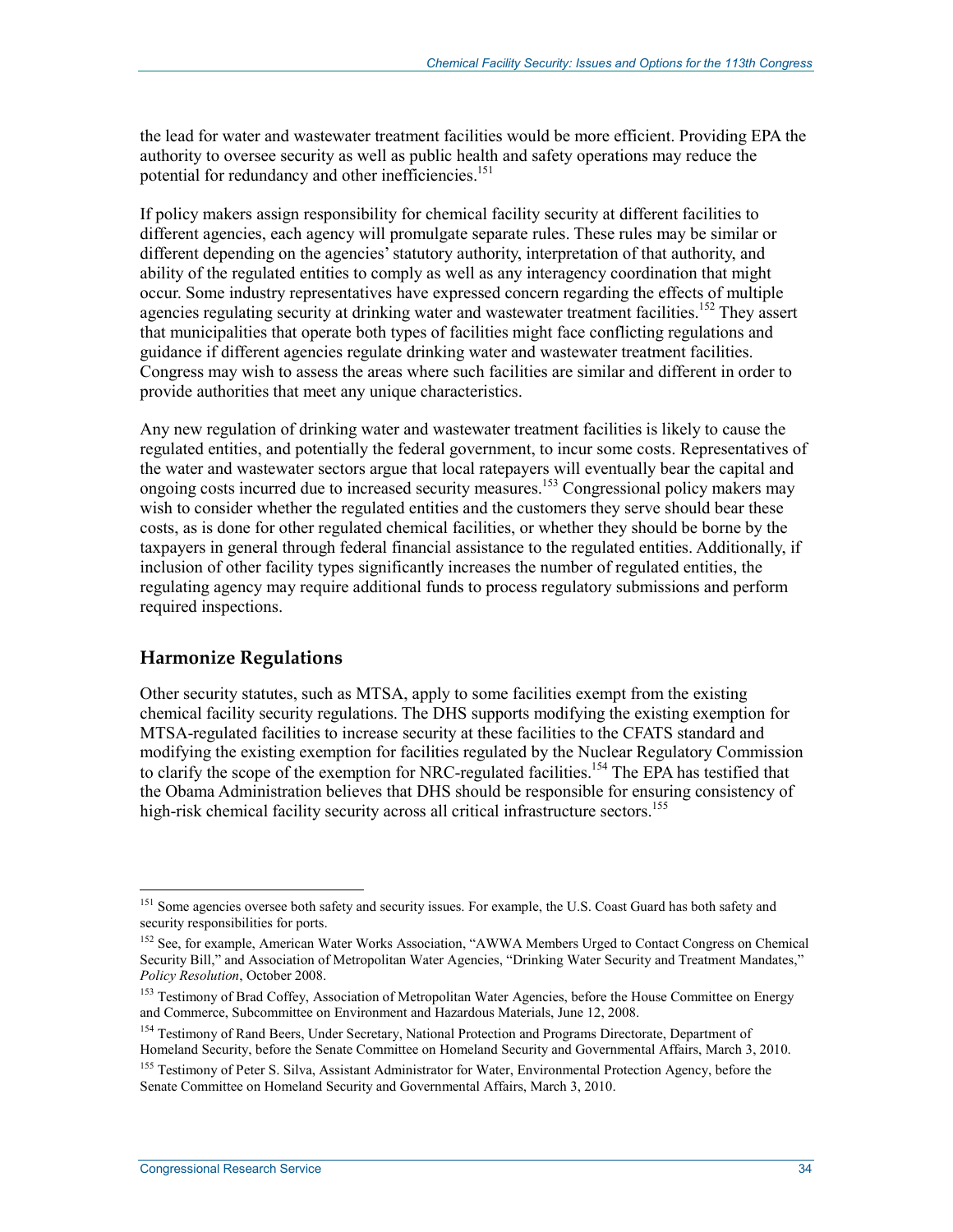the lead for water and wastewater treatment facilities would be more efficient. Providing EPA the authority to oversee security as well as public health and safety operations may reduce the potential for redundancy and other inefficiencies.[151]

If policy makers assign responsibility for chemical facility security at different facilities to different agencies, each agency will promulgate separate rules. These rules may be similar or different depending on the agencies' statutory authority, interpretation of that authority, and ability of the regulated entities to comply as well as any interagency coordination that might occur. Some industry representatives have expressed concern regarding the effects of multiple agencies regulating security at drinking water and wastewater treatment facilities.[152] They assert that municipalities that operate both types of facilities might face conflicting regulations and guidance if different agencies regulate drinking water and wastewater treatment facilities. Congress may wish to assess the areas where such facilities are similar and different in order to provide authorities that meet any unique characteristics.

Any new regulation of drinking water and wastewater treatment facilities is likely to cause the regulated entities, and potentially the federal government, to incur some costs. Representatives of the water and wastewater sectors argue that local ratepayers will eventually bear the capital and ongoing costs incurred due to increased security measures.[153] Congressional policy makers may wish to consider whether the regulated entities and the customers they serve should bear these costs, as is done for other regulated chemical facilities, or whether they should be borne by the taxpayers in general through federal financial assistance to the regulated entities. Additionally, if inclusion of other facility types significantly increases the number of regulated entities, the regulating agency may require additional funds to process regulatory submissions and perform required inspections.

## Harmonize Regulations

Other security statutes, such as MTSA, apply to some facilities exempt from the existing chemical facility security regulations. The DHS supports modifying the existing exemption for MTSA-regulated facilities to increase security at these facilities to the CFATS standard and modifying the existing exemption for facilities regulated by the Nuclear Regulatory Commission to clarify the scope of the exemption for NRC-regulated facilities.[154] The EPA has testified that the Obama Administration believes that DHS should be responsible for ensuring consistency of high-risk chemical facility security across all critical infrastructure sectors.[155]

---

[151] Some agencies oversee both safety and security issues. For example, the U.S. Coast Guard has both safety and security responsibilities for ports.

[152] See, for example, American Water Works Association, "AWWA Members Urged to Contact Congress on Chemical Security Bill," and Association of Metropolitan Water Agencies, "Drinking Water Security and Treatment Mandates," *Policy Resolution*, October 2008.

[153] Testimony of Brad Coffey, Association of Metropolitan Water Agencies, before the House Committee on Energy and Commerce, Subcommittee on Environment and Hazardous Materials, June 12, 2008.

[154] Testimony of Rand Beers, Under Secretary, National Protection and Programs Directorate, Department of Homeland Security, before the Senate Committee on Homeland Security and Governmental Affairs, March 3, 2010.

[155] Testimony of Peter S. Silva, Assistant Administrator for Water, Environmental Protection Agency, before the Senate Committee on Homeland Security and Governmental Affairs, March 3, 2010.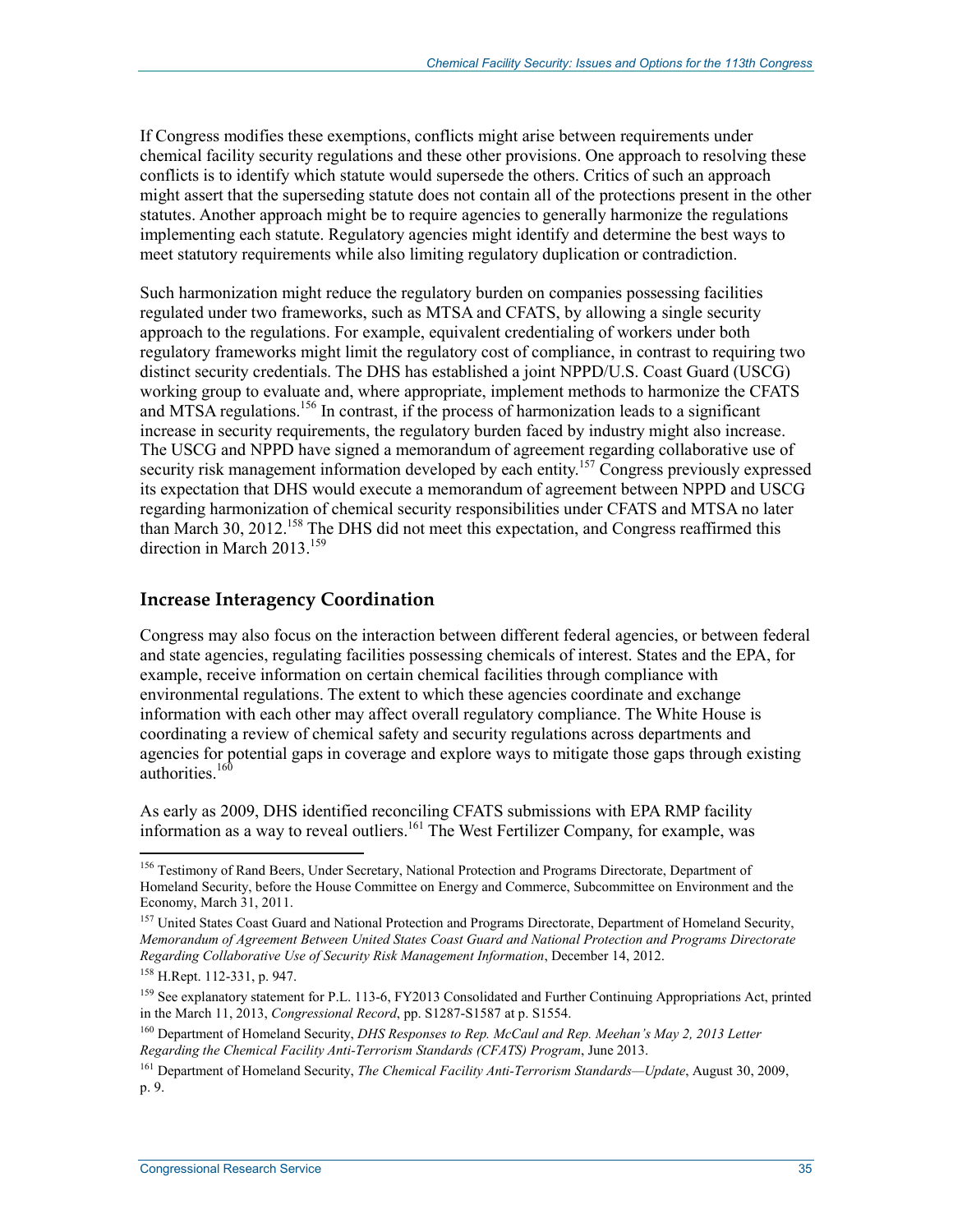If Congress modifies these exemptions, conflicts might arise between requirements under chemical facility security regulations and these other provisions. One approach to resolving these conflicts is to identify which statute would supersede the others. Critics of such an approach might assert that the superseding statute does not contain all of the protections present in the other statutes. Another approach might be to require agencies to generally harmonize the regulations implementing each statute. Regulatory agencies might identify and determine the best ways to meet statutory requirements while also limiting regulatory duplication or contradiction.

Such harmonization might reduce the regulatory burden on companies possessing facilities regulated under two frameworks, such as MTSA and CFATS, by allowing a single security approach to the regulations. For example, equivalent credentialing of workers under both regulatory frameworks might limit the regulatory cost of compliance, in contrast to requiring two distinct security credentials. The DHS has established a joint NPPD/U.S. Coast Guard (USCG) working group to evaluate and, where appropriate, implement methods to harmonize the CFATS and MTSA regulations.[156] In contrast, if the process of harmonization leads to a significant increase in security requirements, the regulatory burden faced by industry might also increase. The USCG and NPPD have signed a memorandum of agreement regarding collaborative use of security risk management information developed by each entity.[157] Congress previously expressed its expectation that DHS would execute a memorandum of agreement between NPPD and USCG regarding harmonization of chemical security responsibilities under CFATS and MTSA no later than March 30, 2012.[158] The DHS did not meet this expectation, and Congress reaffirmed this direction in March 2013.[159]

## Increase Interagency Coordination

Congress may also focus on the interaction between different federal agencies, or between federal and state agencies, regulating facilities possessing chemicals of interest. States and the EPA, for example, receive information on certain chemical facilities through compliance with environmental regulations. The extent to which these agencies coordinate and exchange information with each other may affect overall regulatory compliance. The White House is coordinating a review of chemical safety and security regulations across departments and agencies for potential gaps in coverage and explore ways to mitigate those gaps through existing authorities.[160]

As early as 2009, DHS identified reconciling CFATS submissions with EPA RMP facility information as a way to reveal outliers.[161] The West Fertilizer Company, for example, was

---

[156] Testimony of Rand Beers, Under Secretary, National Protection and Programs Directorate, Department of Homeland Security, before the House Committee on Energy and Commerce, Subcommittee on Environment and the Economy, March 31, 2011.

[157] United States Coast Guard and National Protection and Programs Directorate, Department of Homeland Security, *Memorandum of Agreement Between United States Coast Guard and National Protection and Programs Directorate Regarding Collaborative Use of Security Risk Management Information*, December 14, 2012.

[158] H.Rept. 112-331, p. 947.

[159] See explanatory statement for P.L. 113-6, FY2013 Consolidated and Further Continuing Appropriations Act, printed in the March 11, 2013, *Congressional Record*, pp. S1287-S1587 at p. S1554.

[160] Department of Homeland Security, *DHS Responses to Rep. McCaul and Rep. Meehan's May 2, 2013 Letter Regarding the Chemical Facility Anti-Terrorism Standards (CFATS) Program*, June 2013.

[161] Department of Homeland Security, *The Chemical Facility Anti-Terrorism Standards—Update*, August 30, 2009, p. 9.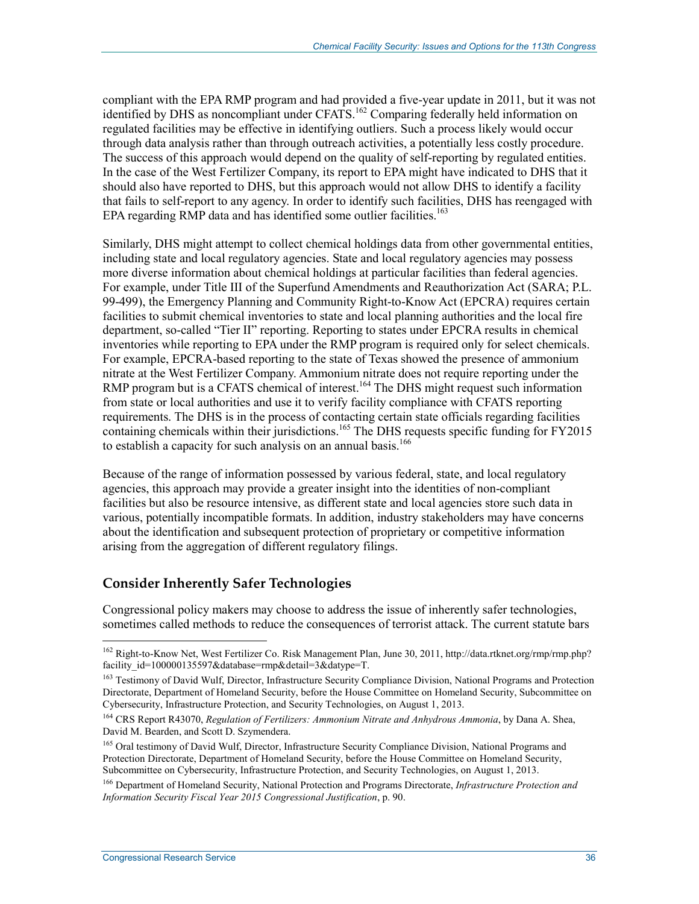compliant with the EPA RMP program and had provided a five-year update in 2011, but it was not identified by DHS as noncompliant under CFATS.[162] Comparing federally held information on regulated facilities may be effective in identifying outliers. Such a process likely would occur through data analysis rather than through outreach activities, a potentially less costly procedure. The success of this approach would depend on the quality of self-reporting by regulated entities. In the case of the West Fertilizer Company, its report to EPA might have indicated to DHS that it should also have reported to DHS, but this approach would not allow DHS to identify a facility that fails to self-report to any agency. In order to identify such facilities, DHS has reengaged with EPA regarding RMP data and has identified some outlier facilities.[163]

Similarly, DHS might attempt to collect chemical holdings data from other governmental entities, including state and local regulatory agencies. State and local regulatory agencies may possess more diverse information about chemical holdings at particular facilities than federal agencies. For example, under Title III of the Superfund Amendments and Reauthorization Act (SARA; P.L. 99-499), the Emergency Planning and Community Right-to-Know Act (EPCRA) requires certain facilities to submit chemical inventories to state and local planning authorities and the local fire department, so-called "Tier II" reporting. Reporting to states under EPCRA results in chemical inventories while reporting to EPA under the RMP program is required only for select chemicals. For example, EPCRA-based reporting to the state of Texas showed the presence of ammonium nitrate at the West Fertilizer Company. Ammonium nitrate does not require reporting under the RMP program but is a CFATS chemical of interest.[164] The DHS might request such information from state or local authorities and use it to verify facility compliance with CFATS reporting requirements. The DHS is in the process of contacting certain state officials regarding facilities containing chemicals within their jurisdictions.[165] The DHS requests specific funding for FY2015 to establish a capacity for such analysis on an annual basis.[166]

Because of the range of information possessed by various federal, state, and local regulatory agencies, this approach may provide a greater insight into the identities of non-compliant facilities but also be resource intensive, as different state and local agencies store such data in various, potentially incompatible formats. In addition, industry stakeholders may have concerns about the identification and subsequent protection of proprietary or competitive information arising from the aggregation of different regulatory filings.

### Consider Inherently Safer Technologies

Congressional policy makers may choose to address the issue of inherently safer technologies, sometimes called methods to reduce the consequences of terrorist attack. The current statute bars

---

[162] Right-to-Know Net, West Fertilizer Co. Risk Management Plan, June 30, 2011, http://data.rtknet.org/rmp/rmp.php?facility_id=100000135597&database=rmp&detail=3&datype=T.

[163] Testimony of David Wulf, Director, Infrastructure Security Compliance Division, National Programs and Protection Directorate, Department of Homeland Security, before the House Committee on Homeland Security, Subcommittee on Cybersecurity, Infrastructure Protection, and Security Technologies, on August 1, 2013.

[164] CRS Report R43070, *Regulation of Fertilizers: Ammonium Nitrate and Anhydrous Ammonia*, by Dana A. Shea, David M. Bearden, and Scott D. Szymendera.

[165] Oral testimony of David Wulf, Director, Infrastructure Security Compliance Division, National Programs and Protection Directorate, Department of Homeland Security, before the House Committee on Homeland Security, Subcommittee on Cybersecurity, Infrastructure Protection, and Security Technologies, on August 1, 2013.

[166] Department of Homeland Security, National Protection and Programs Directorate, *Infrastructure Protection and Information Security Fiscal Year 2015 Congressional Justification*, p. 90.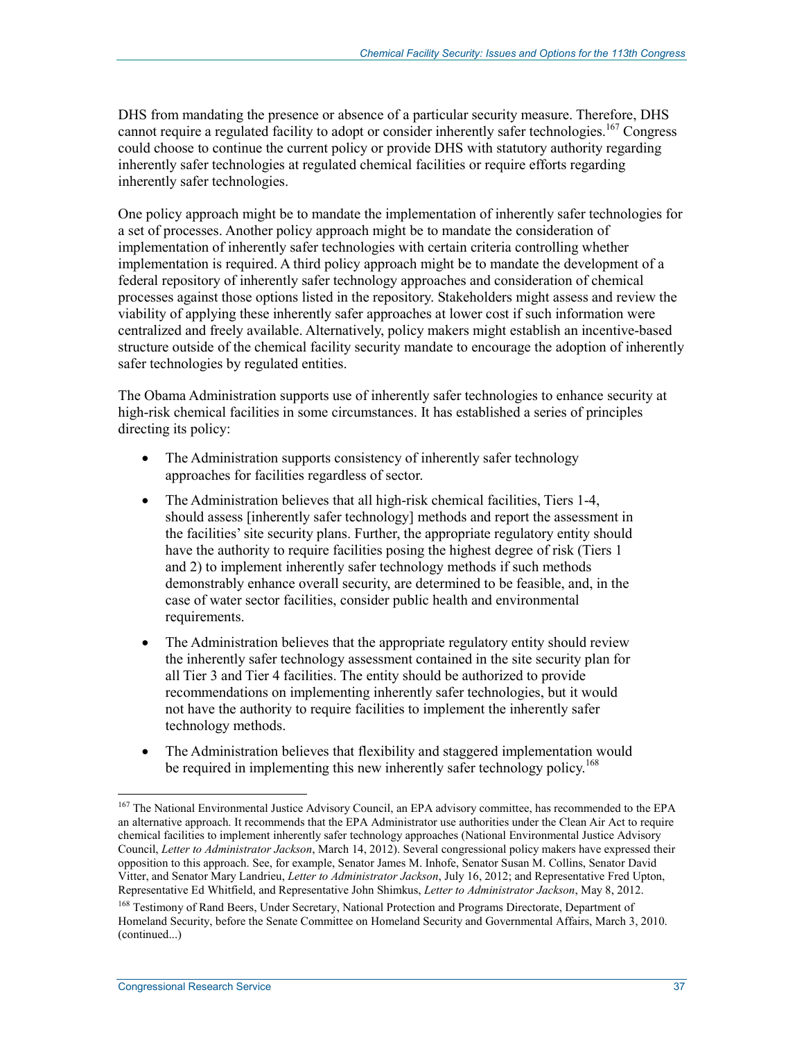DHS from mandating the presence or absence of a particular security measure. Therefore, DHS cannot require a regulated facility to adopt or consider inherently safer technologies.[167] Congress could choose to continue the current policy or provide DHS with statutory authority regarding inherently safer technologies at regulated chemical facilities or require efforts regarding inherently safer technologies.

One policy approach might be to mandate the implementation of inherently safer technologies for a set of processes. Another policy approach might be to mandate the consideration of implementation of inherently safer technologies with certain criteria controlling whether implementation is required. A third policy approach might be to mandate the development of a federal repository of inherently safer technology approaches and consideration of chemical processes against those options listed in the repository. Stakeholders might assess and review the viability of applying these inherently safer approaches at lower cost if such information were centralized and freely available. Alternatively, policy makers might establish an incentive-based structure outside of the chemical facility security mandate to encourage the adoption of inherently safer technologies by regulated entities.

The Obama Administration supports use of inherently safer technologies to enhance security at high-risk chemical facilities in some circumstances. It has established a series of principles directing its policy:

- The Administration supports consistency of inherently safer technology approaches for facilities regardless of sector.
- The Administration believes that all high-risk chemical facilities, Tiers 1-4, should assess [inherently safer technology] methods and report the assessment in the facilities' site security plans. Further, the appropriate regulatory entity should have the authority to require facilities posing the highest degree of risk (Tiers 1 and 2) to implement inherently safer technology methods if such methods demonstrably enhance overall security, are determined to be feasible, and, in the case of water sector facilities, consider public health and environmental requirements.
- The Administration believes that the appropriate regulatory entity should review the inherently safer technology assessment contained in the site security plan for all Tier 3 and Tier 4 facilities. The entity should be authorized to provide recommendations on implementing inherently safer technologies, but it would not have the authority to require facilities to implement the inherently safer technology methods.
- The Administration believes that flexibility and staggered implementation would be required in implementing this new inherently safer technology policy.[168]

---

[167] The National Environmental Justice Advisory Council, an EPA advisory committee, has recommended to the EPA an alternative approach. It recommends that the EPA Administrator use authorities under the Clean Air Act to require chemical facilities to implement inherently safer technology approaches (National Environmental Justice Advisory Council, *Letter to Administrator Jackson*, March 14, 2012). Several congressional policy makers have expressed their opposition to this approach. See, for example, Senator James M. Inhofe, Senator Susan M. Collins, Senator David Vitter, and Senator Mary Landrieu, *Letter to Administrator Jackson*, July 16, 2012; and Representative Fred Upton, Representative Ed Whitfield, and Representative John Shimkus, *Letter to Administrator Jackson*, May 8, 2012.

[168] Testimony of Rand Beers, Under Secretary, National Protection and Programs Directorate, Department of Homeland Security, before the Senate Committee on Homeland Security and Governmental Affairs, March 3, 2010. (continued...)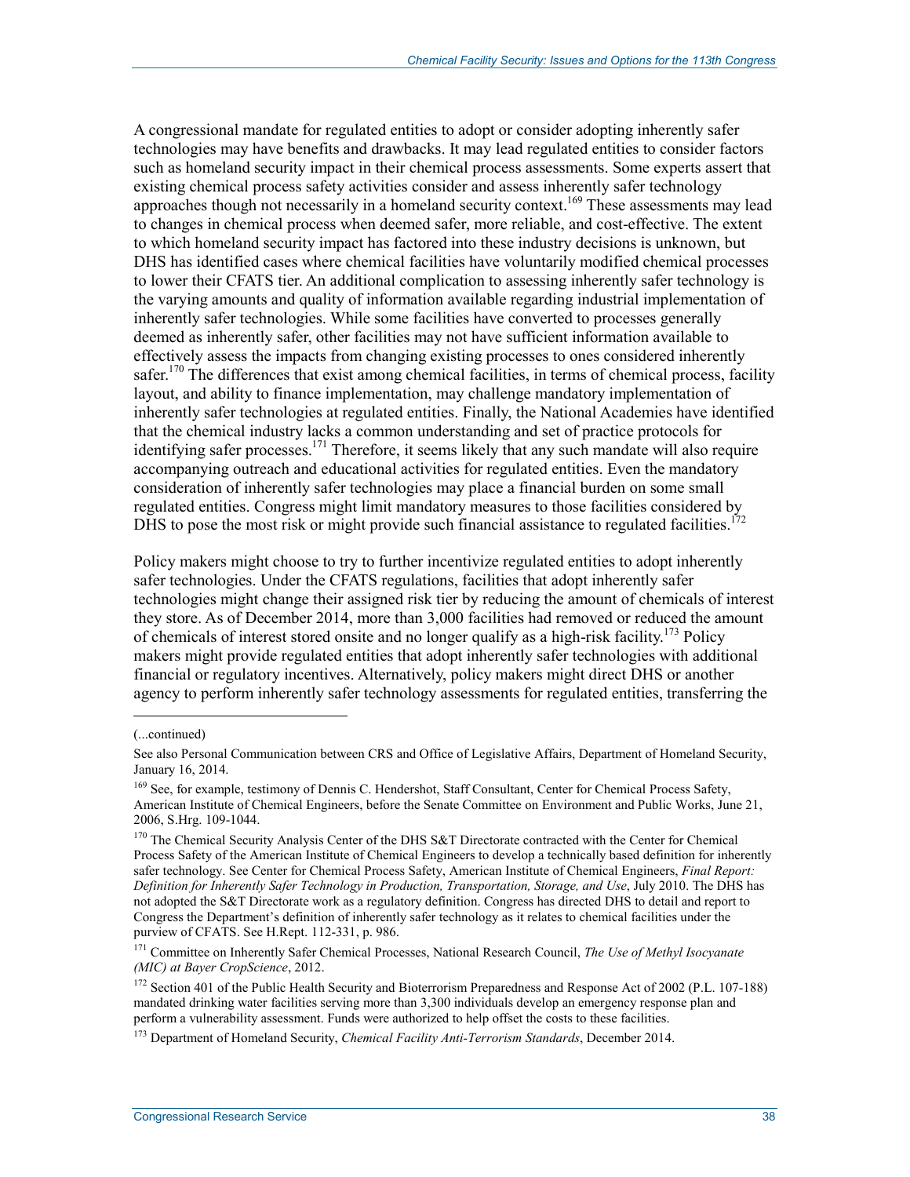A congressional mandate for regulated entities to adopt or consider adopting inherently safer technologies may have benefits and drawbacks. It may lead regulated entities to consider factors such as homeland security impact in their chemical process assessments. Some experts assert that existing chemical process safety activities consider and assess inherently safer technology approaches though not necessarily in a homeland security context.[169] These assessments may lead to changes in chemical process when deemed safer, more reliable, and cost-effective. The extent to which homeland security impact has factored into these industry decisions is unknown, but DHS has identified cases where chemical facilities have voluntarily modified chemical processes to lower their CFATS tier. An additional complication to assessing inherently safer technology is the varying amounts and quality of information available regarding industrial implementation of inherently safer technologies. While some facilities have converted to processes generally deemed as inherently safer, other facilities may not have sufficient information available to effectively assess the impacts from changing existing processes to ones considered inherently safer.[170] The differences that exist among chemical facilities, in terms of chemical process, facility layout, and ability to finance implementation, may challenge mandatory implementation of inherently safer technologies at regulated entities. Finally, the National Academies have identified that the chemical industry lacks a common understanding and set of practice protocols for identifying safer processes.[171] Therefore, it seems likely that any such mandate will also require accompanying outreach and educational activities for regulated entities. Even the mandatory consideration of inherently safer technologies may place a financial burden on some small regulated entities. Congress might limit mandatory measures to those facilities considered by DHS to pose the most risk or might provide such financial assistance to regulated facilities.[172]

Policy makers might choose to try to further incentivize regulated entities to adopt inherently safer technologies. Under the CFATS regulations, facilities that adopt inherently safer technologies might change their assigned risk tier by reducing the amount of chemicals of interest they store. As of December 2014, more than 3,000 facilities had removed or reduced the amount of chemicals of interest stored onsite and no longer qualify as a high-risk facility.[173] Policy makers might provide regulated entities that adopt inherently safer technologies with additional financial or regulatory incentives. Alternatively, policy makers might direct DHS or another agency to perform inherently safer technology assessments for regulated entities, transferring the

---

(...continued)

See also Personal Communication between CRS and Office of Legislative Affairs, Department of Homeland Security, January 16, 2014.

[169] See, for example, testimony of Dennis C. Hendershot, Staff Consultant, Center for Chemical Process Safety, American Institute of Chemical Engineers, before the Senate Committee on Environment and Public Works, June 21, 2006, S.Hrg. 109-1044.

[170] The Chemical Security Analysis Center of the DHS S&T Directorate contracted with the Center for Chemical Process Safety of the American Institute of Chemical Engineers to develop a technically based definition for inherently safer technology. See Center for Chemical Process Safety, American Institute of Chemical Engineers, *Final Report: Definition for Inherently Safer Technology in Production, Transportation, Storage, and Use*, July 2010. The DHS has not adopted the S&T Directorate work as a regulatory definition. Congress has directed DHS to detail and report to Congress the Department's definition of inherently safer technology as it relates to chemical facilities under the purview of CFATS. See H.Rept. 112-331, p. 986.

[171] Committee on Inherently Safer Chemical Processes, National Research Council, *The Use of Methyl Isocyanate (MIC) at Bayer CropScience*, 2012.

[172] Section 401 of the Public Health Security and Bioterrorism Preparedness and Response Act of 2002 (P.L. 107-188) mandated drinking water facilities serving more than 3,300 individuals develop an emergency response plan and perform a vulnerability assessment. Funds were authorized to help offset the costs to these facilities.

[173] Department of Homeland Security, *Chemical Facility Anti-Terrorism Standards*, December 2014.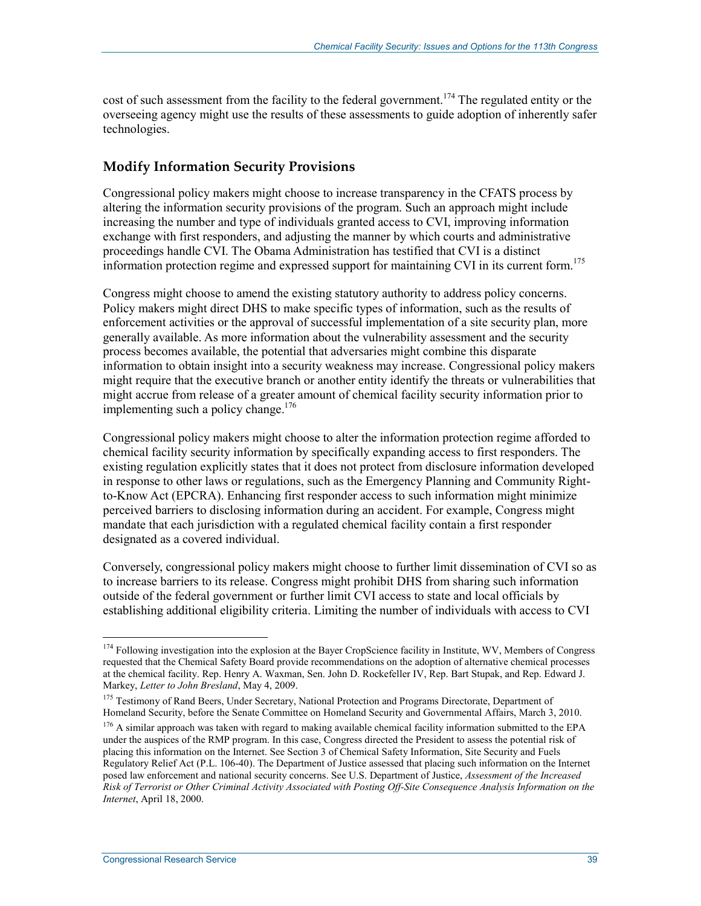cost of such assessment from the facility to the federal government.[174] The regulated entity or the overseeing agency might use the results of these assessments to guide adoption of inherently safer technologies.

## Modify Information Security Provisions

Congressional policy makers might choose to increase transparency in the CFATS process by altering the information security provisions of the program. Such an approach might include increasing the number and type of individuals granted access to CVI, improving information exchange with first responders, and adjusting the manner by which courts and administrative proceedings handle CVI. The Obama Administration has testified that CVI is a distinct information protection regime and expressed support for maintaining CVI in its current form.[175]

Congress might choose to amend the existing statutory authority to address policy concerns. Policy makers might direct DHS to make specific types of information, such as the results of enforcement activities or the approval of successful implementation of a site security plan, more generally available. As more information about the vulnerability assessment and the security process becomes available, the potential that adversaries might combine this disparate information to obtain insight into a security weakness may increase. Congressional policy makers might require that the executive branch or another entity identify the threats or vulnerabilities that might accrue from release of a greater amount of chemical facility security information prior to implementing such a policy change.[176]

Congressional policy makers might choose to alter the information protection regime afforded to chemical facility security information by specifically expanding access to first responders. The existing regulation explicitly states that it does not protect from disclosure information developed in response to other laws or regulations, such as the Emergency Planning and Community Right-to-Know Act (EPCRA). Enhancing first responder access to such information might minimize perceived barriers to disclosing information during an accident. For example, Congress might mandate that each jurisdiction with a regulated chemical facility contain a first responder designated as a covered individual.

Conversely, congressional policy makers might choose to further limit dissemination of CVI so as to increase barriers to its release. Congress might prohibit DHS from sharing such information outside of the federal government or further limit CVI access to state and local officials by establishing additional eligibility criteria. Limiting the number of individuals with access to CVI

---

[174] Following investigation into the explosion at the Bayer CropScience facility in Institute, WV, Members of Congress requested that the Chemical Safety Board provide recommendations on the adoption of alternative chemical processes at the chemical facility. Rep. Henry A. Waxman, Sen. John D. Rockefeller IV, Rep. Bart Stupak, and Rep. Edward J. Markey, *Letter to John Bresland*, May 4, 2009.

[175] Testimony of Rand Beers, Under Secretary, National Protection and Programs Directorate, Department of Homeland Security, before the Senate Committee on Homeland Security and Governmental Affairs, March 3, 2010.

[176] A similar approach was taken with regard to making available chemical facility information submitted to the EPA under the auspices of the RMP program. In this case, Congress directed the President to assess the potential risk of placing this information on the Internet. See Section 3 of Chemical Safety Information, Site Security and Fuels Regulatory Relief Act (P.L. 106-40). The Department of Justice assessed that placing such information on the Internet posed law enforcement and national security concerns. See U.S. Department of Justice, *Assessment of the Increased Risk of Terrorist or Other Criminal Activity Associated with Posting Off-Site Consequence Analysis Information on the Internet*, April 18, 2000.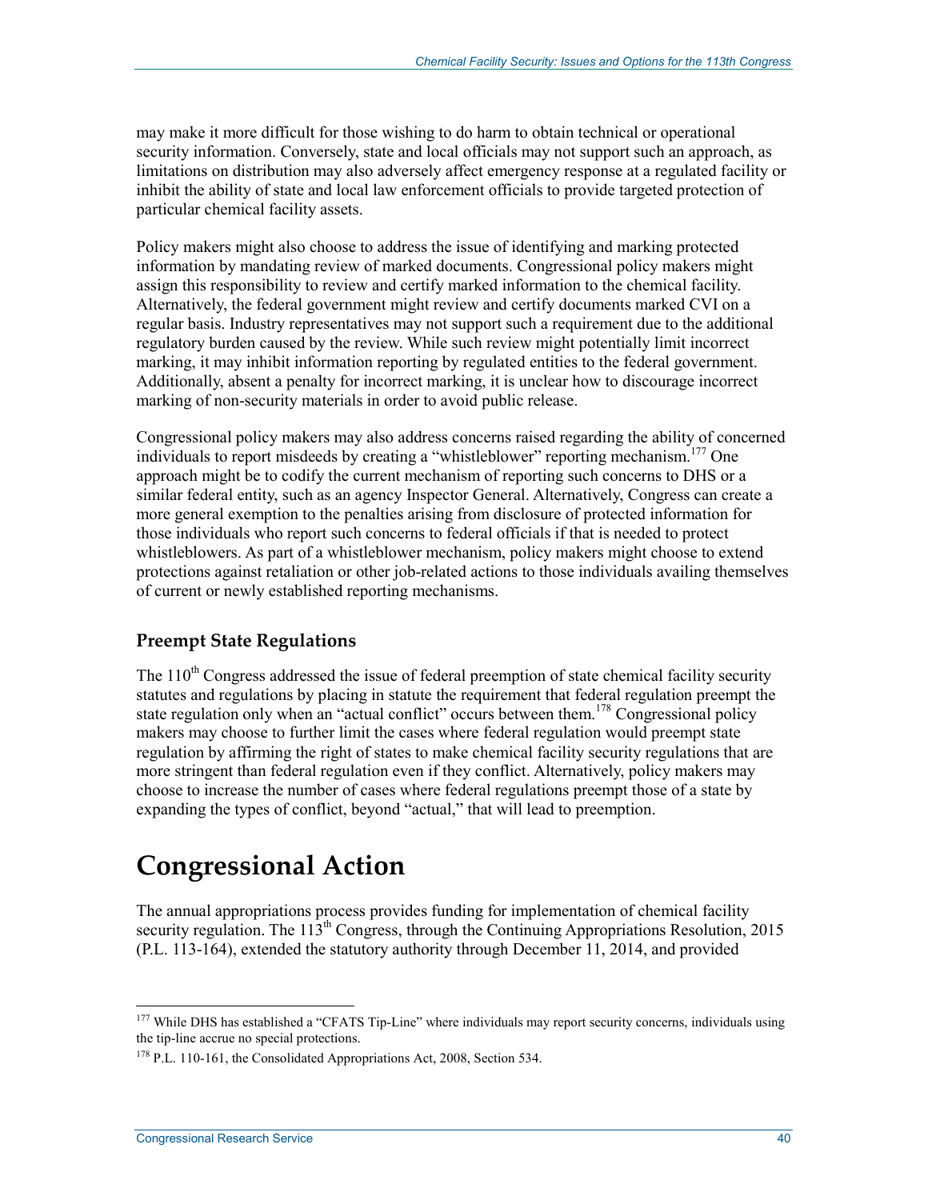may make it more difficult for those wishing to do harm to obtain technical or operational security information. Conversely, state and local officials may not support such an approach, as limitations on distribution may also adversely affect emergency response at a regulated facility or inhibit the ability of state and local law enforcement officials to provide targeted protection of particular chemical facility assets.

Policy makers might also choose to address the issue of identifying and marking protected information by mandating review of marked documents. Congressional policy makers might assign this responsibility to review and certify marked information to the chemical facility. Alternatively, the federal government might review and certify documents marked CVI on a regular basis. Industry representatives may not support such a requirement due to the additional regulatory burden caused by the review. While such review might potentially limit incorrect marking, it may inhibit information reporting by regulated entities to the federal government. Additionally, absent a penalty for incorrect marking, it is unclear how to discourage incorrect marking of non-security materials in order to avoid public release.

Congressional policy makers may also address concerns raised regarding the ability of concerned individuals to report misdeeds by creating a "whistleblower" reporting mechanism.[177] One approach might be to codify the current mechanism of reporting such concerns to DHS or a similar federal entity, such as an agency Inspector General. Alternatively, Congress can create a more general exemption to the penalties arising from disclosure of protected information for those individuals who report such concerns to federal officials if that is needed to protect whistleblowers. As part of a whistleblower mechanism, policy makers might choose to extend protections against retaliation or other job-related actions to those individuals availing themselves of current or newly established reporting mechanisms.

### Preempt State Regulations

The 110th Congress addressed the issue of federal preemption of state chemical facility security statutes and regulations by placing in statute the requirement that federal regulation preempt the state regulation only when an "actual conflict" occurs between them.[178] Congressional policy makers may choose to further limit the cases where federal regulation would preempt state regulation by affirming the right of states to make chemical facility security regulations that are more stringent than federal regulation even if they conflict. Alternatively, policy makers may choose to increase the number of cases where federal regulations preempt those of a state by expanding the types of conflict, beyond "actual," that will lead to preemption.

# Congressional Action

The annual appropriations process provides funding for implementation of chemical facility security regulation. The 113th Congress, through the Continuing Appropriations Resolution, 2015 (P.L. 113-164), extended the statutory authority through December 11, 2014, and provided

---

[177] While DHS has established a "CFATS Tip-Line" where individuals may report security concerns, individuals using the tip-line accrue no special protections.

[178] P.L. 110-161, the Consolidated Appropriations Act, 2008, Section 534.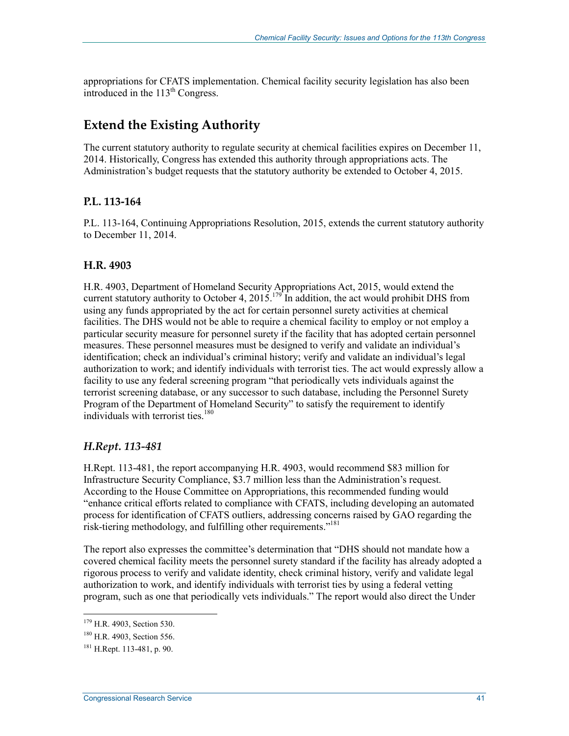appropriations for CFATS implementation. Chemical facility security legislation has also been introduced in the 113th Congress.

## Extend the Existing Authority

The current statutory authority to regulate security at chemical facilities expires on December 11, 2014. Historically, Congress has extended this authority through appropriations acts. The Administration's budget requests that the statutory authority be extended to October 4, 2015.

### P.L. 113-164

P.L. 113-164, Continuing Appropriations Resolution, 2015, extends the current statutory authority to December 11, 2014.

### H.R. 4903

H.R. 4903, Department of Homeland Security Appropriations Act, 2015, would extend the current statutory authority to October 4, 2015.[179] In addition, the act would prohibit DHS from using any funds appropriated by the act for certain personnel surety activities at chemical facilities. The DHS would not be able to require a chemical facility to employ or not employ a particular security measure for personnel surety if the facility that has adopted certain personnel measures. These personnel measures must be designed to verify and validate an individual's identification; check an individual's criminal history; verify and validate an individual's legal authorization to work; and identify individuals with terrorist ties. The act would expressly allow a facility to use any federal screening program "that periodically vets individuals against the terrorist screening database, or any successor to such database, including the Personnel Surety Program of the Department of Homeland Security" to satisfy the requirement to identify individuals with terrorist ties.[180]

#### *H.Rept. 113-481*

H.Rept. 113-481, the report accompanying H.R. 4903, would recommend $83 million for Infrastructure Security Compliance, $3.7 million less than the Administration's request. According to the House Committee on Appropriations, this recommended funding would "enhance critical efforts related to compliance with CFATS, including developing an automated process for identification of CFATS outliers, addressing concerns raised by GAO regarding the risk-tiering methodology, and fulfilling other requirements."[181]

The report also expresses the committee's determination that "DHS should not mandate how a covered chemical facility meets the personnel surety standard if the facility has already adopted a rigorous process to verify and validate identity, check criminal history, verify and validate legal authorization to work, and identify individuals with terrorist ties by using a federal vetting program, such as one that periodically vets individuals." The report would also direct the Under

---

[179] H.R. 4903, Section 530.

[180] H.R. 4903, Section 556.

[181] H.Rept. 113-481, p. 90.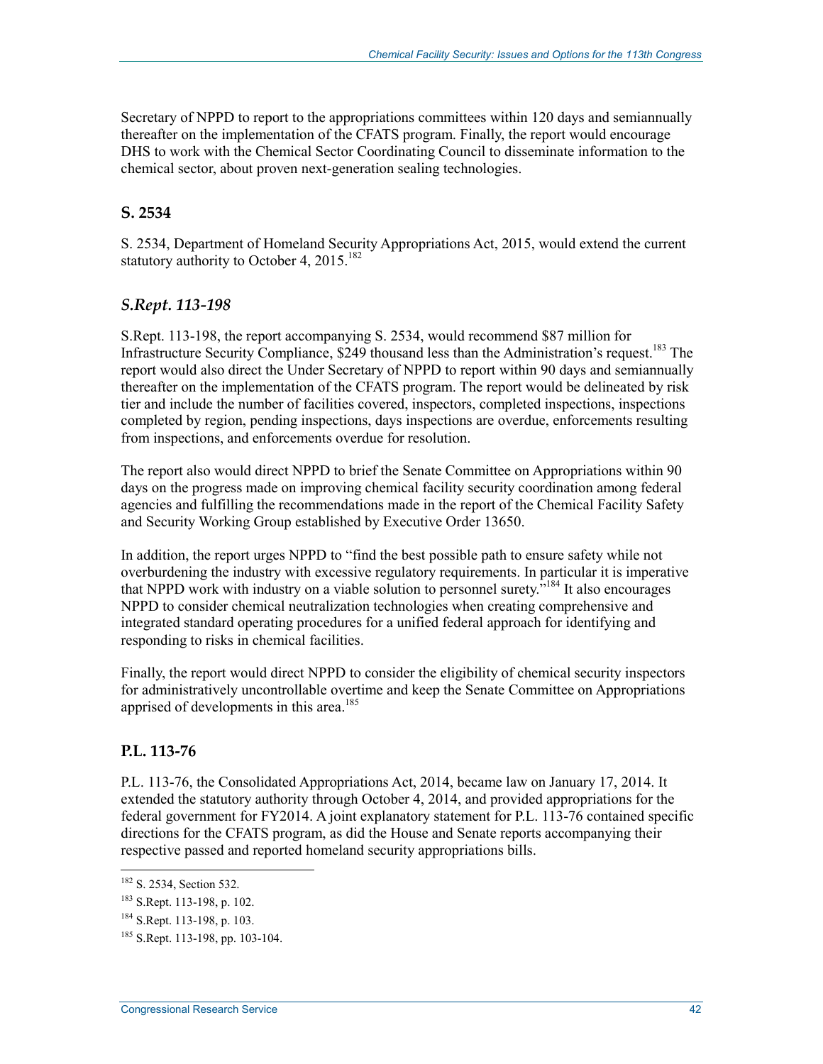Secretary of NPPD to report to the appropriations committees within 120 days and semiannually thereafter on the implementation of the CFATS program. Finally, the report would encourage DHS to work with the Chemical Sector Coordinating Council to disseminate information to the chemical sector, about proven next-generation sealing technologies.

### S. 2534

S. 2534, Department of Homeland Security Appropriations Act, 2015, would extend the current statutory authority to October 4, 2015.[182]

#### *S.Rept. 113-198*

S.Rept. 113-198, the report accompanying S. 2534, would recommend $87 million for Infrastructure Security Compliance, $249 thousand less than the Administration's request.[183] The report would also direct the Under Secretary of NPPD to report within 90 days and semiannually thereafter on the implementation of the CFATS program. The report would be delineated by risk tier and include the number of facilities covered, inspectors, completed inspections, inspections completed by region, pending inspections, days inspections are overdue, enforcements resulting from inspections, and enforcements overdue for resolution.

The report also would direct NPPD to brief the Senate Committee on Appropriations within 90 days on the progress made on improving chemical facility security coordination among federal agencies and fulfilling the recommendations made in the report of the Chemical Facility Safety and Security Working Group established by Executive Order 13650.

In addition, the report urges NPPD to "find the best possible path to ensure safety while not overburdening the industry with excessive regulatory requirements. In particular it is imperative that NPPD work with industry on a viable solution to personnel surety."[184] It also encourages NPPD to consider chemical neutralization technologies when creating comprehensive and integrated standard operating procedures for a unified federal approach for identifying and responding to risks in chemical facilities.

Finally, the report would direct NPPD to consider the eligibility of chemical security inspectors for administratively uncontrollable overtime and keep the Senate Committee on Appropriations apprised of developments in this area.[185]

### P.L. 113-76

P.L. 113-76, the Consolidated Appropriations Act, 2014, became law on January 17, 2014. It extended the statutory authority through October 4, 2014, and provided appropriations for the federal government for FY2014. A joint explanatory statement for P.L. 113-76 contained specific directions for the CFATS program, as did the House and Senate reports accompanying their respective passed and reported homeland security appropriations bills.

---

[182] S. 2534, Section 532.

[183] S.Rept. 113-198, p. 102.

[184] S.Rept. 113-198, p. 103.

[185] S.Rept. 113-198, pp. 103-104.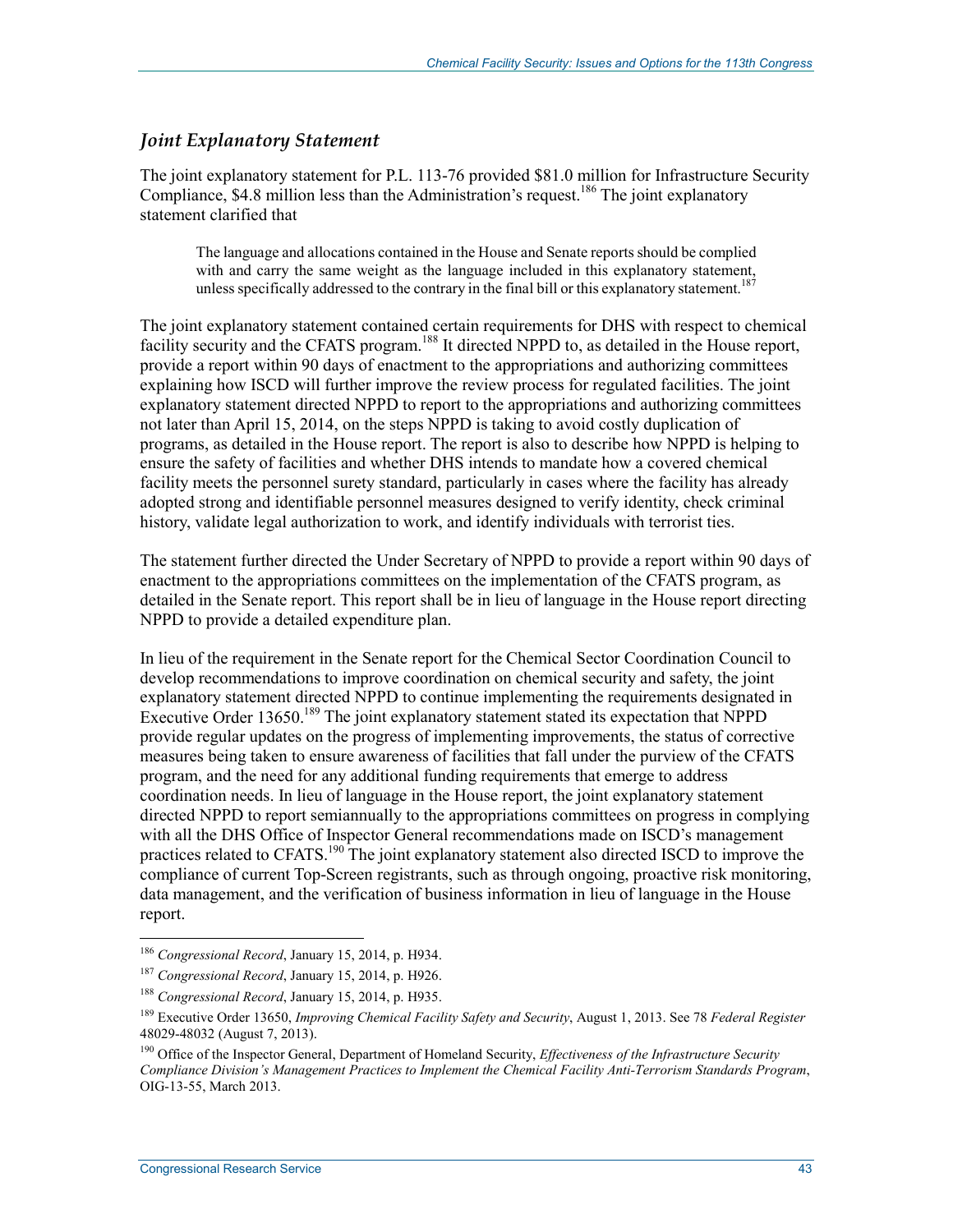### *Joint Explanatory Statement*

The joint explanatory statement for P.L. 113-76 provided $81.0 million for Infrastructure Security Compliance, $4.8 million less than the Administration's request.[186] The joint explanatory statement clarified that

> The language and allocations contained in the House and Senate reports should be complied with and carry the same weight as the language included in this explanatory statement, unless specifically addressed to the contrary in the final bill or this explanatory statement.[187]

The joint explanatory statement contained certain requirements for DHS with respect to chemical facility security and the CFATS program.[188] It directed NPPD to, as detailed in the House report, provide a report within 90 days of enactment to the appropriations and authorizing committees explaining how ISCD will further improve the review process for regulated facilities. The joint explanatory statement directed NPPD to report to the appropriations and authorizing committees not later than April 15, 2014, on the steps NPPD is taking to avoid costly duplication of programs, as detailed in the House report. The report is also to describe how NPPD is helping to ensure the safety of facilities and whether DHS intends to mandate how a covered chemical facility meets the personnel surety standard, particularly in cases where the facility has already adopted strong and identifiable personnel measures designed to verify identity, check criminal history, validate legal authorization to work, and identify individuals with terrorist ties.

The statement further directed the Under Secretary of NPPD to provide a report within 90 days of enactment to the appropriations committees on the implementation of the CFATS program, as detailed in the Senate report. This report shall be in lieu of language in the House report directing NPPD to provide a detailed expenditure plan.

In lieu of the requirement in the Senate report for the Chemical Sector Coordination Council to develop recommendations to improve coordination on chemical security and safety, the joint explanatory statement directed NPPD to continue implementing the requirements designated in Executive Order 13650.[189] The joint explanatory statement stated its expectation that NPPD provide regular updates on the progress of implementing improvements, the status of corrective measures being taken to ensure awareness of facilities that fall under the purview of the CFATS program, and the need for any additional funding requirements that emerge to address coordination needs. In lieu of language in the House report, the joint explanatory statement directed NPPD to report semiannually to the appropriations committees on progress in complying with all the DHS Office of Inspector General recommendations made on ISCD's management practices related to CFATS.[190] The joint explanatory statement also directed ISCD to improve the compliance of current Top-Screen registrants, such as through ongoing, proactive risk monitoring, data management, and the verification of business information in lieu of language in the House report.

---

[186] *Congressional Record*, January 15, 2014, p. H934.

[187] *Congressional Record*, January 15, 2014, p. H926.

[188] *Congressional Record*, January 15, 2014, p. H935.

[189] Executive Order 13650, *Improving Chemical Facility Safety and Security*, August 1, 2013. See 78 *Federal Register* 48029-48032 (August 7, 2013).

[190] Office of the Inspector General, Department of Homeland Security, *Effectiveness of the Infrastructure Security Compliance Division's Management Practices to Implement the Chemical Facility Anti-Terrorism Standards Program*, OIG-13-55, March 2013.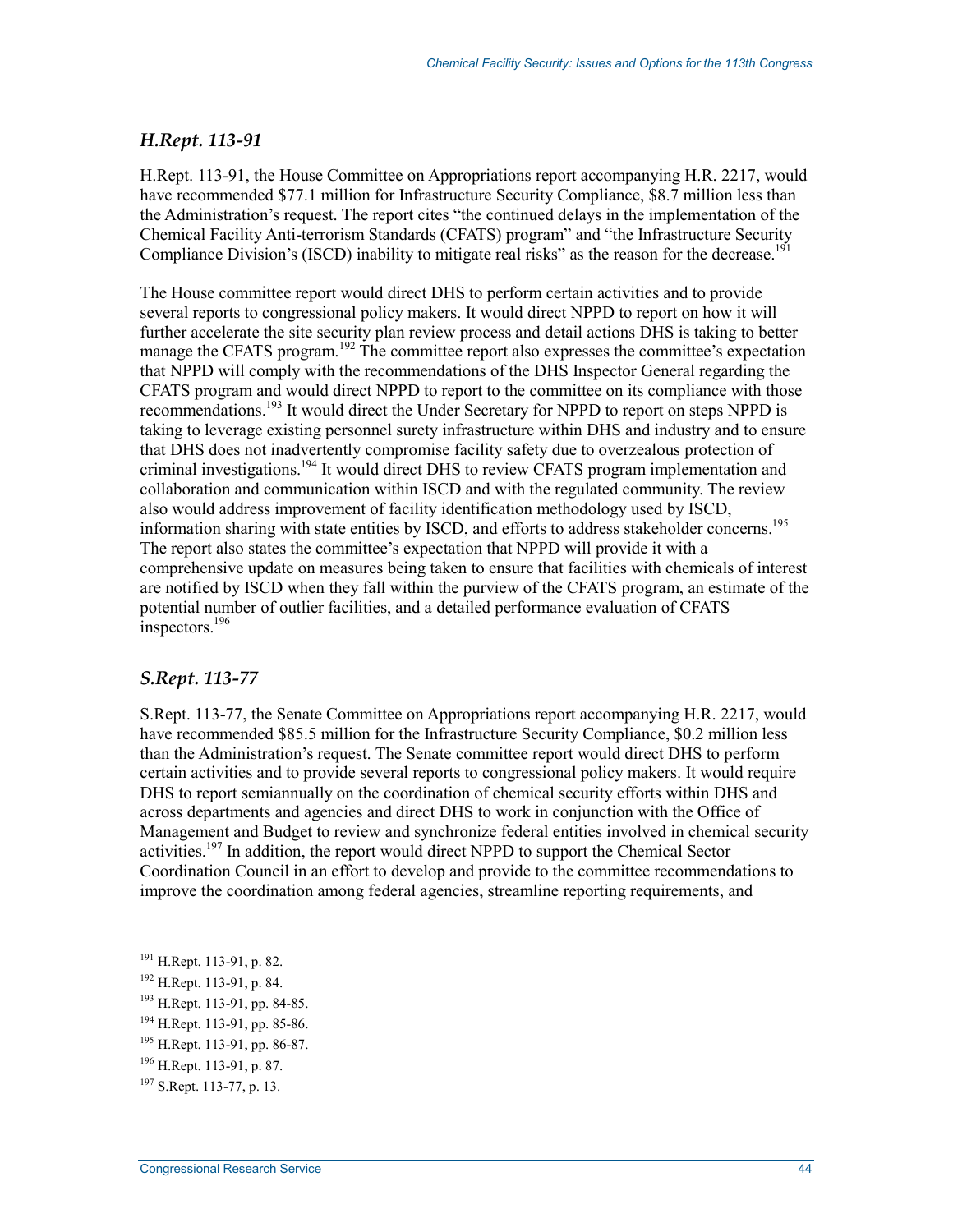### *H.Rept. 113-91*

H.Rept. 113-91, the House Committee on Appropriations report accompanying H.R. 2217, would have recommended $77.1 million for Infrastructure Security Compliance, $8.7 million less than the Administration's request. The report cites "the continued delays in the implementation of the Chemical Facility Anti-terrorism Standards (CFATS) program" and "the Infrastructure Security Compliance Division's (ISCD) inability to mitigate real risks" as the reason for the decrease.[191]

The House committee report would direct DHS to perform certain activities and to provide several reports to congressional policy makers. It would direct NPPD to report on how it will further accelerate the site security plan review process and detail actions DHS is taking to better manage the CFATS program.[192] The committee report also expresses the committee's expectation that NPPD will comply with the recommendations of the DHS Inspector General regarding the CFATS program and would direct NPPD to report to the committee on its compliance with those recommendations.[193] It would direct the Under Secretary for NPPD to report on steps NPPD is taking to leverage existing personnel surety infrastructure within DHS and industry and to ensure that DHS does not inadvertently compromise facility safety due to overzealous protection of criminal investigations.[194] It would direct DHS to review CFATS program implementation and collaboration and communication within ISCD and with the regulated community. The review also would address improvement of facility identification methodology used by ISCD, information sharing with state entities by ISCD, and efforts to address stakeholder concerns.[195] The report also states the committee's expectation that NPPD will provide it with a comprehensive update on measures being taken to ensure that facilities with chemicals of interest are notified by ISCD when they fall within the purview of the CFATS program, an estimate of the potential number of outlier facilities, and a detailed performance evaluation of CFATS inspectors.[196]

### *S.Rept. 113-77*

S.Rept. 113-77, the Senate Committee on Appropriations report accompanying H.R. 2217, would have recommended $85.5 million for the Infrastructure Security Compliance, $0.2 million less than the Administration's request. The Senate committee report would direct DHS to perform certain activities and to provide several reports to congressional policy makers. It would require DHS to report semiannually on the coordination of chemical security efforts within DHS and across departments and agencies and direct DHS to work in conjunction with the Office of Management and Budget to review and synchronize federal entities involved in chemical security activities.[197] In addition, the report would direct NPPD to support the Chemical Sector Coordination Council in an effort to develop and provide to the committee recommendations to improve the coordination among federal agencies, streamline reporting requirements, and

---

[191] H.Rept. 113-91, p. 82.

[192] H.Rept. 113-91, p. 84.

[193] H.Rept. 113-91, pp. 84-85.

[194] H.Rept. 113-91, pp. 85-86.

[195] H.Rept. 113-91, pp. 86-87.

[196] H.Rept. 113-91, p. 87.

[197] S.Rept. 113-77, p. 13.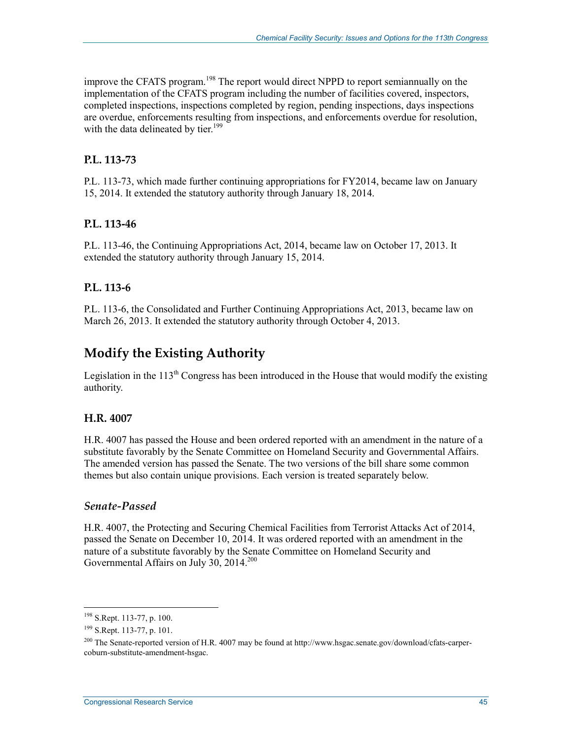improve the CFATS program.[198] The report would direct NPPD to report semiannually on the implementation of the CFATS program including the number of facilities covered, inspectors, completed inspections, inspections completed by region, pending inspections, days inspections are overdue, enforcements resulting from inspections, and enforcements overdue for resolution, with the data delineated by tier.[199]

### P.L. 113-73

P.L. 113-73, which made further continuing appropriations for FY2014, became law on January 15, 2014. It extended the statutory authority through January 18, 2014.

### P.L. 113-46

P.L. 113-46, the Continuing Appropriations Act, 2014, became law on October 17, 2013. It extended the statutory authority through January 15, 2014.

### P.L. 113-6

P.L. 113-6, the Consolidated and Further Continuing Appropriations Act, 2013, became law on March 26, 2013. It extended the statutory authority through October 4, 2013.

## Modify the Existing Authority

Legislation in the 113th Congress has been introduced in the House that would modify the existing authority.

### H.R. 4007

H.R. 4007 has passed the House and been ordered reported with an amendment in the nature of a substitute favorably by the Senate Committee on Homeland Security and Governmental Affairs. The amended version has passed the Senate. The two versions of the bill share some common themes but also contain unique provisions. Each version is treated separately below.

#### *Senate-Passed*

H.R. 4007, the Protecting and Securing Chemical Facilities from Terrorist Attacks Act of 2014, passed the Senate on December 10, 2014. It was ordered reported with an amendment in the nature of a substitute favorably by the Senate Committee on Homeland Security and Governmental Affairs on July 30, 2014.[200]

---

[198] S.Rept. 113-77, p. 100.

[199] S.Rept. 113-77, p. 101.

[200] The Senate-reported version of H.R. 4007 may be found at http://www.hsgac.senate.gov/download/cfats-carper-coburn-substitute-amendment-hsgac.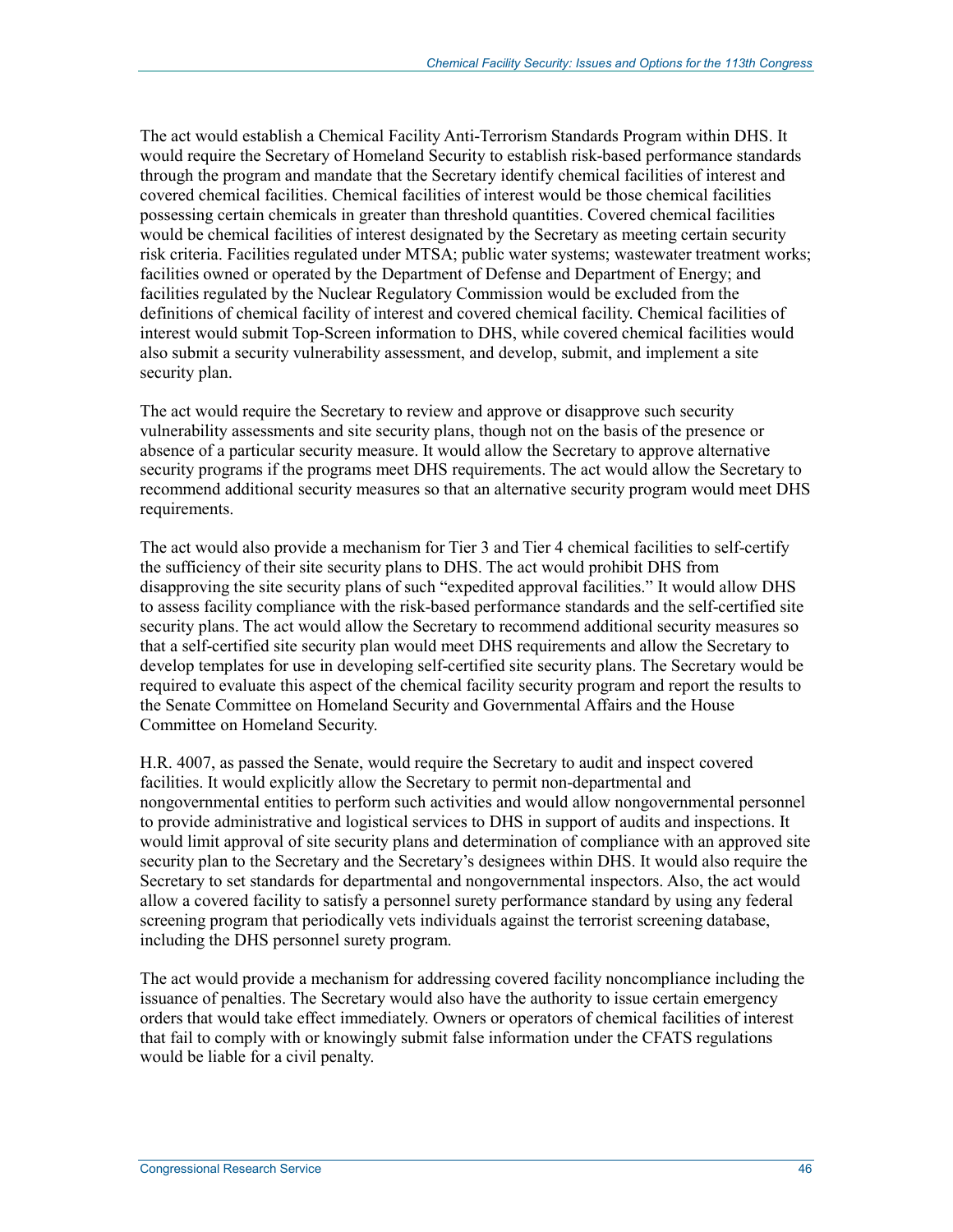The act would establish a Chemical Facility Anti-Terrorism Standards Program within DHS. It would require the Secretary of Homeland Security to establish risk-based performance standards through the program and mandate that the Secretary identify chemical facilities of interest and covered chemical facilities. Chemical facilities of interest would be those chemical facilities possessing certain chemicals in greater than threshold quantities. Covered chemical facilities would be chemical facilities of interest designated by the Secretary as meeting certain security risk criteria. Facilities regulated under MTSA; public water systems; wastewater treatment works; facilities owned or operated by the Department of Defense and Department of Energy; and facilities regulated by the Nuclear Regulatory Commission would be excluded from the definitions of chemical facility of interest and covered chemical facility. Chemical facilities of interest would submit Top-Screen information to DHS, while covered chemical facilities would also submit a security vulnerability assessment, and develop, submit, and implement a site security plan.

The act would require the Secretary to review and approve or disapprove such security vulnerability assessments and site security plans, though not on the basis of the presence or absence of a particular security measure. It would allow the Secretary to approve alternative security programs if the programs meet DHS requirements. The act would allow the Secretary to recommend additional security measures so that an alternative security program would meet DHS requirements.

The act would also provide a mechanism for Tier 3 and Tier 4 chemical facilities to self-certify the sufficiency of their site security plans to DHS. The act would prohibit DHS from disapproving the site security plans of such "expedited approval facilities." It would allow DHS to assess facility compliance with the risk-based performance standards and the self-certified site security plans. The act would allow the Secretary to recommend additional security measures so that a self-certified site security plan would meet DHS requirements and allow the Secretary to develop templates for use in developing self-certified site security plans. The Secretary would be required to evaluate this aspect of the chemical facility security program and report the results to the Senate Committee on Homeland Security and Governmental Affairs and the House Committee on Homeland Security.

H.R. 4007, as passed the Senate, would require the Secretary to audit and inspect covered facilities. It would explicitly allow the Secretary to permit non-departmental and nongovernmental entities to perform such activities and would allow nongovernmental personnel to provide administrative and logistical services to DHS in support of audits and inspections. It would limit approval of site security plans and determination of compliance with an approved site security plan to the Secretary and the Secretary's designees within DHS. It would also require the Secretary to set standards for departmental and nongovernmental inspectors. Also, the act would allow a covered facility to satisfy a personnel surety performance standard by using any federal screening program that periodically vets individuals against the terrorist screening database, including the DHS personnel surety program.

The act would provide a mechanism for addressing covered facility noncompliance including the issuance of penalties. The Secretary would also have the authority to issue certain emergency orders that would take effect immediately. Owners or operators of chemical facilities of interest that fail to comply with or knowingly submit false information under the CFATS regulations would be liable for a civil penalty.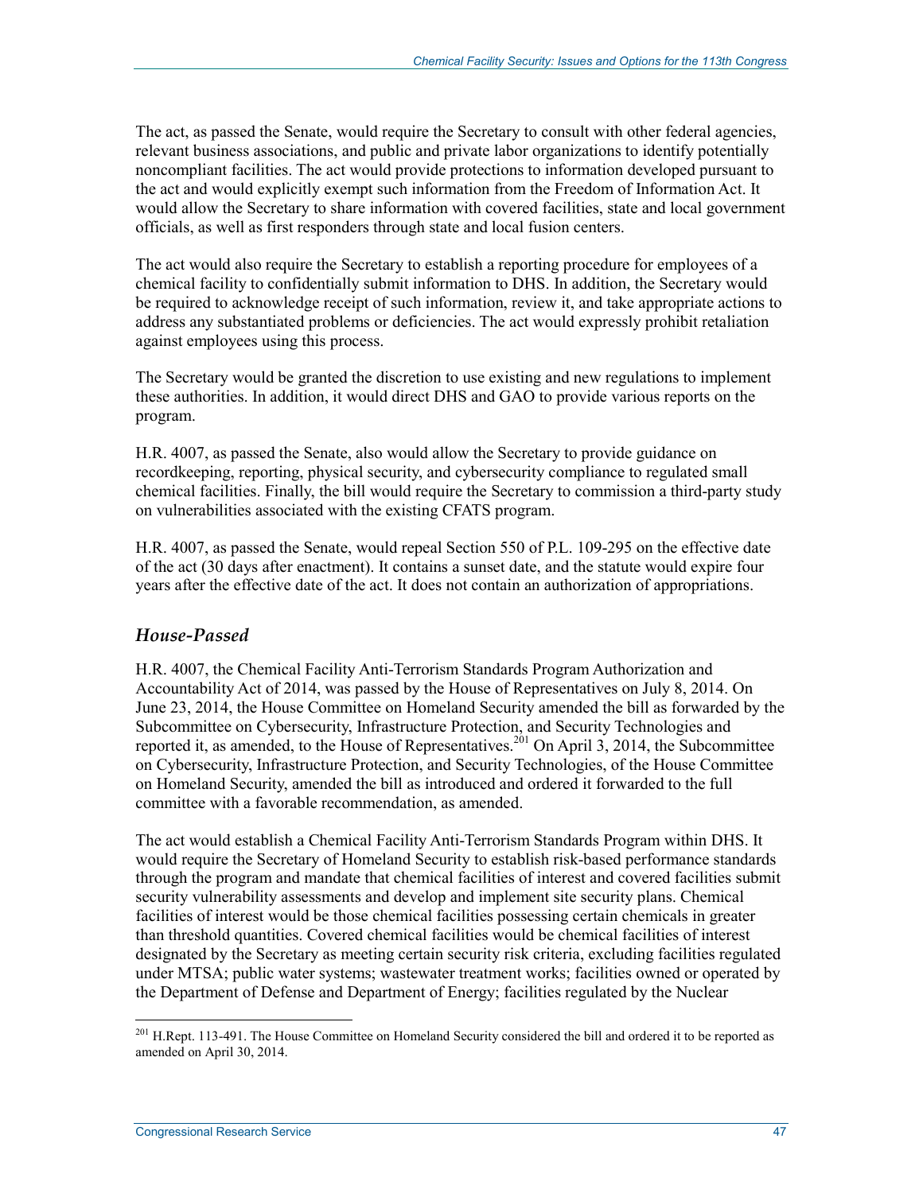The act, as passed the Senate, would require the Secretary to consult with other federal agencies, relevant business associations, and public and private labor organizations to identify potentially noncompliant facilities. The act would provide protections to information developed pursuant to the act and would explicitly exempt such information from the Freedom of Information Act. It would allow the Secretary to share information with covered facilities, state and local government officials, as well as first responders through state and local fusion centers.

The act would also require the Secretary to establish a reporting procedure for employees of a chemical facility to confidentially submit information to DHS. In addition, the Secretary would be required to acknowledge receipt of such information, review it, and take appropriate actions to address any substantiated problems or deficiencies. The act would expressly prohibit retaliation against employees using this process.

The Secretary would be granted the discretion to use existing and new regulations to implement these authorities. In addition, it would direct DHS and GAO to provide various reports on the program.

H.R. 4007, as passed the Senate, also would allow the Secretary to provide guidance on recordkeeping, reporting, physical security, and cybersecurity compliance to regulated small chemical facilities. Finally, the bill would require the Secretary to commission a third-party study on vulnerabilities associated with the existing CFATS program.

H.R. 4007, as passed the Senate, would repeal Section 550 of P.L. 109-295 on the effective date of the act (30 days after enactment). It contains a sunset date, and the statute would expire four years after the effective date of the act. It does not contain an authorization of appropriations.

### *House-Passed*

H.R. 4007, the Chemical Facility Anti-Terrorism Standards Program Authorization and Accountability Act of 2014, was passed by the House of Representatives on July 8, 2014. On June 23, 2014, the House Committee on Homeland Security amended the bill as forwarded by the Subcommittee on Cybersecurity, Infrastructure Protection, and Security Technologies and reported it, as amended, to the House of Representatives.[201] On April 3, 2014, the Subcommittee on Cybersecurity, Infrastructure Protection, and Security Technologies, of the House Committee on Homeland Security, amended the bill as introduced and ordered it forwarded to the full committee with a favorable recommendation, as amended.

The act would establish a Chemical Facility Anti-Terrorism Standards Program within DHS. It would require the Secretary of Homeland Security to establish risk-based performance standards through the program and mandate that chemical facilities of interest and covered facilities submit security vulnerability assessments and develop and implement site security plans. Chemical facilities of interest would be those chemical facilities possessing certain chemicals in greater than threshold quantities. Covered chemical facilities would be chemical facilities of interest designated by the Secretary as meeting certain security risk criteria, excluding facilities regulated under MTSA; public water systems; wastewater treatment works; facilities owned or operated by the Department of Defense and Department of Energy; facilities regulated by the Nuclear

[201] H.Rept. 113-491. The House Committee on Homeland Security considered the bill and ordered it to be reported as amended on April 30, 2014.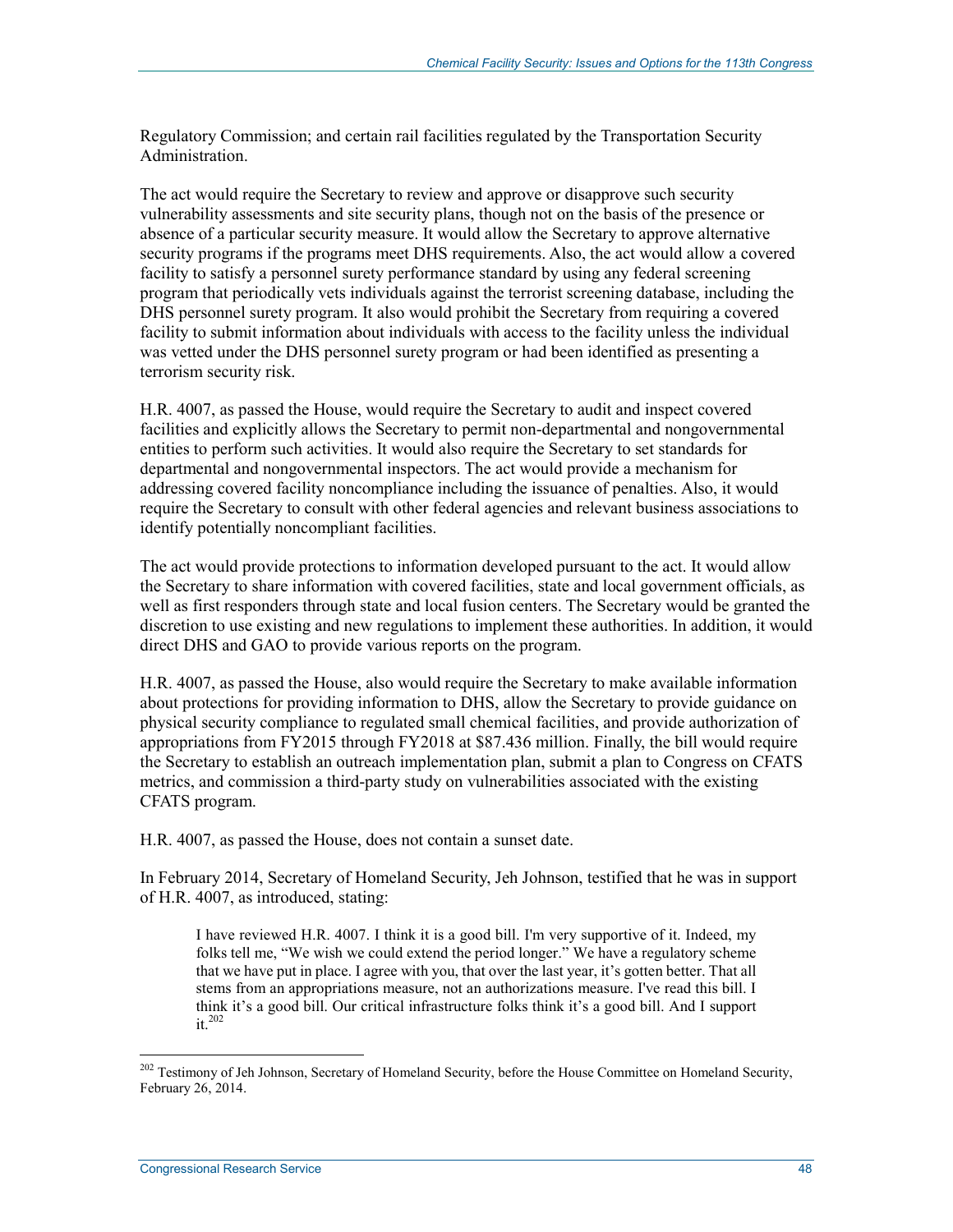Regulatory Commission; and certain rail facilities regulated by the Transportation Security Administration.

The act would require the Secretary to review and approve or disapprove such security vulnerability assessments and site security plans, though not on the basis of the presence or absence of a particular security measure. It would allow the Secretary to approve alternative security programs if the programs meet DHS requirements. Also, the act would allow a covered facility to satisfy a personnel surety performance standard by using any federal screening program that periodically vets individuals against the terrorist screening database, including the DHS personnel surety program. It also would prohibit the Secretary from requiring a covered facility to submit information about individuals with access to the facility unless the individual was vetted under the DHS personnel surety program or had been identified as presenting a terrorism security risk.

H.R. 4007, as passed the House, would require the Secretary to audit and inspect covered facilities and explicitly allows the Secretary to permit non-departmental and nongovernmental entities to perform such activities. It would also require the Secretary to set standards for departmental and nongovernmental inspectors. The act would provide a mechanism for addressing covered facility noncompliance including the issuance of penalties. Also, it would require the Secretary to consult with other federal agencies and relevant business associations to identify potentially noncompliant facilities.

The act would provide protections to information developed pursuant to the act. It would allow the Secretary to share information with covered facilities, state and local government officials, as well as first responders through state and local fusion centers. The Secretary would be granted the discretion to use existing and new regulations to implement these authorities. In addition, it would direct DHS and GAO to provide various reports on the program.

H.R. 4007, as passed the House, also would require the Secretary to make available information about protections for providing information to DHS, allow the Secretary to provide guidance on physical security compliance to regulated small chemical facilities, and provide authorization of appropriations from FY2015 through FY2018 at $87.436 million. Finally, the bill would require the Secretary to establish an outreach implementation plan, submit a plan to Congress on CFATS metrics, and commission a third-party study on vulnerabilities associated with the existing CFATS program.

H.R. 4007, as passed the House, does not contain a sunset date.

In February 2014, Secretary of Homeland Security, Jeh Johnson, testified that he was in support of H.R. 4007, as introduced, stating:

> I have reviewed H.R. 4007. I think it is a good bill. I'm very supportive of it. Indeed, my folks tell me, "We wish we could extend the period longer." We have a regulatory scheme that we have put in place. I agree with you, that over the last year, it's gotten better. That all stems from an appropriations measure, not an authorizations measure. I've read this bill. I think it's a good bill. Our critical infrastructure folks think it's a good bill. And I support it.[202]

[202] Testimony of Jeh Johnson, Secretary of Homeland Security, before the House Committee on Homeland Security, February 26, 2014.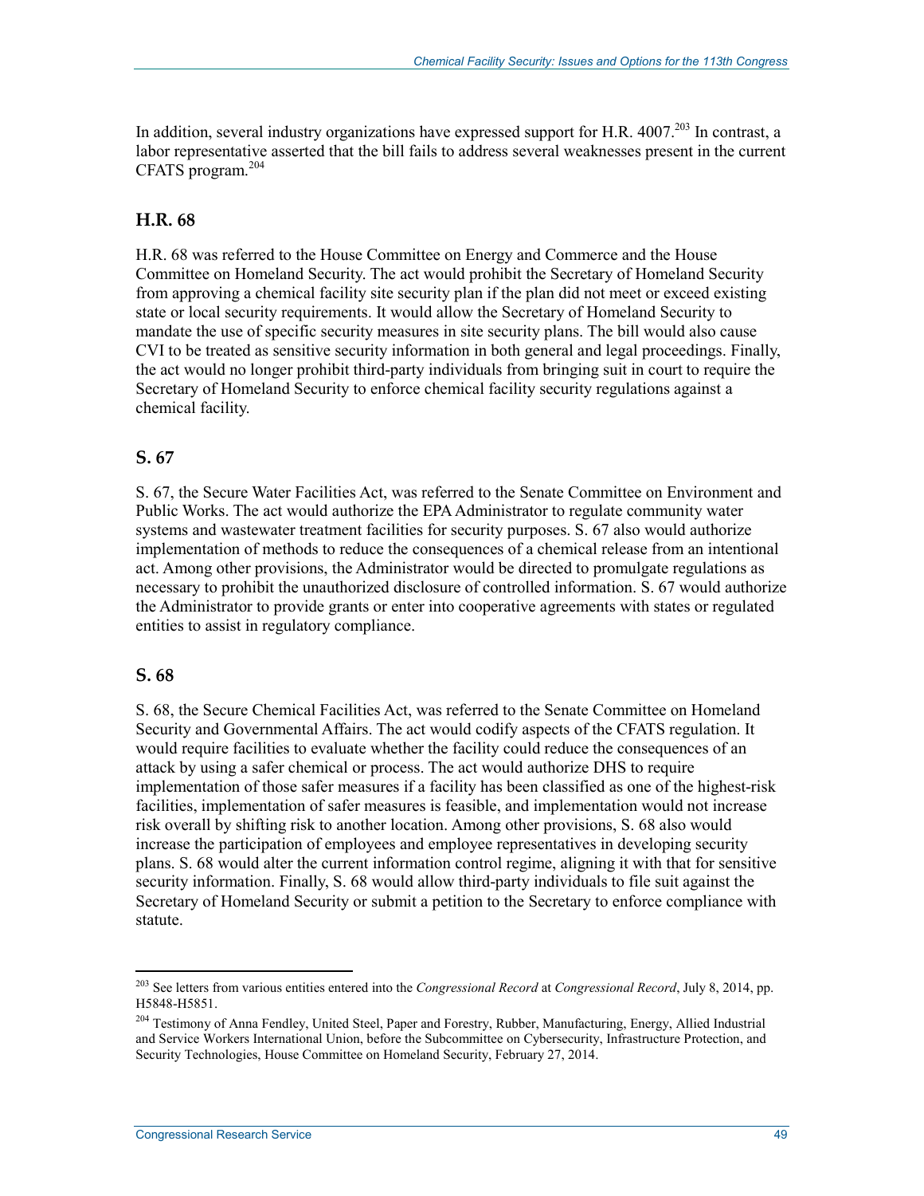In addition, several industry organizations have expressed support for H.R. 4007.[203] In contrast, a labor representative asserted that the bill fails to address several weaknesses present in the current CFATS program.[204]

### H.R. 68

H.R. 68 was referred to the House Committee on Energy and Commerce and the House Committee on Homeland Security. The act would prohibit the Secretary of Homeland Security from approving a chemical facility site security plan if the plan did not meet or exceed existing state or local security requirements. It would allow the Secretary of Homeland Security to mandate the use of specific security measures in site security plans. The bill would also cause CVI to be treated as sensitive security information in both general and legal proceedings. Finally, the act would no longer prohibit third-party individuals from bringing suit in court to require the Secretary of Homeland Security to enforce chemical facility security regulations against a chemical facility.

### S. 67

S. 67, the Secure Water Facilities Act, was referred to the Senate Committee on Environment and Public Works. The act would authorize the EPA Administrator to regulate community water systems and wastewater treatment facilities for security purposes. S. 67 also would authorize implementation of methods to reduce the consequences of a chemical release from an intentional act. Among other provisions, the Administrator would be directed to promulgate regulations as necessary to prohibit the unauthorized disclosure of controlled information. S. 67 would authorize the Administrator to provide grants or enter into cooperative agreements with states or regulated entities to assist in regulatory compliance.

### S. 68

S. 68, the Secure Chemical Facilities Act, was referred to the Senate Committee on Homeland Security and Governmental Affairs. The act would codify aspects of the CFATS regulation. It would require facilities to evaluate whether the facility could reduce the consequences of an attack by using a safer chemical or process. The act would authorize DHS to require implementation of those safer measures if a facility has been classified as one of the highest-risk facilities, implementation of safer measures is feasible, and implementation would not increase risk overall by shifting risk to another location. Among other provisions, S. 68 also would increase the participation of employees and employee representatives in developing security plans. S. 68 would alter the current information control regime, aligning it with that for sensitive security information. Finally, S. 68 would allow third-party individuals to file suit against the Secretary of Homeland Security or submit a petition to the Secretary to enforce compliance with statute.

---

[203] See letters from various entities entered into the *Congressional Record* at *Congressional Record*, July 8, 2014, pp. H5848-H5851.

[204] Testimony of Anna Fendley, United Steel, Paper and Forestry, Rubber, Manufacturing, Energy, Allied Industrial and Service Workers International Union, before the Subcommittee on Cybersecurity, Infrastructure Protection, and Security Technologies, House Committee on Homeland Security, February 27, 2014.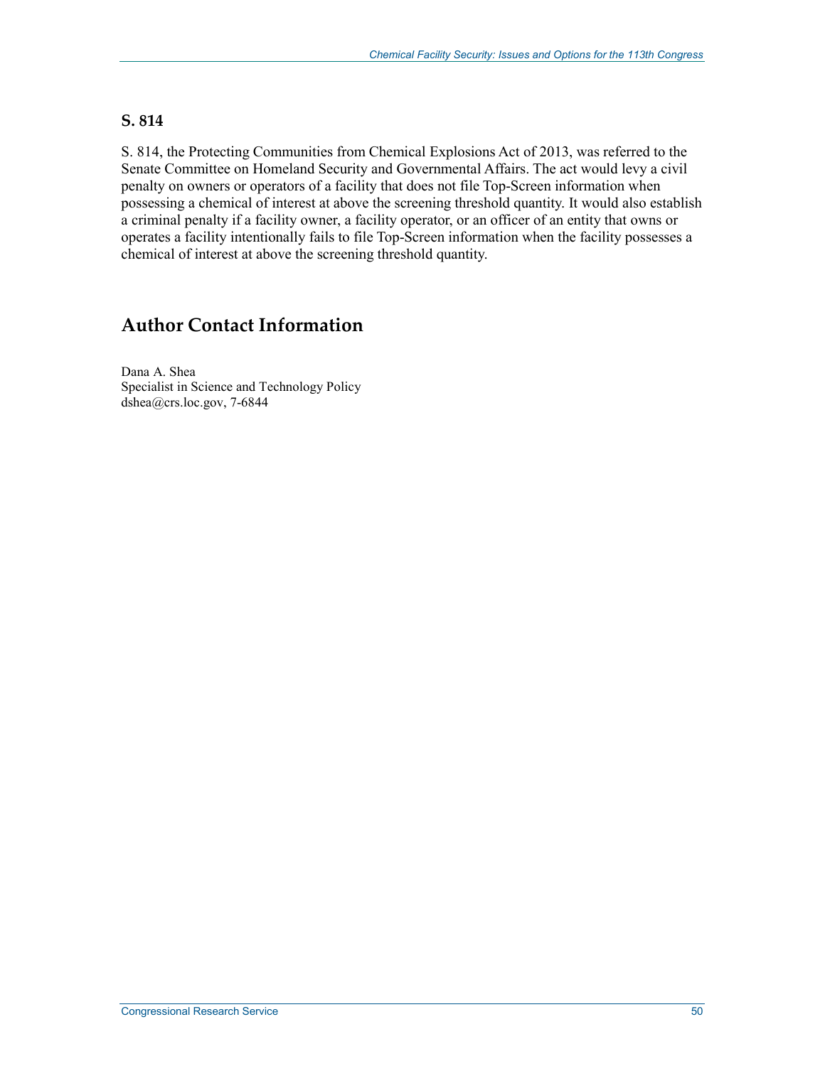### S. 814

S. 814, the Protecting Communities from Chemical Explosions Act of 2013, was referred to the Senate Committee on Homeland Security and Governmental Affairs. The act would levy a civil penalty on owners or operators of a facility that does not file Top-Screen information when possessing a chemical of interest at above the screening threshold quantity. It would also establish a criminal penalty if a facility owner, a facility operator, or an officer of an entity that owns or operates a facility intentionally fails to file Top-Screen information when the facility possesses a chemical of interest at above the screening threshold quantity.

## Author Contact Information

Dana A. Shea
Specialist in Science and Technology Policy
dshea@crs.loc.gov, 7-6844